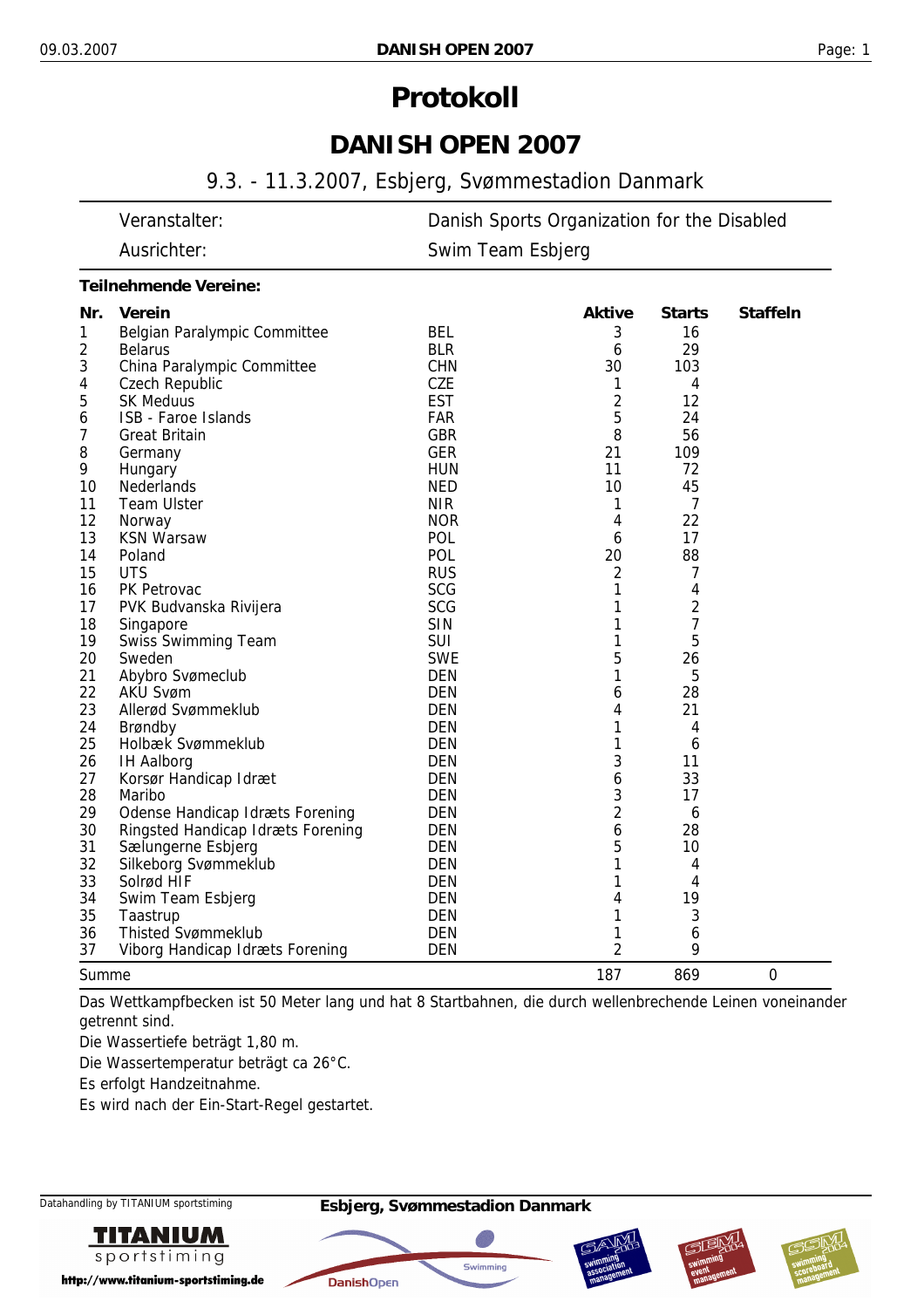# Protokoll

## DANISH OPEN 2007

9.3. - 11.3.2007, Esbjerg, Svømmestadion Danmark

| | |
|---|---|
| Veranstalter: | Danish Sports Organization for the Disabled |
| Ausrichter: | Swim Team Esbjerg |

**Teilnehmende Vereine:**

| Nr. | Verein | | Aktive | Starts | Staffeln |
|---|---|---|---|---|---|
| 1 | Belgian Paralympic Committee | BEL | 3 | 16 | |
| 2 | Belarus | BLR | 6 | 29 | |
| 3 | China Paralympic Committee | CHN | 30 | 103 | |
| 4 | Czech Republic | CZE | 1 | 4 | |
| 5 | SK Meduus | EST | 2 | 12 | |
| 6 | ISB - Faroe Islands | FAR | 5 | 24 | |
| 7 | Great Britain | GBR | 8 | 56 | |
| 8 | Germany | GER | 21 | 109 | |
| 9 | Hungary | HUN | 11 | 72 | |
| 10 | Nederlands | NED | 10 | 45 | |
| 11 | Team Ulster | NIR | 1 | 7 | |
| 12 | Norway | NOR | 4 | 22 | |
| 13 | KSN Warsaw | POL | 6 | 17 | |
| 14 | Poland | POL | 20 | 88 | |
| 15 | UTS | RUS | 2 | 7 | |
| 16 | PK Petrovac | SCG | 1 | 4 | |
| 17 | PVK Budvanska Rivijera | SCG | 1 | 2 | |
| 18 | Singapore | SIN | 1 | 7 | |
| 19 | Swiss Swimming Team | SUI | 1 | 5 | |
| 20 | Sweden | SWE | 5 | 26 | |
| 21 | Abybro Svømeclub | DEN | 1 | 5 | |
| 22 | AKU Svøm | DEN | 6 | 28 | |
| 23 | Allerød Svømmeklub | DEN | 4 | 21 | |
| 24 | Brøndby | DEN | 1 | 4 | |
| 25 | Holbæk Svømmeklub | DEN | 1 | 6 | |
| 26 | IH Aalborg | DEN | 3 | 11 | |
| 27 | Korsør Handicap Idræt | DEN | 6 | 33 | |
| 28 | Maribo | DEN | 3 | 17 | |
| 29 | Odense Handicap Idræts Forening | DEN | 2 | 6 | |
| 30 | Ringsted Handicap Idræts Forening | DEN | 6 | 28 | |
| 31 | Sælungerne Esbjerg | DEN | 5 | 10 | |
| 32 | Silkeborg Svømmeklub | DEN | 1 | 4 | |
| 33 | Solrød HIF | DEN | 1 | 4 | |
| 34 | Swim Team Esbjerg | DEN | 4 | 19 | |
| 35 | Taastrup | DEN | 1 | 3 | |
| 36 | Thisted Svømmeklub | DEN | 1 | 6 | |
| 37 | Viborg Handicap Idræts Forening | DEN | 2 | 9 | |
| Summe | | | 187 | 869 | 0 |

Das Wettkampfbecken ist 50 Meter lang und hat 8 Startbahnen, die durch wellenbrechende Leinen voneinander getrennt sind.

Die Wassertiefe beträgt 1,80 m.

Die Wassertemperatur beträgt ca 26°C.

Es erfolgt Handzeitnahme.

Es wird nach der Ein-Start-Regel gestartet.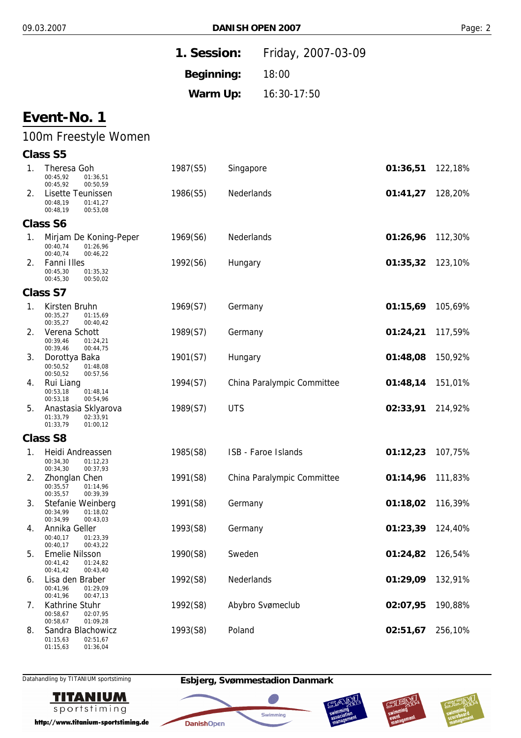**1. Session:** Friday, 2007-03-09

**Beginning:** 18:00

**Warm Up:** 16:30-17:50

# Event-No. 1

## 100m Freestyle Women

### Class S5

| Place | Name | Splits | Born (Class) | Club/Nation | Time | % |
|---|---|---|---|---|---|---|
| 1. | Theresa Goh | 00:45,92 01:36,51 / 00:45,92 00:50,59 | 1987(S5) | Singapore | **01:36,51** | 122,18% |
| 2. | Lisette Teunissen | 00:48,19 01:41,27 / 00:48,19 00:53,08 | 1986(S5) | Nederlands | **01:41,27** | 128,20% |

### Class S6

| Place | Name | Splits | Born (Class) | Club/Nation | Time | % |
|---|---|---|---|---|---|---|
| 1. | Mirjam De Koning-Peper | 00:40,74 01:26,96 / 00:40,74 00:46,22 | 1969(S6) | Nederlands | **01:26,96** | 112,30% |
| 2. | Fanni Illes | 00:45,30 01:35,32 / 00:45,30 00:50,02 | 1992(S6) | Hungary | **01:35,32** | 123,10% |

### Class S7

| Place | Name | Splits | Born (Class) | Club/Nation | Time | % |
|---|---|---|---|---|---|---|
| 1. | Kirsten Bruhn | 00:35,27 01:15,69 / 00:35,27 00:40,42 | 1969(S7) | Germany | **01:15,69** | 105,69% |
| 2. | Verena Schott | 00:39,46 01:24,21 / 00:39,46 00:44,75 | 1989(S7) | Germany | **01:24,21** | 117,59% |
| 3. | Dorottya Baka | 00:50,52 01:48,08 / 00:50,52 00:57,56 | 1901(S7) | Hungary | **01:48,08** | 150,92% |
| 4. | Rui Liang | 00:53,18 01:48,14 / 00:53,18 00:54,96 | 1994(S7) | China Paralympic Committee | **01:48,14** | 151,01% |
| 5. | Anastasia Sklyarova | 01:33,79 02:33,91 / 01:33,79 01:00,12 | 1989(S7) | UTS | **02:33,91** | 214,92% |

### Class S8

| Place | Name | Splits | Born (Class) | Club/Nation | Time | % |
|---|---|---|---|---|---|---|
| 1. | Heidi Andreassen | 00:34,30 01:12,23 / 00:34,30 00:37,93 | 1985(S8) | ISB - Faroe Islands | **01:12,23** | 107,75% |
| 2. | Zhonglan Chen | 00:35,57 01:14,96 / 00:35,57 00:39,39 | 1991(S8) | China Paralympic Committee | **01:14,96** | 111,83% |
| 3. | Stefanie Weinberg | 00:34,99 01:18,02 / 00:34,99 00:43,03 | 1991(S8) | Germany | **01:18,02** | 116,39% |
| 4. | Annika Geller | 00:40,17 01:23,39 / 00:40,17 00:43,22 | 1993(S8) | Germany | **01:23,39** | 124,40% |
| 5. | Emelie Nilsson | 00:41,42 01:24,82 / 00:41,42 00:43,40 | 1990(S8) | Sweden | **01:24,82** | 126,54% |
| 6. | Lisa den Braber | 00:41,96 01:29,09 / 00:41,96 00:47,13 | 1992(S8) | Nederlands | **01:29,09** | 132,91% |
| 7. | Kathrine Stuhr | 00:58,67 02:07,95 / 00:58,67 01:09,28 | 1992(S8) | Abybro Svømeclub | **02:07,95** | 190,88% |
| 8. | Sandra Blachowicz | 01:15,63 02:51,67 / 01:15,63 01:36,04 | 1993(S8) | Poland | **02:51,67** | 256,10% |

Datahandling by TITANIUM sportstiming

**Esbjerg, Svømmestadion Danmark**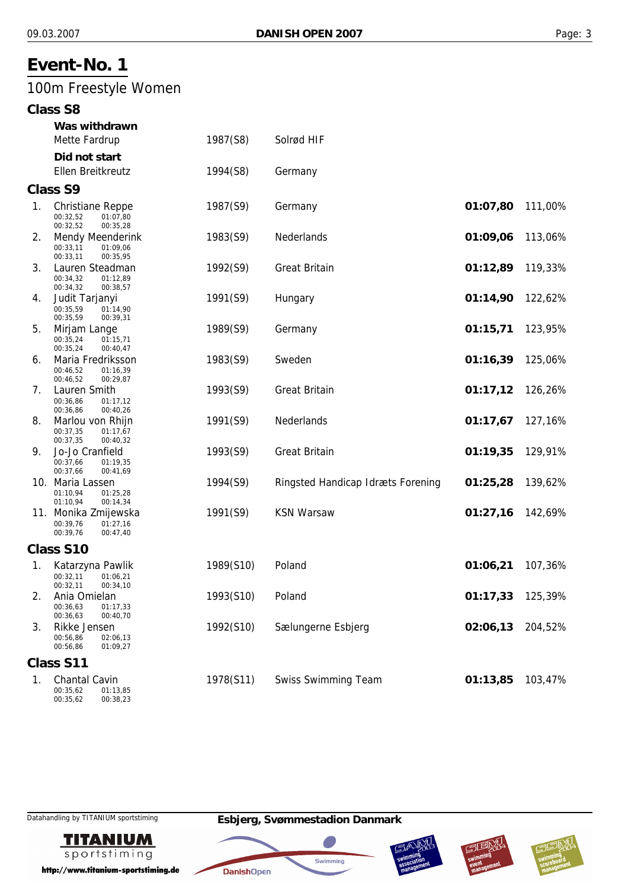# Event-No. 1

## 100m Freestyle Women

### Class S8

**Was withdrawn**

| | Name | Year (Class) | Club |
|---|---|---|---|
| | Mette Fardrup | 1987(S8) | Solrød HIF |

**Did not start**

| | Name | Year (Class) | Club |
|---|---|---|---|
| | Ellen Breitkreutz | 1994(S8) | Germany |

### Class S9

| Rank | Name | Splits | Year (Class) | Club | Time | % |
|---|---|---|---|---|---|---|
| 1. | Christiane Reppe | 00:32,52 01:07,80 / 00:32,52 00:35,28 | 1987(S9) | Germany | **01:07,80** | 111,00% |
| 2. | Mendy Meenderink | 00:33,11 01:09,06 / 00:33,11 00:35,95 | 1983(S9) | Nederlands | **01:09,06** | 113,06% |
| 3. | Lauren Steadman | 00:34,32 01:12,89 / 00:34,32 00:38,57 | 1992(S9) | Great Britain | **01:12,89** | 119,33% |
| 4. | Judit Tarjanyi | 00:35,59 01:14,90 / 00:35,59 00:39,31 | 1991(S9) | Hungary | **01:14,90** | 122,62% |
| 5. | Mirjam Lange | 00:35,24 01:15,71 / 00:35,24 00:40,47 | 1989(S9) | Germany | **01:15,71** | 123,95% |
| 6. | Maria Fredriksson | 00:46,52 01:16,39 / 00:46,52 00:29,87 | 1983(S9) | Sweden | **01:16,39** | 125,06% |
| 7. | Lauren Smith | 00:36,86 01:17,12 / 00:36,86 00:40,26 | 1993(S9) | Great Britain | **01:17,12** | 126,26% |
| 8. | Marlou von Rhijn | 00:37,35 01:17,67 / 00:37,35 00:40,32 | 1991(S9) | Nederlands | **01:17,67** | 127,16% |
| 9. | Jo-Jo Cranfield | 00:37,66 01:19,35 / 00:37,66 00:41,69 | 1993(S9) | Great Britain | **01:19,35** | 129,91% |
| 10. | Maria Lassen | 01:10,94 01:25,28 / 01:10,94 00:14,34 | 1994(S9) | Ringsted Handicap Idræts Forening | **01:25,28** | 139,62% |
| 11. | Monika Zmijewska | 00:39,76 01:27,16 / 00:39,76 00:47,40 | 1991(S9) | KSN Warsaw | **01:27,16** | 142,69% |

### Class S10

| Rank | Name | Splits | Year (Class) | Club | Time | % |
|---|---|---|---|---|---|---|
| 1. | Katarzyna Pawlik | 00:32,11 01:06,21 / 00:32,11 00:34,10 | 1989(S10) | Poland | **01:06,21** | 107,36% |
| 2. | Ania Omielan | 00:36,63 01:17,33 / 00:36,63 00:40,70 | 1993(S10) | Poland | **01:17,33** | 125,39% |
| 3. | Rikke Jensen | 00:56,86 02:06,13 / 00:56,86 01:09,27 | 1992(S10) | Sælungerne Esbjerg | **02:06,13** | 204,52% |

### Class S11

| Rank | Name | Splits | Year (Class) | Club | Time | % |
|---|---|---|---|---|---|---|
| 1. | Chantal Cavin | 00:35,62 01:13,85 / 00:35,62 00:38,23 | 1978(S11) | Swiss Swimming Team | **01:13,85** | 103,47% |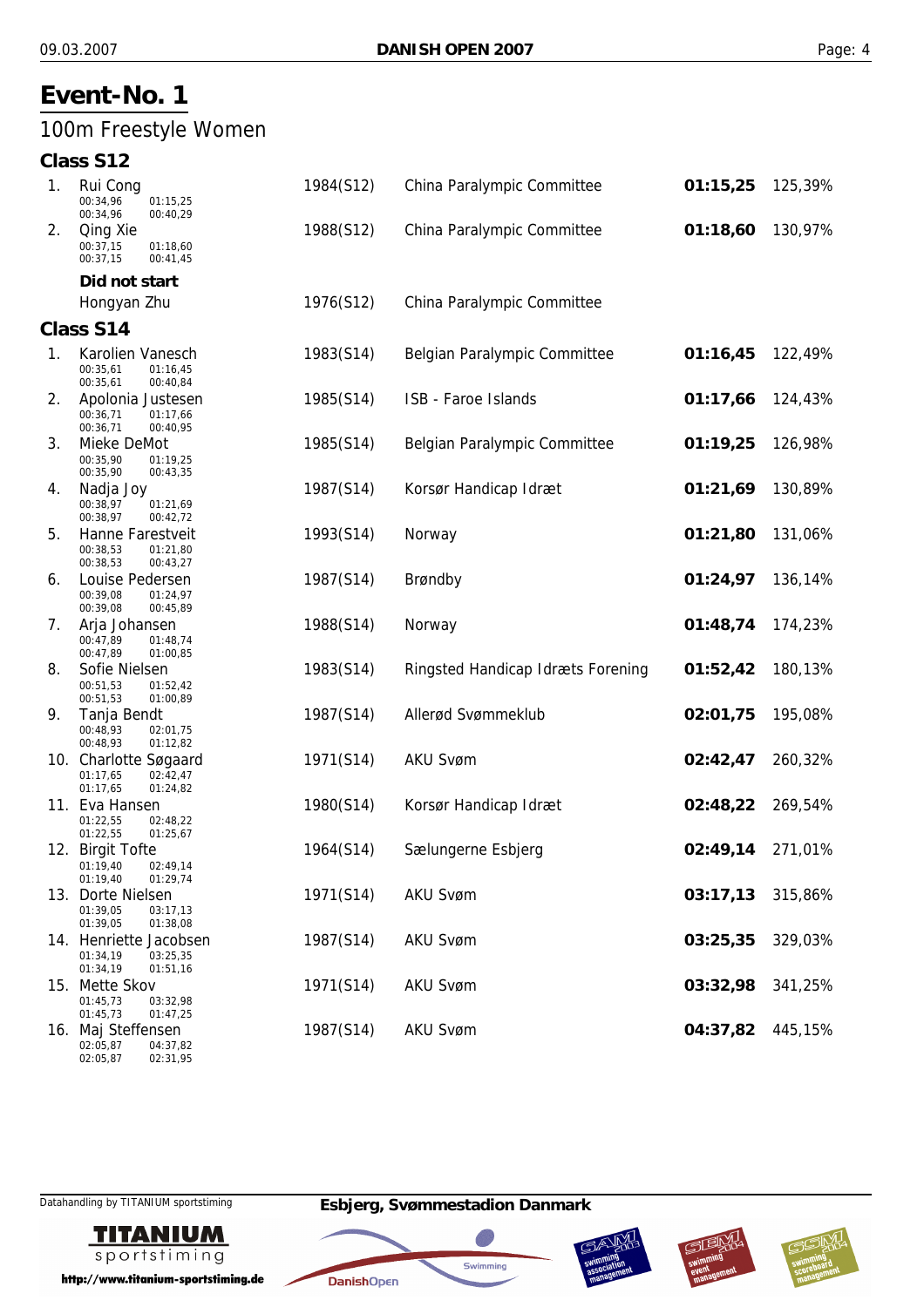# Event-No. 1

## 100m Freestyle Women

### Class S12

| Place | Name / Splits | Year (Class) | Club | Time | % |
|---|---|---|---|---|---|
| 1. | Rui Cong<br>00:34,96 01:15,25<br>00:34,96 00:40,29 | 1984(S12) | China Paralympic Committee | **01:15,25** | 125,39% |
| 2. | Qing Xie<br>00:37,15 01:18,60<br>00:37,15 00:41,45 | 1988(S12) | China Paralympic Committee | **01:18,60** | 130,97% |

**Did not start**

| Name | Year (Class) | Club |
|---|---|---|
| Hongyan Zhu | 1976(S12) | China Paralympic Committee |

### Class S14

| Place | Name / Splits | Year (Class) | Club | Time | % |
|---|---|---|---|---|---|
| 1. | Karolien Vanesch<br>00:35,61 01:16,45<br>00:35,61 00:40,84 | 1983(S14) | Belgian Paralympic Committee | **01:16,45** | 122,49% |
| 2. | Apolonia Justesen<br>00:36,71 01:17,66<br>00:36,71 00:40,95 | 1985(S14) | ISB - Faroe Islands | **01:17,66** | 124,43% |
| 3. | Mieke DeMot<br>00:35,90 01:19,25<br>00:35,90 00:43,35 | 1985(S14) | Belgian Paralympic Committee | **01:19,25** | 126,98% |
| 4. | Nadja Joy<br>00:38,97 01:21,69<br>00:38,97 00:42,72 | 1987(S14) | Korsør Handicap Idræt | **01:21,69** | 130,89% |
| 5. | Hanne Farestveit<br>00:38,53 01:21,80<br>00:38,53 00:43,27 | 1993(S14) | Norway | **01:21,80** | 131,06% |
| 6. | Louise Pedersen<br>00:39,08 01:24,97<br>00:39,08 00:45,89 | 1987(S14) | Brøndby | **01:24,97** | 136,14% |
| 7. | Arja Johansen<br>00:47,89 01:48,74<br>00:47,89 01:00,85 | 1988(S14) | Norway | **01:48,74** | 174,23% |
| 8. | Sofie Nielsen<br>00:51,53 01:52,42<br>00:51,53 01:00,89 | 1983(S14) | Ringsted Handicap Idræts Forening | **01:52,42** | 180,13% |
| 9. | Tanja Bendt<br>00:48,93 02:01,75<br>00:48,93 01:12,82 | 1987(S14) | Allerød Svømmeklub | **02:01,75** | 195,08% |
| 10. | Charlotte Søgaard<br>01:17,65 02:42,47<br>01:17,65 01:24,82 | 1971(S14) | AKU Svøm | **02:42,47** | 260,32% |
| 11. | Eva Hansen<br>01:22,55 02:48,22<br>01:22,55 01:25,67 | 1980(S14) | Korsør Handicap Idræt | **02:48,22** | 269,54% |
| 12. | Birgit Tofte<br>01:19,40 02:49,14<br>01:19,40 01:29,74 | 1964(S14) | Sælungerne Esbjerg | **02:49,14** | 271,01% |
| 13. | Dorte Nielsen<br>01:39,05 03:17,13<br>01:39,05 01:38,08 | 1971(S14) | AKU Svøm | **03:17,13** | 315,86% |
| 14. | Henriette Jacobsen<br>01:34,19 03:25,35<br>01:34,19 01:51,16 | 1987(S14) | AKU Svøm | **03:25,35** | 329,03% |
| 15. | Mette Skov<br>01:45,73 03:32,98<br>01:45,73 01:47,25 | 1971(S14) | AKU Svøm | **03:32,98** | 341,25% |
| 16. | Maj Steffensen<br>02:05,87 04:37,82<br>02:05,87 02:31,95 | 1987(S14) | AKU Svøm | **04:37,82** | 445,15% |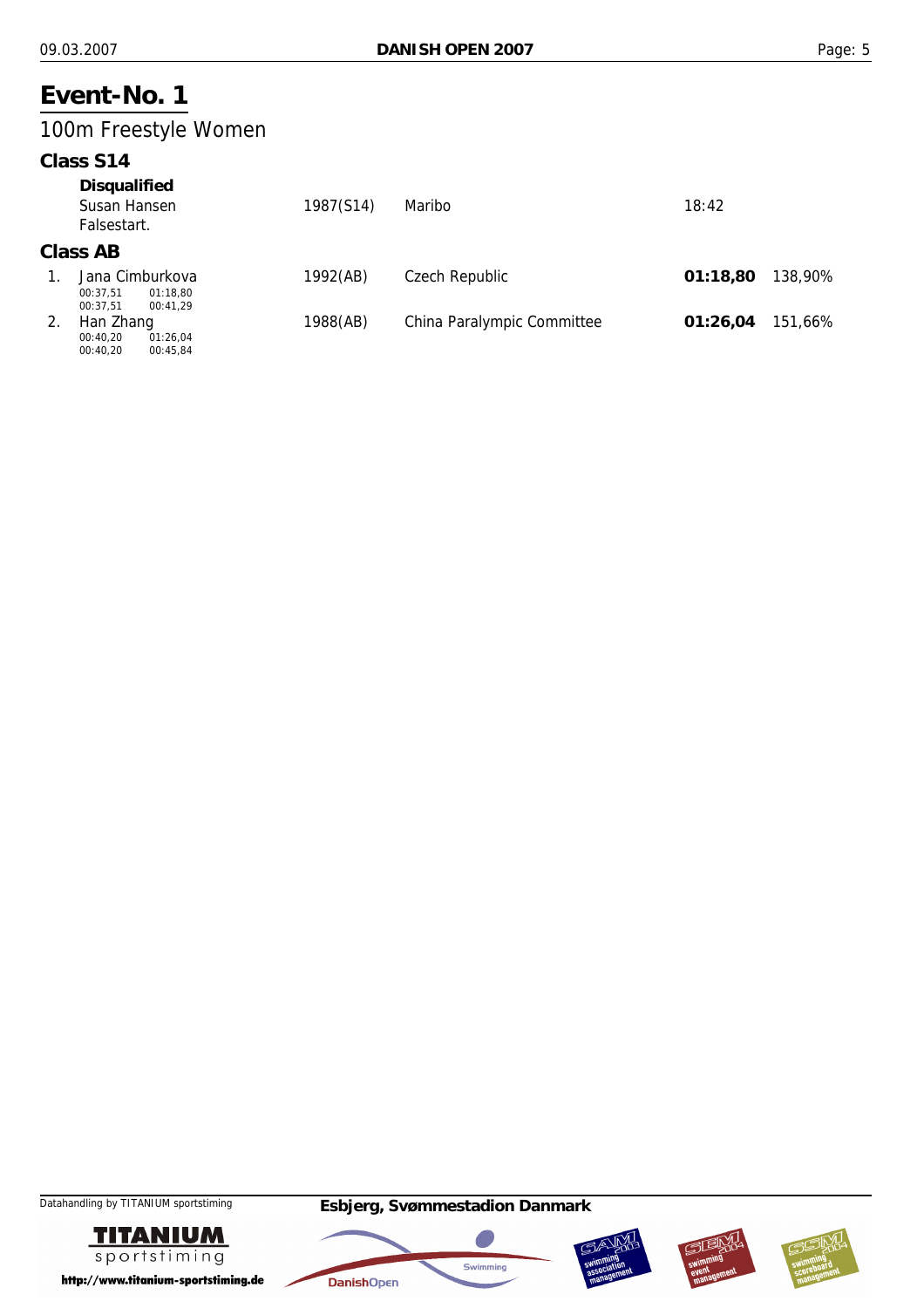# Event-No. 1

## 100m Freestyle Women

### Class S14

**Disqualified**

| | Name | Year | Club | Time | |
|---|---|---|---|---|---|
| | Susan Hansen | 1987(S14) | Maribo | 18:42 | |
| | Falsestart. | | | | |

### Class AB

| Rank | Name | Year | Club | Time | Percentage |
|---|---|---|---|---|---|
| 1. | Jana Cimburkova | 1992(AB) | Czech Republic | **01:18,80** | 138,90% |
| | 00:37,51 01:18,80 | | | | |
| | 00:37,51 00:41,29 | | | | |
| 2. | Han Zhang | 1988(AB) | China Paralympic Committee | **01:26,04** | 151,66% |
| | 00:40,20 01:26,04 | | | | |
| | 00:40,20 00:45,84 | | | | |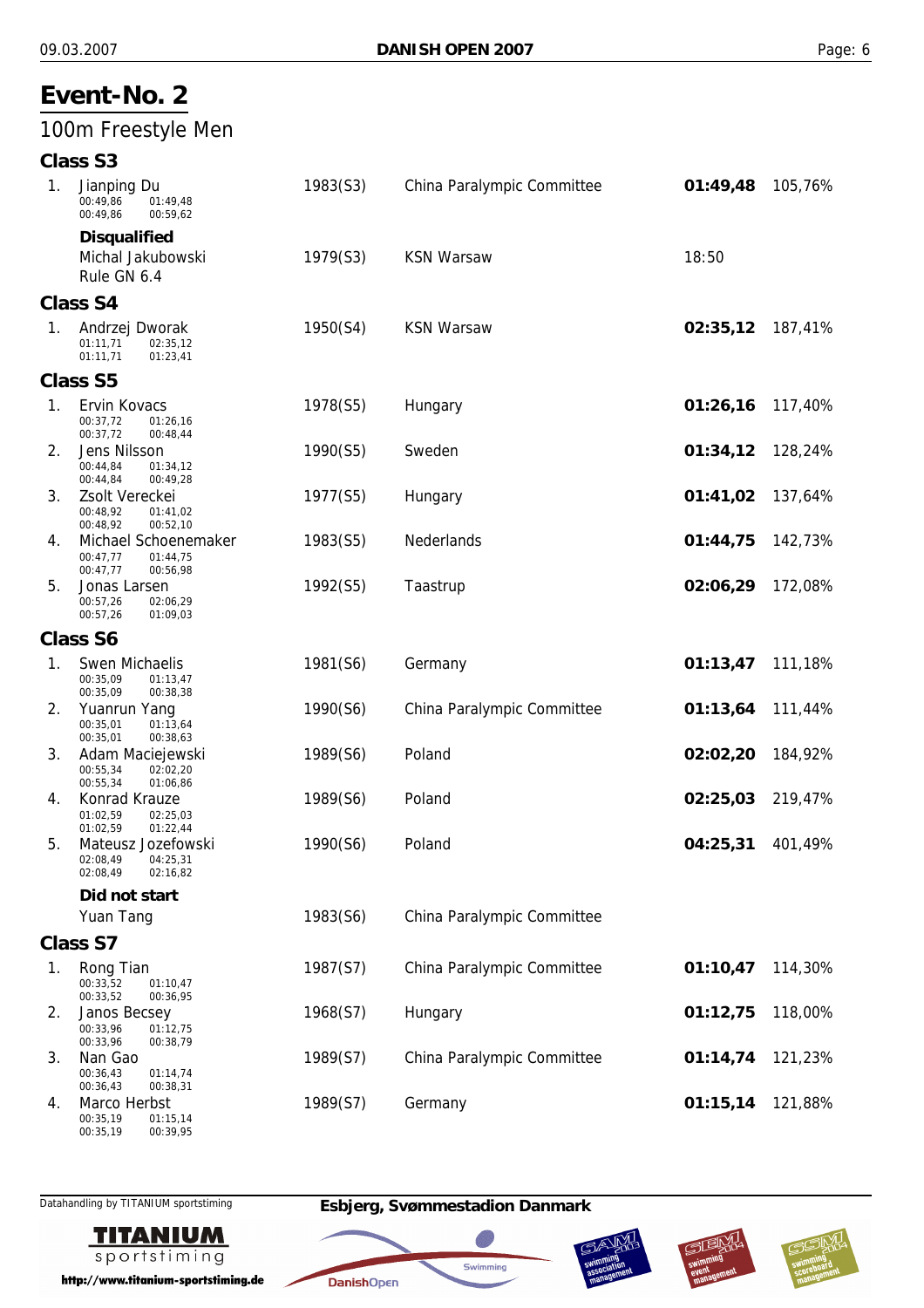# Event-No. 2

## 100m Freestyle Men

### Class S3

| Rank | Name | Year | Club | Time | % |
|---|---|---|---|---|---|
| 1. | Jianping Du<br>00:49,86 01:49,48<br>00:49,86 00:59,62 | 1983(S3) | China Paralympic Committee | **01:49,48** | 105,76% |
| | **Disqualified** | | | | |
| | Michal Jakubowski<br>Rule GN 6.4 | 1979(S3) | KSN Warsaw | 18:50 | |

### Class S4

| Rank | Name | Year | Club | Time | % |
|---|---|---|---|---|---|
| 1. | Andrzej Dworak<br>01:11,71 02:35,12<br>01:11,71 01:23,41 | 1950(S4) | KSN Warsaw | **02:35,12** | 187,41% |

### Class S5

| Rank | Name | Year | Club | Time | % |
|---|---|---|---|---|---|
| 1. | Ervin Kovacs<br>00:37,72 01:26,16<br>00:37,72 00:48,44 | 1978(S5) | Hungary | **01:26,16** | 117,40% |
| 2. | Jens Nilsson<br>00:44,84 01:34,12<br>00:44,84 00:49,28 | 1990(S5) | Sweden | **01:34,12** | 128,24% |
| 3. | Zsolt Vereckei<br>00:48,92 01:41,02<br>00:48,92 00:52,10 | 1977(S5) | Hungary | **01:41,02** | 137,64% |
| 4. | Michael Schoenemaker<br>00:47,77 01:44,75<br>00:47,77 00:56,98 | 1983(S5) | Nederlands | **01:44,75** | 142,73% |
| 5. | Jonas Larsen<br>00:57,26 02:06,29<br>00:57,26 01:09,03 | 1992(S5) | Taastrup | **02:06,29** | 172,08% |

### Class S6

| Rank | Name | Year | Club | Time | % |
|---|---|---|---|---|---|
| 1. | Swen Michaelis<br>00:35,09 01:13,47<br>00:35,09 00:38,38 | 1981(S6) | Germany | **01:13,47** | 111,18% |
| 2. | Yuanrun Yang<br>00:35,01 01:13,64<br>00:35,01 00:38,63 | 1990(S6) | China Paralympic Committee | **01:13,64** | 111,44% |
| 3. | Adam Maciejewski<br>00:55,34 02:02,20<br>00:55,34 01:06,86 | 1989(S6) | Poland | **02:02,20** | 184,92% |
| 4. | Konrad Krauze<br>01:02,59 02:25,03<br>01:02,59 01:22,44 | 1989(S6) | Poland | **02:25,03** | 219,47% |
| 5. | Mateusz Jozefowski<br>02:08,49 04:25,31<br>02:08,49 02:16,82 | 1990(S6) | Poland | **04:25,31** | 401,49% |
| | **Did not start** | | | | |
| | Yuan Tang | 1983(S6) | China Paralympic Committee | | |

### Class S7

| Rank | Name | Year | Club | Time | % |
|---|---|---|---|---|---|
| 1. | Rong Tian<br>00:33,52 01:10,47<br>00:33,52 00:36,95 | 1987(S7) | China Paralympic Committee | **01:10,47** | 114,30% |
| 2. | Janos Becsey<br>00:33,96 01:12,75<br>00:33,96 00:38,79 | 1968(S7) | Hungary | **01:12,75** | 118,00% |
| 3. | Nan Gao<br>00:36,43 01:14,74<br>00:36,43 00:38,31 | 1989(S7) | China Paralympic Committee | **01:14,74** | 121,23% |
| 4. | Marco Herbst<br>00:35,19 01:15,14<br>00:35,19 00:39,95 | 1989(S7) | Germany | **01:15,14** | 121,88% |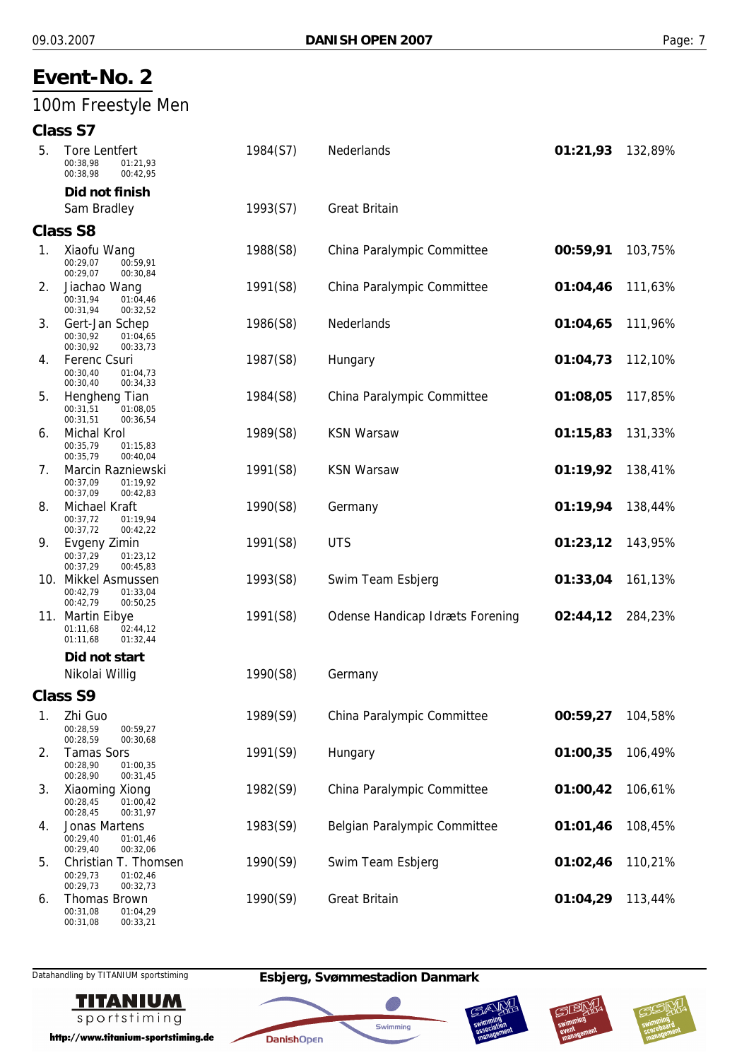# Event-No. 2

## 100m Freestyle Men

### Class S7

| Place | Name | Year (Class) | Club | Time | % |
|---|---|---|---|---|---|
| 5. | Tore Lentfert<br>00:38,98 01:21,93<br>00:38,98 00:42,95 | 1984(S7) | Nederlands | **01:21,93** | 132,89% |

**Did not finish**

| Place | Name | Year (Class) | Club | Time | % |
|---|---|---|---|---|---|
| | Sam Bradley | 1993(S7) | Great Britain | | |

### Class S8

| Place | Name | Year (Class) | Club | Time | % |
|---|---|---|---|---|---|
| 1. | Xiaofu Wang<br>00:29,07 00:59,91<br>00:29,07 00:30,84 | 1988(S8) | China Paralympic Committee | **00:59,91** | 103,75% |
| 2. | Jiachao Wang<br>00:31,94 01:04,46<br>00:31,94 00:32,52 | 1991(S8) | China Paralympic Committee | **01:04,46** | 111,63% |
| 3. | Gert-Jan Schep<br>00:30,92 01:04,65<br>00:30,92 00:33,73 | 1986(S8) | Nederlands | **01:04,65** | 111,96% |
| 4. | Ferenc Csuri<br>00:30,40 01:04,73<br>00:30,40 00:34,33 | 1987(S8) | Hungary | **01:04,73** | 112,10% |
| 5. | Hengheng Tian<br>00:31,51 01:08,05<br>00:31,51 00:36,54 | 1984(S8) | China Paralympic Committee | **01:08,05** | 117,85% |
| 6. | Michal Krol<br>00:35,79 01:15,83<br>00:35,79 00:40,04 | 1989(S8) | KSN Warsaw | **01:15,83** | 131,33% |
| 7. | Marcin Razniewski<br>00:37,09 01:19,92<br>00:37,09 00:42,83 | 1991(S8) | KSN Warsaw | **01:19,92** | 138,41% |
| 8. | Michael Kraft<br>00:37,72 01:19,94<br>00:37,72 00:42,22 | 1990(S8) | Germany | **01:19,94** | 138,44% |
| 9. | Evgeny Zimin<br>00:37,29 01:23,12<br>00:37,29 00:45,83 | 1991(S8) | UTS | **01:23,12** | 143,95% |
| 10. | Mikkel Asmussen<br>00:42,79 01:33,04<br>00:42,79 00:50,25 | 1993(S8) | Swim Team Esbjerg | **01:33,04** | 161,13% |
| 11. | Martin Eibye<br>01:11,68 02:44,12<br>01:11,68 01:32,44 | 1991(S8) | Odense Handicap Idræts Forening | **02:44,12** | 284,23% |

**Did not start**

| Place | Name | Year (Class) | Club | Time | % |
|---|---|---|---|---|---|
| | Nikolai Willig | 1990(S8) | Germany | | |

### Class S9

| Place | Name | Year (Class) | Club | Time | % |
|---|---|---|---|---|---|
| 1. | Zhi Guo<br>00:28,59 00:59,27<br>00:28,59 00:30,68 | 1989(S9) | China Paralympic Committee | **00:59,27** | 104,58% |
| 2. | Tamas Sors<br>00:28,90 01:00,35<br>00:28,90 00:31,45 | 1991(S9) | Hungary | **01:00,35** | 106,49% |
| 3. | Xiaoming Xiong<br>00:28,45 01:00,42<br>00:28,45 00:31,97 | 1982(S9) | China Paralympic Committee | **01:00,42** | 106,61% |
| 4. | Jonas Martens<br>00:29,40 01:01,46<br>00:29,40 00:32,06 | 1983(S9) | Belgian Paralympic Committee | **01:01,46** | 108,45% |
| 5. | Christian T. Thomsen<br>00:29,73 01:02,46<br>00:29,73 00:32,73 | 1990(S9) | Swim Team Esbjerg | **01:02,46** | 110,21% |
| 6. | Thomas Brown<br>00:31,08 01:04,29<br>00:31,08 00:33,21 | 1990(S9) | Great Britain | **01:04,29** | 113,44% |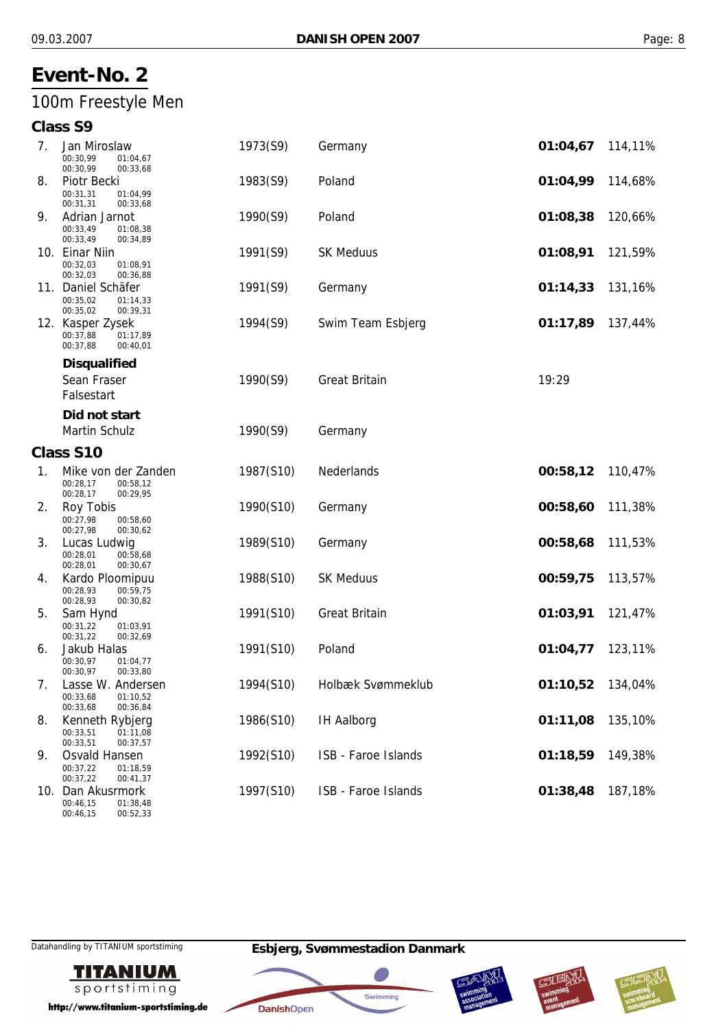# Event-No. 2

## 100m Freestyle Men

### Class S9

| Place | Name | Year (Class) | Club | Time | % |
|---|---|---|---|---|---|
| 7. | Jan Miroslaw<br>00:30,99 01:04,67<br>00:30,99 00:33,68 | 1973(S9) | Germany | **01:04,67** | 114,11% |
| 8. | Piotr Becki<br>00:31,31 01:04,99<br>00:31,31 00:33,68 | 1983(S9) | Poland | **01:04,99** | 114,68% |
| 9. | Adrian Jarnot<br>00:33,49 01:08,38<br>00:33,49 00:34,89 | 1990(S9) | Poland | **01:08,38** | 120,66% |
| 10. | Einar Niin<br>00:32,03 01:08,91<br>00:32,03 00:36,88 | 1991(S9) | SK Meduus | **01:08,91** | 121,59% |
| 11. | Daniel Schäfer<br>00:35,02 01:14,33<br>00:35,02 00:39,31 | 1991(S9) | Germany | **01:14,33** | 131,16% |
| 12. | Kasper Zysek<br>00:37,88 01:17,89<br>00:37,88 00:40,01 | 1994(S9) | Swim Team Esbjerg | **01:17,89** | 137,44% |

**Disqualified**

| Name | Year (Class) | Club | |
|---|---|---|---|
| Sean Fraser<br>Falsestart | 1990(S9) | Great Britain | 19:29 |

**Did not start**

| Name | Year (Class) | Club |
|---|---|---|
| Martin Schulz | 1990(S9) | Germany |

### Class S10

| Place | Name | Year (Class) | Club | Time | % |
|---|---|---|---|---|---|
| 1. | Mike von der Zanden<br>00:28,17 00:58,12<br>00:28,17 00:29,95 | 1987(S10) | Nederlands | **00:58,12** | 110,47% |
| 2. | Roy Tobis<br>00:27,98 00:58,60<br>00:27,98 00:30,62 | 1990(S10) | Germany | **00:58,60** | 111,38% |
| 3. | Lucas Ludwig<br>00:28,01 00:58,68<br>00:28,01 00:30,67 | 1989(S10) | Germany | **00:58,68** | 111,53% |
| 4. | Kardo Ploomipuu<br>00:28,93 00:59,75<br>00:28,93 00:30,82 | 1988(S10) | SK Meduus | **00:59,75** | 113,57% |
| 5. | Sam Hynd<br>00:31,22 01:03,91<br>00:31,22 00:32,69 | 1991(S10) | Great Britain | **01:03,91** | 121,47% |
| 6. | Jakub Halas<br>00:30,97 01:04,77<br>00:30,97 00:33,80 | 1991(S10) | Poland | **01:04,77** | 123,11% |
| 7. | Lasse W. Andersen<br>00:33,68 01:10,52<br>00:33,68 00:36,84 | 1994(S10) | Holbæk Svømmeklub | **01:10,52** | 134,04% |
| 8. | Kenneth Rybjerg<br>00:33,51 01:11,08<br>00:33,51 00:37,57 | 1986(S10) | IH Aalborg | **01:11,08** | 135,10% |
| 9. | Osvald Hansen<br>00:37,22 01:18,59<br>00:37,22 00:41,37 | 1992(S10) | ISB - Faroe Islands | **01:18,59** | 149,38% |
| 10. | Dan Akusrmork<br>00:46,15 01:38,48<br>00:46,15 00:52,33 | 1997(S10) | ISB - Faroe Islands | **01:38,48** | 187,18% |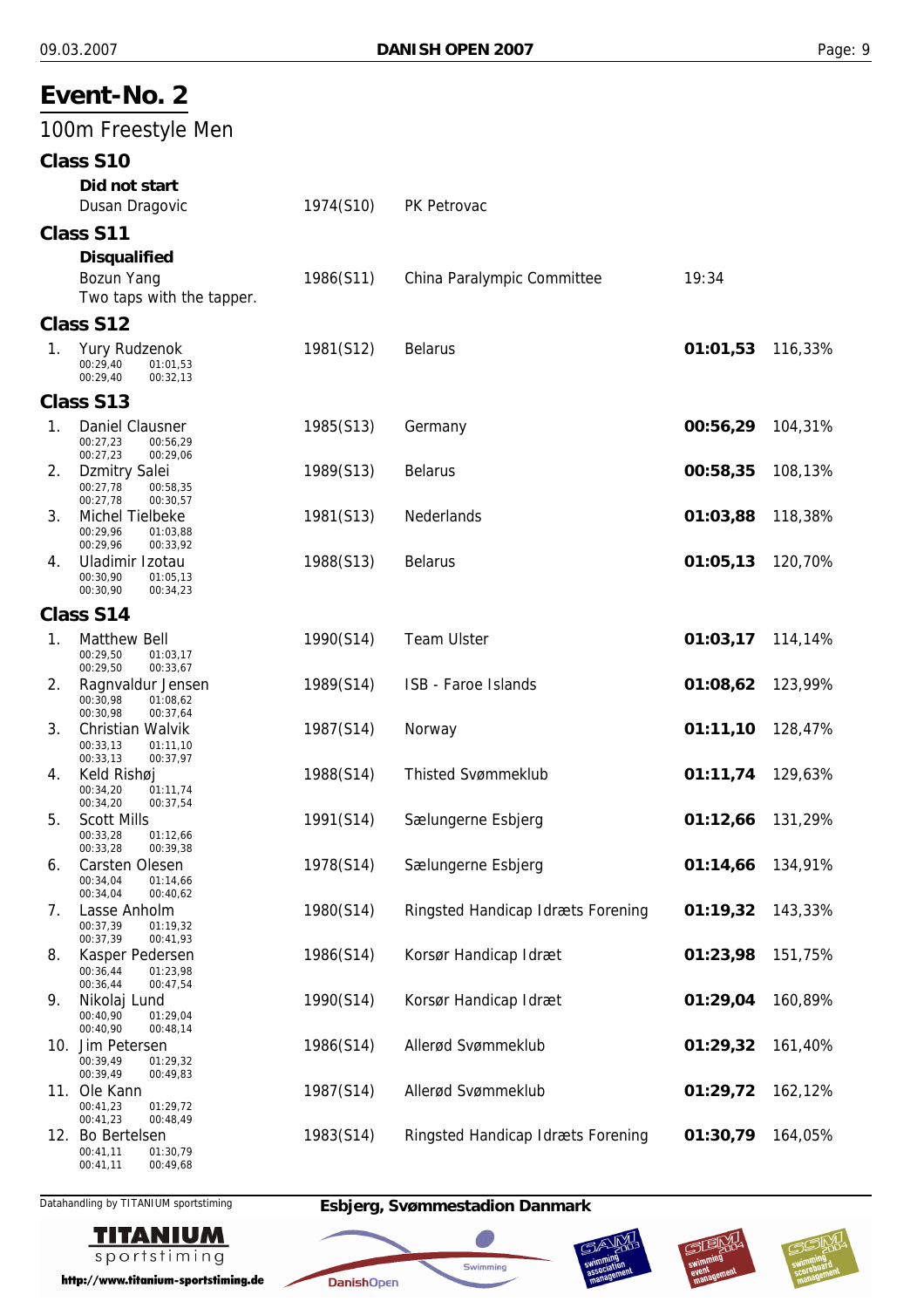# Event-No. 2

## 100m Freestyle Men

### Class S10

**Did not start**

| | Name | Year (Class) | Club | Time | % |
|---|---|---|---|---|---|
| | Dusan Dragovic | 1974(S10) | PK Petrovac | | |

### Class S11

**Disqualified**

| | Name | Year (Class) | Club | Time | % |
|---|---|---|---|---|---|
| | Bozun Yang<br>Two taps with the tapper. | 1986(S11) | China Paralympic Committee | 19:34 | |

### Class S12

| | Name | Year (Class) | Club | Time | % |
|---|---|---|---|---|---|
| 1. | Yury Rudzenok<br>00:29,40 01:01,53<br>00:29,40 00:32,13 | 1981(S12) | Belarus | **01:01,53** | 116,33% |

### Class S13

| | Name | Year (Class) | Club | Time | % |
|---|---|---|---|---|---|
| 1. | Daniel Clausner<br>00:27,23 00:56,29<br>00:27,23 00:29,06 | 1985(S13) | Germany | **00:56,29** | 104,31% |
| 2. | Dzmitry Salei<br>00:27,78 00:58,35<br>00:27,78 00:30,57 | 1989(S13) | Belarus | **00:58,35** | 108,13% |
| 3. | Michel Tielbeke<br>00:29,96 01:03,88<br>00:29,96 00:33,92 | 1981(S13) | Nederlands | **01:03,88** | 118,38% |
| 4. | Uladimir Izotau<br>00:30,90 01:05,13<br>00:30,90 00:34,23 | 1988(S13) | Belarus | **01:05,13** | 120,70% |

### Class S14

| | Name | Year (Class) | Club | Time | % |
|---|---|---|---|---|---|
| 1. | Matthew Bell<br>00:29,50 01:03,17<br>00:29,50 00:33,67 | 1990(S14) | Team Ulster | **01:03,17** | 114,14% |
| 2. | Ragnvaldur Jensen<br>00:30,98 01:08,62<br>00:30,98 00:37,64 | 1989(S14) | ISB - Faroe Islands | **01:08,62** | 123,99% |
| 3. | Christian Walvik<br>00:33,13 01:11,10<br>00:33,13 00:37,97 | 1987(S14) | Norway | **01:11,10** | 128,47% |
| 4. | Keld Rishøj<br>00:34,20 01:11,74<br>00:34,20 00:37,54 | 1988(S14) | Thisted Svømmeklub | **01:11,74** | 129,63% |
| 5. | Scott Mills<br>00:33,28 01:12,66<br>00:33,28 00:39,38 | 1991(S14) | Sælungerne Esbjerg | **01:12,66** | 131,29% |
| 6. | Carsten Olesen<br>00:34,04 01:14,66<br>00:34,04 00:40,62 | 1978(S14) | Sælungerne Esbjerg | **01:14,66** | 134,91% |
| 7. | Lasse Anholm<br>00:37,39 01:19,32<br>00:37,39 00:41,93 | 1980(S14) | Ringsted Handicap Idræts Forening | **01:19,32** | 143,33% |
| 8. | Kasper Pedersen<br>00:36,44 01:23,98<br>00:36,44 00:47,54 | 1986(S14) | Korsør Handicap Idræt | **01:23,98** | 151,75% |
| 9. | Nikolaj Lund<br>00:40,90 01:29,04<br>00:40,90 00:48,14 | 1990(S14) | Korsør Handicap Idræt | **01:29,04** | 160,89% |
| 10. | Jim Petersen<br>00:39,49 01:29,32<br>00:39,49 00:49,83 | 1986(S14) | Allerød Svømmeklub | **01:29,32** | 161,40% |
| 11. | Ole Kann<br>00:41,23 01:29,72<br>00:41,23 00:48,49 | 1987(S14) | Allerød Svømmeklub | **01:29,72** | 162,12% |
| 12. | Bo Bertelsen<br>00:41,11 01:30,79<br>00:41,11 00:49,68 | 1983(S14) | Ringsted Handicap Idræts Forening | **01:30,79** | 164,05% |

Datahandling by TITANIUM sportstiming

**Esbjerg, Svømmestadion Danmark**

http://www.titanium-sportstiming.de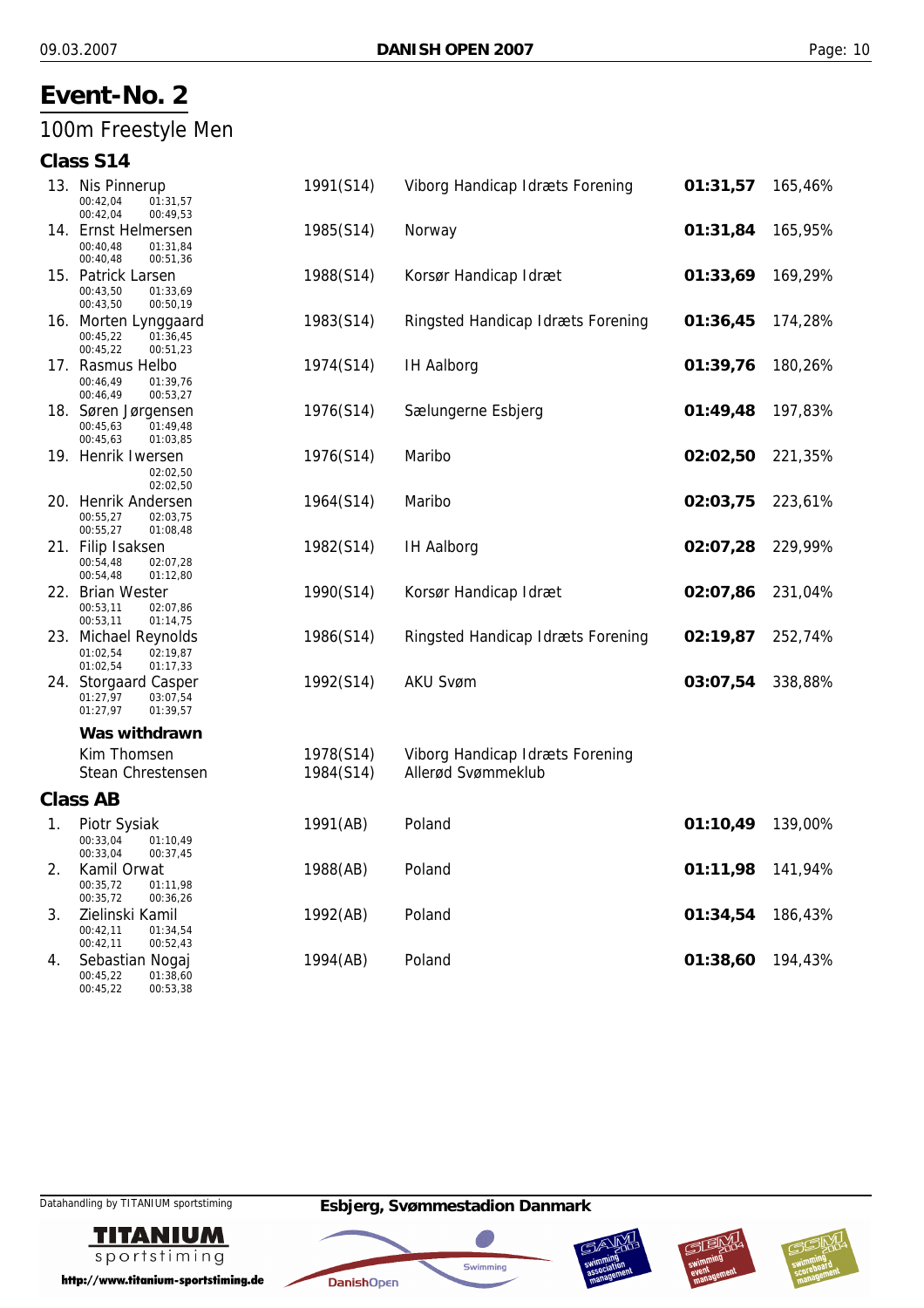# Event-No. 2

## 100m Freestyle Men

### Class S14

| Place | Name | Born (Class) | Club | Time | % |
|---|---|---|---|---|---|
| 13. | Nis Pinnerup<br>00:42,04 01:31,57<br>00:42,04 00:49,53 | 1991(S14) | Viborg Handicap Idræts Forening | **01:31,57** | 165,46% |
| 14. | Ernst Helmersen<br>00:40,48 01:31,84<br>00:40,48 00:51,36 | 1985(S14) | Norway | **01:31,84** | 165,95% |
| 15. | Patrick Larsen<br>00:43,50 01:33,69<br>00:43,50 00:50,19 | 1988(S14) | Korsør Handicap Idræt | **01:33,69** | 169,29% |
| 16. | Morten Lynggaard<br>00:45,22 01:36,45<br>00:45,22 00:51,23 | 1983(S14) | Ringsted Handicap Idræts Forening | **01:36,45** | 174,28% |
| 17. | Rasmus Helbo<br>00:46,49 01:39,76<br>00:46,49 00:53,27 | 1974(S14) | IH Aalborg | **01:39,76** | 180,26% |
| 18. | Søren Jørgensen<br>00:45,63 01:49,48<br>00:45,63 01:03,85 | 1976(S14) | Sælungerne Esbjerg | **01:49,48** | 197,83% |
| 19. | Henrik Iwersen<br>02:02,50<br>02:02,50 | 1976(S14) | Maribo | **02:02,50** | 221,35% |
| 20. | Henrik Andersen<br>00:55,27 02:03,75<br>00:55,27 01:08,48 | 1964(S14) | Maribo | **02:03,75** | 223,61% |
| 21. | Filip Isaksen<br>00:54,48 02:07,28<br>00:54,48 01:12,80 | 1982(S14) | IH Aalborg | **02:07,28** | 229,99% |
| 22. | Brian Wester<br>00:53,11 02:07,86<br>00:53,11 01:14,75 | 1990(S14) | Korsør Handicap Idræt | **02:07,86** | 231,04% |
| 23. | Michael Reynolds<br>01:02,54 02:19,87<br>01:02,54 01:17,33 | 1986(S14) | Ringsted Handicap Idræts Forening | **02:19,87** | 252,74% |
| 24. | Storgaard Casper<br>01:27,97 03:07,54<br>01:27,97 01:39,57 | 1992(S14) | AKU Svøm | **03:07,54** | 338,88% |

**Was withdrawn**

| Name | Born (Class) | Club |
|---|---|---|
| Kim Thomsen | 1978(S14) | Viborg Handicap Idræts Forening |
| Stean Chrestensen | 1984(S14) | Allerød Svømmeklub |

### Class AB

| Place | Name | Born (Class) | Club | Time | % |
|---|---|---|---|---|---|
| 1. | Piotr Sysiak<br>00:33,04 01:10,49<br>00:33,04 00:37,45 | 1991(AB) | Poland | **01:10,49** | 139,00% |
| 2. | Kamil Orwat<br>00:35,72 01:11,98<br>00:35,72 00:36,26 | 1988(AB) | Poland | **01:11,98** | 141,94% |
| 3. | Zielinski Kamil<br>00:42,11 01:34,54<br>00:42,11 00:52,43 | 1992(AB) | Poland | **01:34,54** | 186,43% |
| 4. | Sebastian Nogaj<br>00:45,22 01:38,60<br>00:45,22 00:53,38 | 1994(AB) | Poland | **01:38,60** | 194,43% |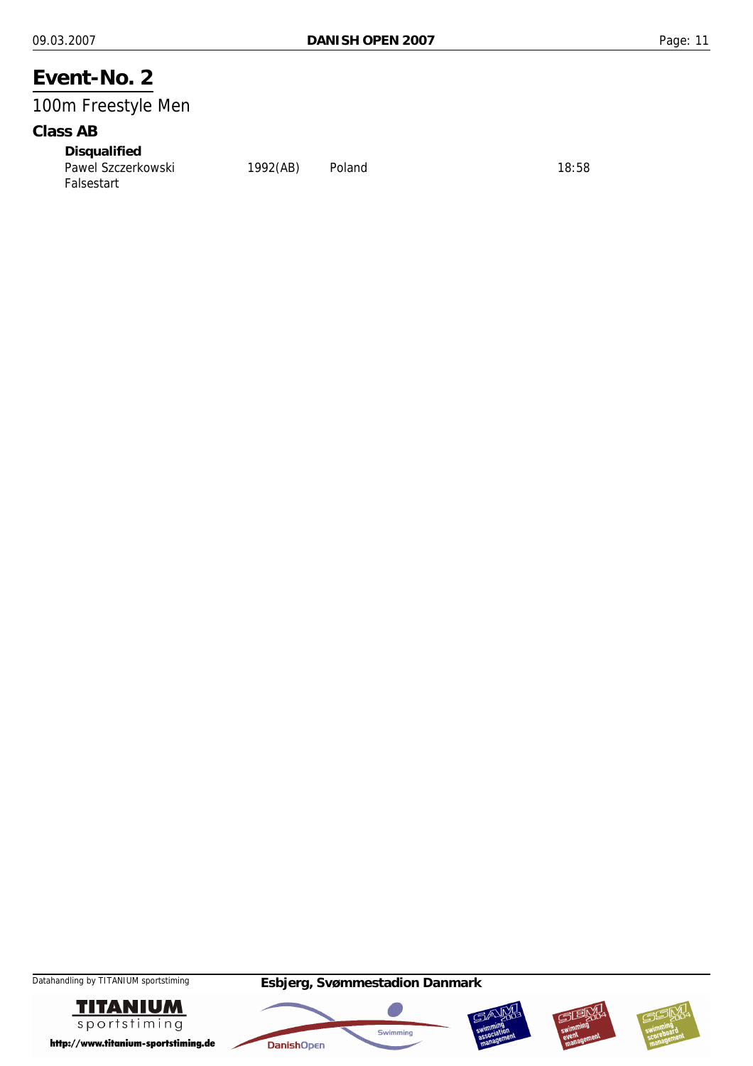# Event-No. 2

## 100m Freestyle Men

### Class AB

**Disqualified**

| | | | |
|---|---|---|---|
| Pawel Szczerkowski | 1992(AB) | Poland | 18:58 |
| Falsestart | | | |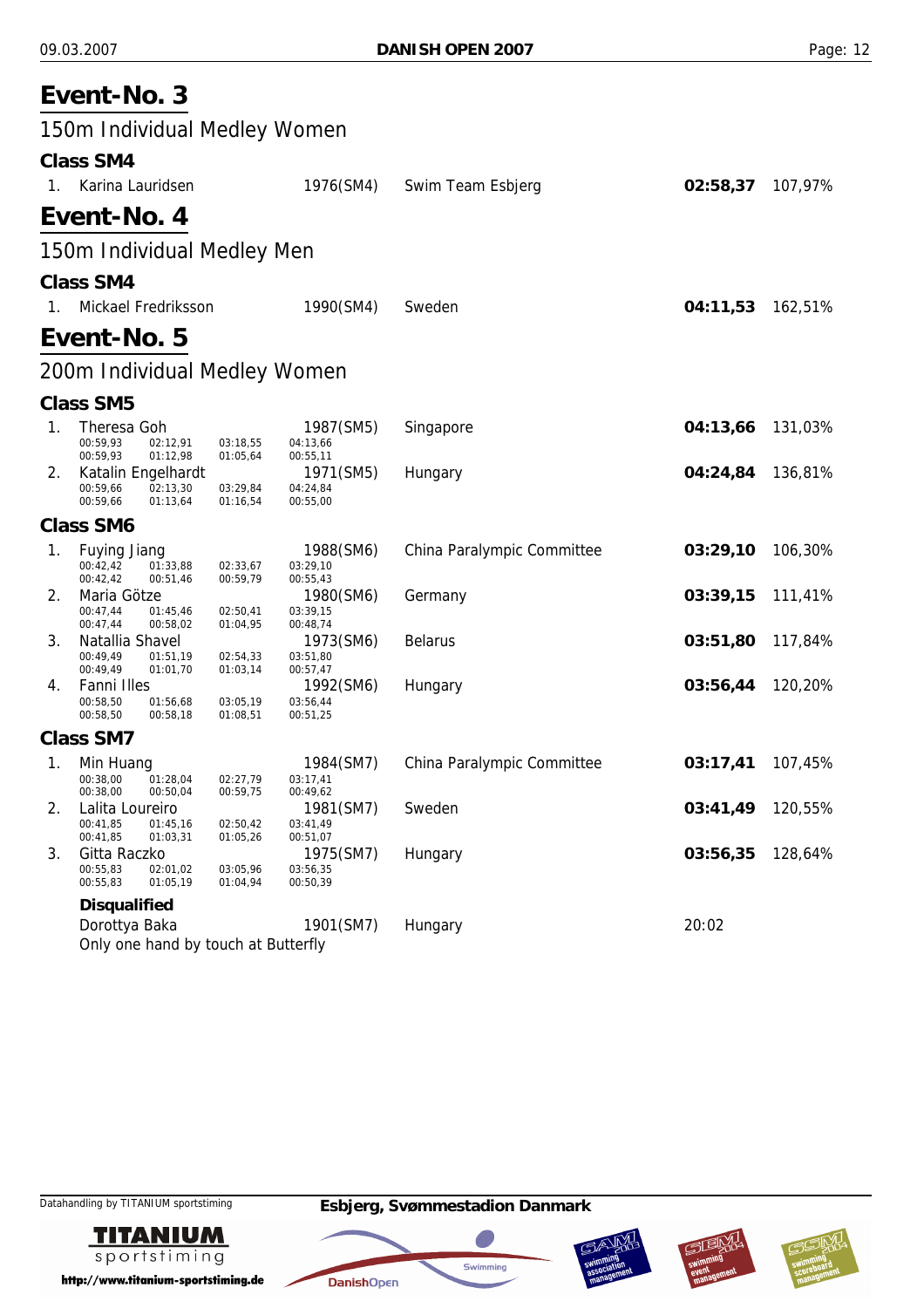## Event-No. 3

### 150m Individual Medley Women

#### Class SM4

| Place | Name | Born (Class) | Club | Time | % |
|---|---|---|---|---|---|
| 1. | Karina Lauridsen | 1976(SM4) | Swim Team Esbjerg | **02:58,37** | 107,97% |

## Event-No. 4

### 150m Individual Medley Men

#### Class SM4

| Place | Name | Born (Class) | Club | Time | % |
|---|---|---|---|---|---|
| 1. | Mickael Fredriksson | 1990(SM4) | Sweden | **04:11,53** | 162,51% |

## Event-No. 5

### 200m Individual Medley Women

#### Class SM5

| Place | Name | Born (Class) | Club | Time | % |
|---|---|---|---|---|---|
| 1. | Theresa Goh<br>00:59,93 02:12,91 03:18,55 04:13,66<br>00:59,93 01:12,98 01:05,64 00:55,11 | 1987(SM5) | Singapore | **04:13,66** | 131,03% |
| 2. | Katalin Engelhardt<br>00:59,66 02:13,30 03:29,84 04:24,84<br>00:59,66 01:13,64 01:16,54 00:55,00 | 1971(SM5) | Hungary | **04:24,84** | 136,81% |

#### Class SM6

| Place | Name | Born (Class) | Club | Time | % |
|---|---|---|---|---|---|
| 1. | Fuying Jiang<br>00:42,42 01:33,88 02:33,67 03:29,10<br>00:42,42 00:51,46 00:59,79 00:55,43 | 1988(SM6) | China Paralympic Committee | **03:29,10** | 106,30% |
| 2. | Maria Götze<br>00:47,44 01:45,46 02:50,41 03:39,15<br>00:47,44 00:58,02 01:04,95 00:48,74 | 1980(SM6) | Germany | **03:39,15** | 111,41% |
| 3. | Natallia Shavel<br>00:49,49 01:51,19 02:54,33 03:51,80<br>00:49,49 01:01,70 01:03,14 00:57,47 | 1973(SM6) | Belarus | **03:51,80** | 117,84% |
| 4. | Fanni Illes<br>00:58,50 01:56,68 03:05,19 03:56,44<br>00:58,50 00:58,18 01:08,51 00:51,25 | 1992(SM6) | Hungary | **03:56,44** | 120,20% |

#### Class SM7

| Place | Name | Born (Class) | Club | Time | % |
|---|---|---|---|---|---|
| 1. | Min Huang<br>00:38,00 01:28,04 02:27,79 03:17,41<br>00:38,00 00:50,04 00:59,75 00:49,62 | 1984(SM7) | China Paralympic Committee | **03:17,41** | 107,45% |
| 2. | Lalita Loureiro<br>00:41,85 01:45,16 02:50,42 03:41,49<br>00:41,85 01:03,31 01:05,26 00:51,07 | 1981(SM7) | Sweden | **03:41,49** | 120,55% |
| 3. | Gitta Raczko<br>00:55,83 02:01,02 03:05,96 03:56,35<br>00:55,83 01:05,19 01:04,94 00:50,39 | 1975(SM7) | Hungary | **03:56,35** | 128,64% |

**Disqualified**

| Name | Born (Class) | Club | Time |
|---|---|---|---|
| Dorottya Baka | 1901(SM7) | Hungary | 20:02 |

Only one hand by touch at Butterfly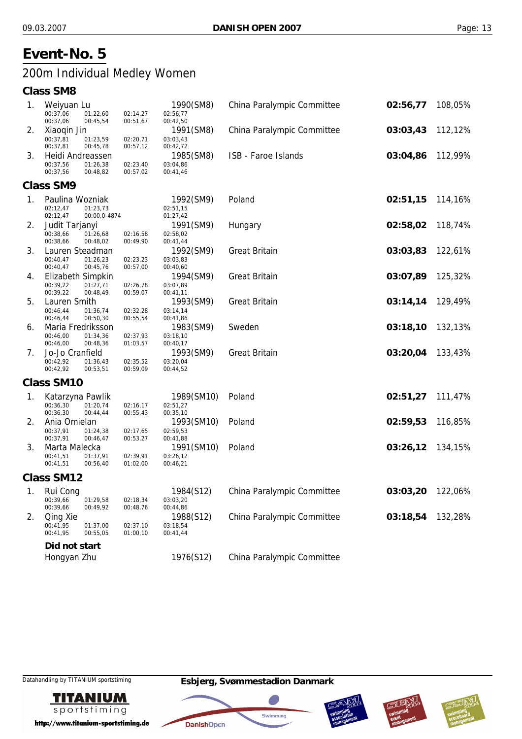# Event-No. 5

## 200m Individual Medley Women

### Class SM8

| Rank | Name | Splits | | | Born (Class) | Club | Time | % |
|---|---|---|---|---|---|---|---|---|
| 1. | Weiyuan Lu | 00:37,06 | 01:22,60 | 02:14,27 | 1990(SM8) 02:56,77 | China Paralympic Committee | **02:56,77** | 108,05% |
| | | 00:37,06 | 00:45,54 | 00:51,67 | 00:42,50 | | | |
| 2. | Xiaoqin Jin | 00:37,81 | 01:23,59 | 02:20,71 | 1991(SM8) 03:03,43 | China Paralympic Committee | **03:03,43** | 112,12% |
| | | 00:37,81 | 00:45,78 | 00:57,12 | 00:42,72 | | | |
| 3. | Heidi Andreassen | 00:37,56 | 01:26,38 | 02:23,40 | 1985(SM8) 03:04,86 | ISB - Faroe Islands | **03:04,86** | 112,99% |
| | | 00:37,56 | 00:48,82 | 00:57,02 | 00:41,46 | | | |

### Class SM9

| Rank | Name | Splits | | | Born (Class) | Club | Time | % |
|---|---|---|---|---|---|---|---|---|
| 1. | Paulina Wozniak | 02:12,47 | 01:23,73 | | 1992(SM9) 02:51,15 | Poland | **02:51,15** | 114,16% |
| | | 02:12,47 | 00:00,0-4874 | | 01:27,42 | | | |
| 2. | Judit Tarjanyi | 00:38,66 | 01:26,68 | 02:16,58 | 1991(SM9) 02:58,02 | Hungary | **02:58,02** | 118,74% |
| | | 00:38,66 | 00:48,02 | 00:49,90 | 00:41,44 | | | |
| 3. | Lauren Steadman | 00:40,47 | 01:26,23 | 02:23,23 | 1992(SM9) 03:03,83 | Great Britain | **03:03,83** | 122,61% |
| | | 00:40,47 | 00:45,76 | 00:57,00 | 00:40,60 | | | |
| 4. | Elizabeth Simpkin | 00:39,22 | 01:27,71 | 02:26,78 | 1994(SM9) 03:07,89 | Great Britain | **03:07,89** | 125,32% |
| | | 00:39,22 | 00:48,49 | 00:59,07 | 00:41,11 | | | |
| 5. | Lauren Smith | 00:46,44 | 01:36,74 | 02:32,28 | 1993(SM9) 03:14,14 | Great Britain | **03:14,14** | 129,49% |
| | | 00:46,44 | 00:50,30 | 00:55,54 | 00:41,86 | | | |
| 6. | Maria Fredriksson | 00:46,00 | 01:34,36 | 02:37,93 | 1983(SM9) 03:18,10 | Sweden | **03:18,10** | 132,13% |
| | | 00:46,00 | 00:48,36 | 01:03,57 | 00:40,17 | | | |
| 7. | Jo-Jo Cranfield | 00:42,92 | 01:36,43 | 02:35,52 | 1993(SM9) 03:20,04 | Great Britain | **03:20,04** | 133,43% |
| | | 00:42,92 | 00:53,51 | 00:59,09 | 00:44,52 | | | |

### Class SM10

| Rank | Name | Splits | | | Born (Class) | Club | Time | % |
|---|---|---|---|---|---|---|---|---|
| 1. | Katarzyna Pawlik | 00:36,30 | 01:20,74 | 02:16,17 | 1989(SM10) 02:51,27 | Poland | **02:51,27** | 111,47% |
| | | 00:36,30 | 00:44,44 | 00:55,43 | 00:35,10 | | | |
| 2. | Ania Omielan | 00:37,91 | 01:24,38 | 02:17,65 | 1993(SM10) 02:59,53 | Poland | **02:59,53** | 116,85% |
| | | 00:37,91 | 00:46,47 | 00:53,27 | 00:41,88 | | | |
| 3. | Marta Malecka | 00:41,51 | 01:37,91 | 02:39,91 | 1991(SM10) 03:26,12 | Poland | **03:26,12** | 134,15% |
| | | 00:41,51 | 00:56,40 | 01:02,00 | 00:46,21 | | | |

### Class SM12

| Rank | Name | Splits | | | Born (Class) | Club | Time | % |
|---|---|---|---|---|---|---|---|---|
| 1. | Rui Cong | 00:39,66 | 01:29,58 | 02:18,34 | 1984(S12) 03:03,20 | China Paralympic Committee | **03:03,20** | 122,06% |
| | | 00:39,66 | 00:49,92 | 00:48,76 | 00:44,86 | | | |
| 2. | Qing Xie | 00:41,95 | 01:37,00 | 02:37,10 | 1988(S12) 03:18,54 | China Paralympic Committee | **03:18,54** | 132,28% |
| | | 00:41,95 | 00:55,05 | 01:00,10 | 00:41,44 | | | |

**Did not start**

Hongyan Zhu 1976(S12) China Paralympic Committee

Esbjerg, Svømmestadion Danmark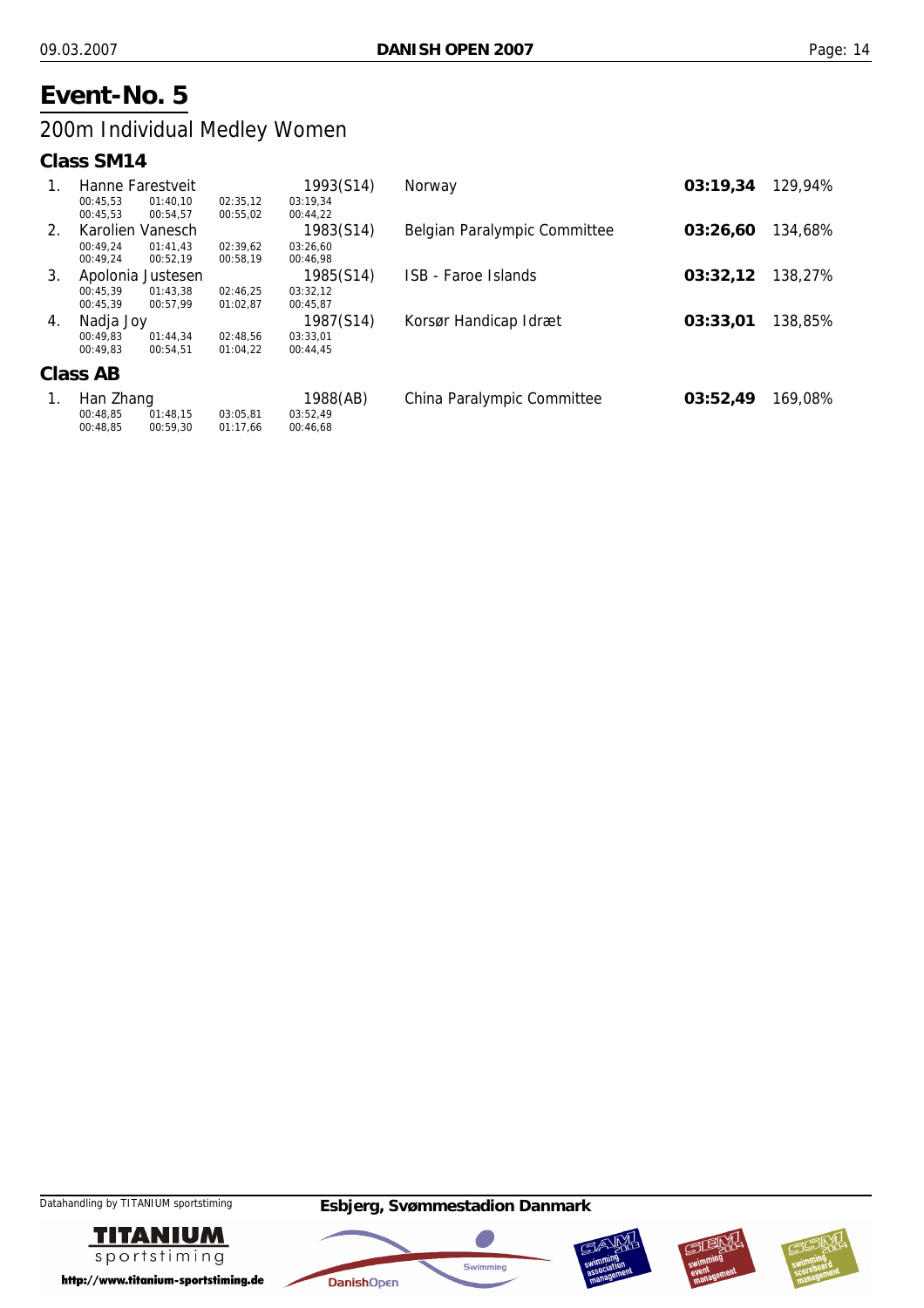# Event-No. 5

## 200m Individual Medley Women

### Class SM14

| Place | Name | Year (Class) | Club | Time | % |
|---|---|---|---|---|---|
| 1. | Hanne Farestveit | 1993(S14) | Norway | **03:19,34** | 129,94% |
| | 00:45,53 01:40,10 02:35,12 03:19,34 | | | | |
| | 00:45,53 00:54,57 00:55,02 00:44,22 | | | | |
| 2. | Karolien Vanesch | 1983(S14) | Belgian Paralympic Committee | **03:26,60** | 134,68% |
| | 00:49,24 01:41,43 02:39,62 03:26,60 | | | | |
| | 00:49,24 00:52,19 00:58,19 00:46,98 | | | | |
| 3. | Apolonia Justesen | 1985(S14) | ISB - Faroe Islands | **03:32,12** | 138,27% |
| | 00:45,39 01:43,38 02:46,25 03:32,12 | | | | |
| | 00:45,39 00:57,99 01:02,87 00:45,87 | | | | |
| 4. | Nadja Joy | 1987(S14) | Korsør Handicap Idræt | **03:33,01** | 138,85% |
| | 00:49,83 01:44,34 02:48,56 03:33,01 | | | | |
| | 00:49,83 00:54,51 01:04,22 00:44,45 | | | | |

### Class AB

| Place | Name | Year (Class) | Club | Time | % |
|---|---|---|---|---|---|
| 1. | Han Zhang | 1988(AB) | China Paralympic Committee | **03:52,49** | 169,08% |
| | 00:48,85 01:48,15 03:05,81 03:52,49 | | | | |
| | 00:48,85 00:59,30 01:17,66 00:46,68 | | | | |

Datahandling by TITANIUM sportstiming

**Esbjerg, Svømmestadion Danmark**

TITANIUM sportstiming
http://www.titanium-sportstiming.de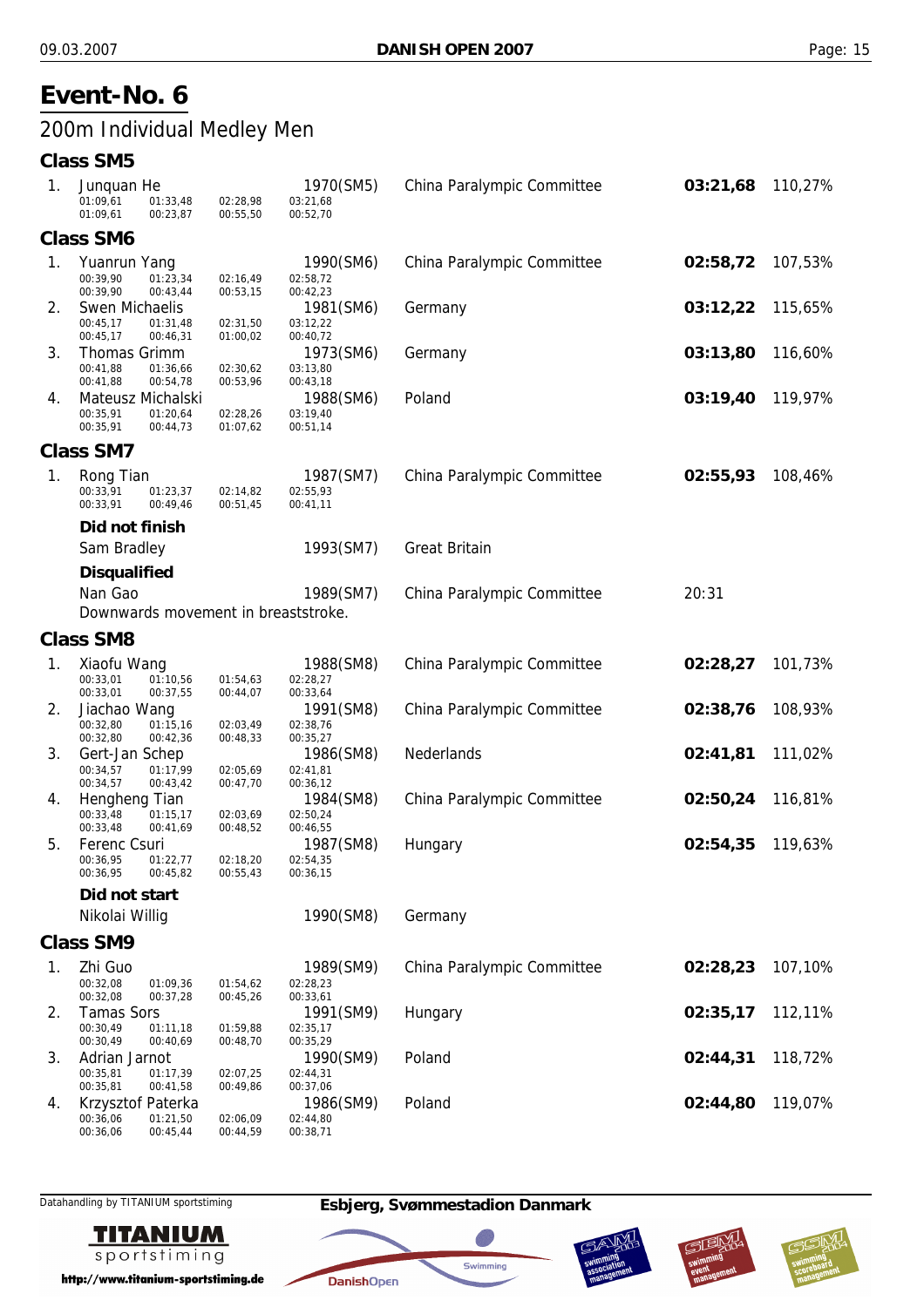# Event-No. 6

## 200m Individual Medley Men

### Class SM5

1. Junquan He — 1970(SM5) — China Paralympic Committee — **03:21,68** — 110,27%
   - 01:09,61 — 01:33,48 — 02:28,98 — 03:21,68
   - 01:09,61 — 00:23,87 — 00:55,50 — 00:52,70

### Class SM6

1. Yuanrun Yang — 1990(SM6) — China Paralympic Committee — **02:58,72** — 107,53%
   - 00:39,90 — 01:23,34 — 02:16,49 — 02:58,72
   - 00:39,90 — 00:43,44 — 00:53,15 — 00:42,23
2. Swen Michaelis — 1981(SM6) — Germany — **03:12,22** — 115,65%
   - 00:45,17 — 01:31,48 — 02:31,50 — 03:12,22
   - 00:45,17 — 00:46,31 — 01:00,02 — 00:40,72
3. Thomas Grimm — 1973(SM6) — Germany — **03:13,80** — 116,60%
   - 00:41,88 — 01:36,66 — 02:30,62 — 03:13,80
   - 00:41,88 — 00:54,78 — 00:53,96 — 00:43,18
4. Mateusz Michalski — 1988(SM6) — Poland — **03:19,40** — 119,97%
   - 00:35,91 — 01:20,64 — 02:28,26 — 03:19,40
   - 00:35,91 — 00:44,73 — 01:07,62 — 00:51,14

### Class SM7

1. Rong Tian — 1987(SM7) — China Paralympic Committee — **02:55,93** — 108,46%
   - 00:33,91 — 01:23,37 — 02:14,82 — 02:55,93
   - 00:33,91 — 00:49,46 — 00:51,45 — 00:41,11

**Did not finish**

Sam Bradley — 1993(SM7) — Great Britain

**Disqualified**

Nan Gao — 1989(SM7) — China Paralympic Committee — 20:31

Downwards movement in breaststroke.

### Class SM8

1. Xiaofu Wang — 1988(SM8) — China Paralympic Committee — **02:28,27** — 101,73%
   - 00:33,01 — 01:10,56 — 01:54,63 — 02:28,27
   - 00:33,01 — 00:37,55 — 00:44,07 — 00:33,64
2. Jiachao Wang — 1991(SM8) — China Paralympic Committee — **02:38,76** — 108,93%
   - 00:32,80 — 01:15,16 — 02:03,49 — 02:38,76
   - 00:32,80 — 00:42,36 — 00:48,33 — 00:35,27
3. Gert-Jan Schep — 1986(SM8) — Nederlands — **02:41,81** — 111,02%
   - 00:34,57 — 01:17,99 — 02:05,69 — 02:41,81
   - 00:34,57 — 00:43,42 — 00:47,70 — 00:36,12
4. Hengheng Tian — 1984(SM8) — China Paralympic Committee — **02:50,24** — 116,81%
   - 00:33,48 — 01:15,17 — 02:03,69 — 02:50,24
   - 00:33,48 — 00:41,69 — 00:48,52 — 00:46,55
5. Ferenc Csuri — 1987(SM8) — Hungary — **02:54,35** — 119,63%
   - 00:36,95 — 01:22,77 — 02:18,20 — 02:54,35
   - 00:36,95 — 00:45,82 — 00:55,43 — 00:36,15

**Did not start**

Nikolai Willig — 1990(SM8) — Germany

### Class SM9

1. Zhi Guo — 1989(SM9) — China Paralympic Committee — **02:28,23** — 107,10%
   - 00:32,08 — 01:09,36 — 01:54,62 — 02:28,23
   - 00:32,08 — 00:37,28 — 00:45,26 — 00:33,61
2. Tamas Sors — 1991(SM9) — Hungary — **02:35,17** — 112,11%
   - 00:30,49 — 01:11,18 — 01:59,88 — 02:35,17
   - 00:30,49 — 00:40,69 — 00:48,70 — 00:35,29
3. Adrian Jarnot — 1990(SM9) — Poland — **02:44,31** — 118,72%
   - 00:35,81 — 01:17,39 — 02:07,25 — 02:44,31
   - 00:35,81 — 00:41,58 — 00:49,86 — 00:37,06
4. Krzysztof Paterka — 1986(SM9) — Poland — **02:44,80** — 119,07%
   - 00:36,06 — 01:21,50 — 02:06,09 — 02:44,80
   - 00:36,06 — 00:45,44 — 00:44,59 — 00:38,71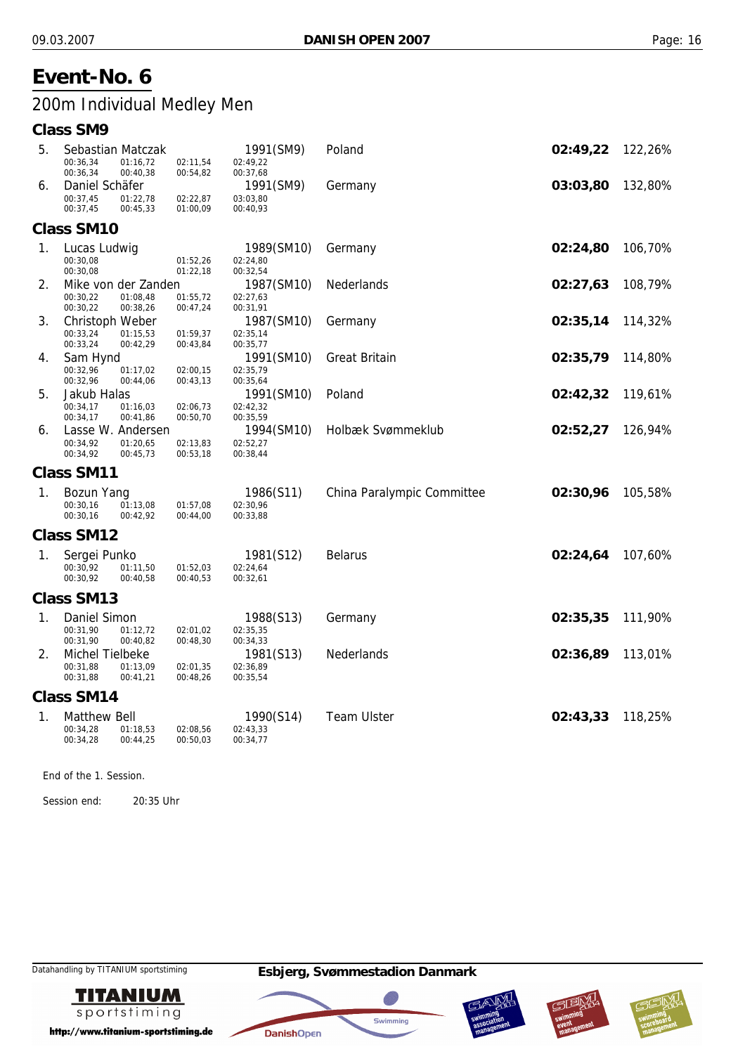# Event-No. 6

## 200m Individual Medley Men

### Class SM9

5. Sebastian Matczak — 1991(SM9) — Poland — **02:49,22** — 122,26%
   - 00:36,34 | 01:16,72 | 02:11,54 | 02:49,22
   - 00:36,34 | 00:40,38 | 00:54,82 | 00:37,68
6. Daniel Schäfer — 1991(SM9) — Germany — **03:03,80** — 132,80%
   - 00:37,45 | 01:22,78 | 02:22,87 | 03:03,80
   - 00:37,45 | 00:45,33 | 01:00,09 | 00:40,93

### Class SM10

1. Lucas Ludwig — 1989(SM10) — Germany — **02:24,80** — 106,70%
   - 00:30,08 | | 01:52,26 | 02:24,80
   - 00:30,08 | | 01:22,18 | 00:32,54
2. Mike von der Zanden — 1987(SM10) — Nederlands — **02:27,63** — 108,79%
   - 00:30,22 | 01:08,48 | 01:55,72 | 02:27,63
   - 00:30,22 | 00:38,26 | 00:47,24 | 00:31,91
3. Christoph Weber — 1987(SM10) — Germany — **02:35,14** — 114,32%
   - 00:33,24 | 01:15,53 | 01:59,37 | 02:35,14
   - 00:33,24 | 00:42,29 | 00:43,84 | 00:35,77
4. Sam Hynd — 1991(SM10) — Great Britain — **02:35,79** — 114,80%
   - 00:32,96 | 01:17,02 | 02:00,15 | 02:35,79
   - 00:32,96 | 00:44,06 | 00:43,13 | 00:35,64
5. Jakub Halas — 1991(SM10) — Poland — **02:42,32** — 119,61%
   - 00:34,17 | 01:16,03 | 02:06,73 | 02:42,32
   - 00:34,17 | 00:41,86 | 00:50,70 | 00:35,59
6. Lasse W. Andersen — 1994(SM10) — Holbæk Svømmeklub — **02:52,27** — 126,94%
   - 00:34,92 | 01:20,65 | 02:13,83 | 02:52,27
   - 00:34,92 | 00:45,73 | 00:53,18 | 00:38,44

### Class SM11

1. Bozun Yang — 1986(S11) — China Paralympic Committee — **02:30,96** — 105,58%
   - 00:30,16 | 01:13,08 | 01:57,08 | 02:30,96
   - 00:30,16 | 00:42,92 | 00:44,00 | 00:33,88

### Class SM12

1. Sergei Punko — 1981(S12) — Belarus — **02:24,64** — 107,60%
   - 00:30,92 | 01:11,50 | 01:52,03 | 02:24,64
   - 00:30,92 | 00:40,58 | 00:40,53 | 00:32,61

### Class SM13

1. Daniel Simon — 1988(S13) — Germany — **02:35,35** — 111,90%
   - 00:31,90 | 01:12,72 | 02:01,02 | 02:35,35
   - 00:31,90 | 00:40,82 | 00:48,30 | 00:34,33
2. Michel Tielbeke — 1981(S13) — Nederlands — **02:36,89** — 113,01%
   - 00:31,88 | 01:13,09 | 02:01,35 | 02:36,89
   - 00:31,88 | 00:41,21 | 00:48,26 | 00:35,54

### Class SM14

1. Matthew Bell — 1990(S14) — Team Ulster — **02:43,33** — 118,25%
   - 00:34,28 | 01:18,53 | 02:08,56 | 02:43,33
   - 00:34,28 | 00:44,25 | 00:50,03 | 00:34,77

End of the 1. Session.

Session end: 20:35 Uhr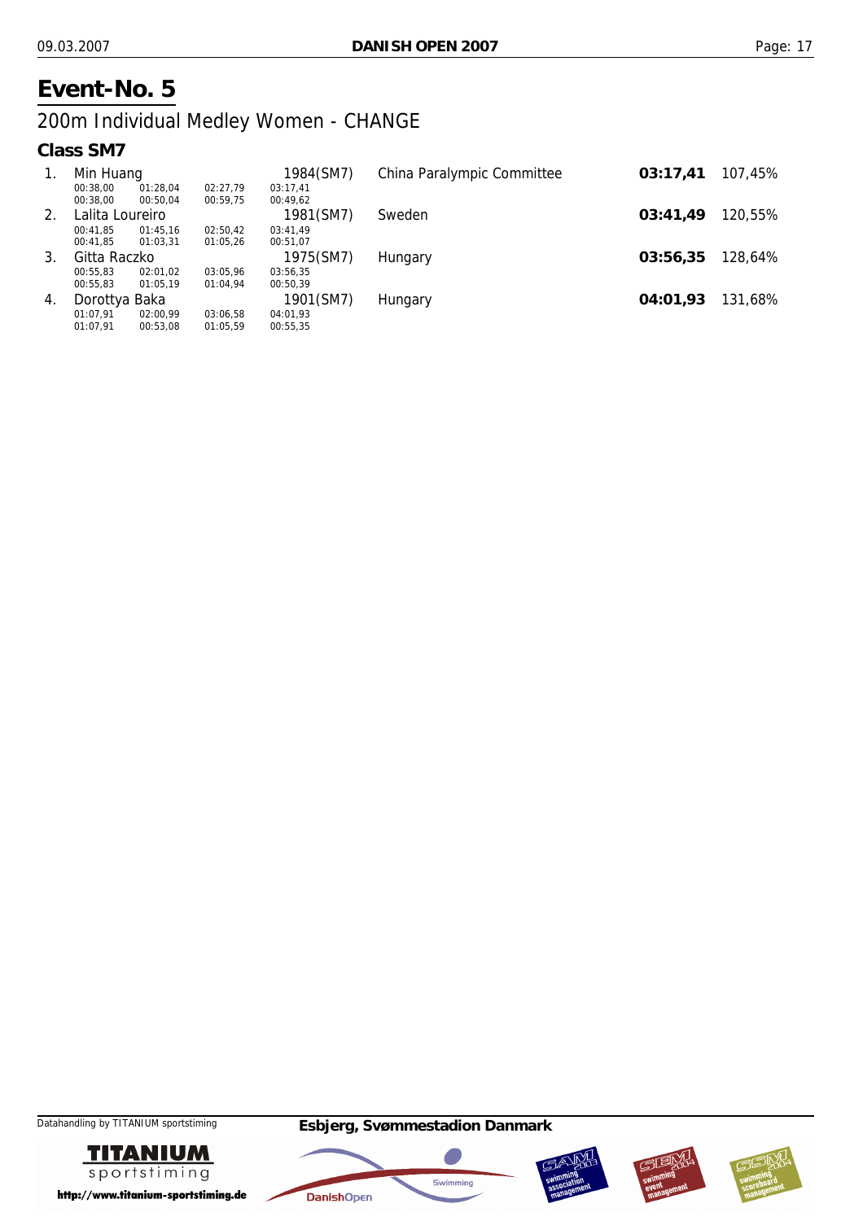# Event-No. 5

## 200m Individual Medley Women - CHANGE

### Class SM7

| Rank | Name | | | | Year (Class) | Club | Time | % |
|---|---|---|---|---|---|---|---|---|
| 1. | Min Huang | | | | 1984(SM7) | China Paralympic Committee | **03:17,41** | 107,45% |
| | 00:38,00 | 01:28,04 | 02:27,79 | 03:17,41 | | | | |
| | 00:38,00 | 00:50,04 | 00:59,75 | 00:49,62 | | | | |
| 2. | Lalita Loureiro | | | | 1981(SM7) | Sweden | **03:41,49** | 120,55% |
| | 00:41,85 | 01:45,16 | 02:50,42 | 03:41,49 | | | | |
| | 00:41,85 | 01:03,31 | 01:05,26 | 00:51,07 | | | | |
| 3. | Gitta Raczko | | | | 1975(SM7) | Hungary | **03:56,35** | 128,64% |
| | 00:55,83 | 02:01,02 | 03:05,96 | 03:56,35 | | | | |
| | 00:55,83 | 01:05,19 | 01:04,94 | 00:50,39 | | | | |
| 4. | Dorottya Baka | | | | 1901(SM7) | Hungary | **04:01,93** | 131,68% |
| | 01:07,91 | 02:00,99 | 03:06,58 | 04:01,93 | | | | |
| | 01:07,91 | 00:53,08 | 01:05,59 | 00:55,35 | | | | |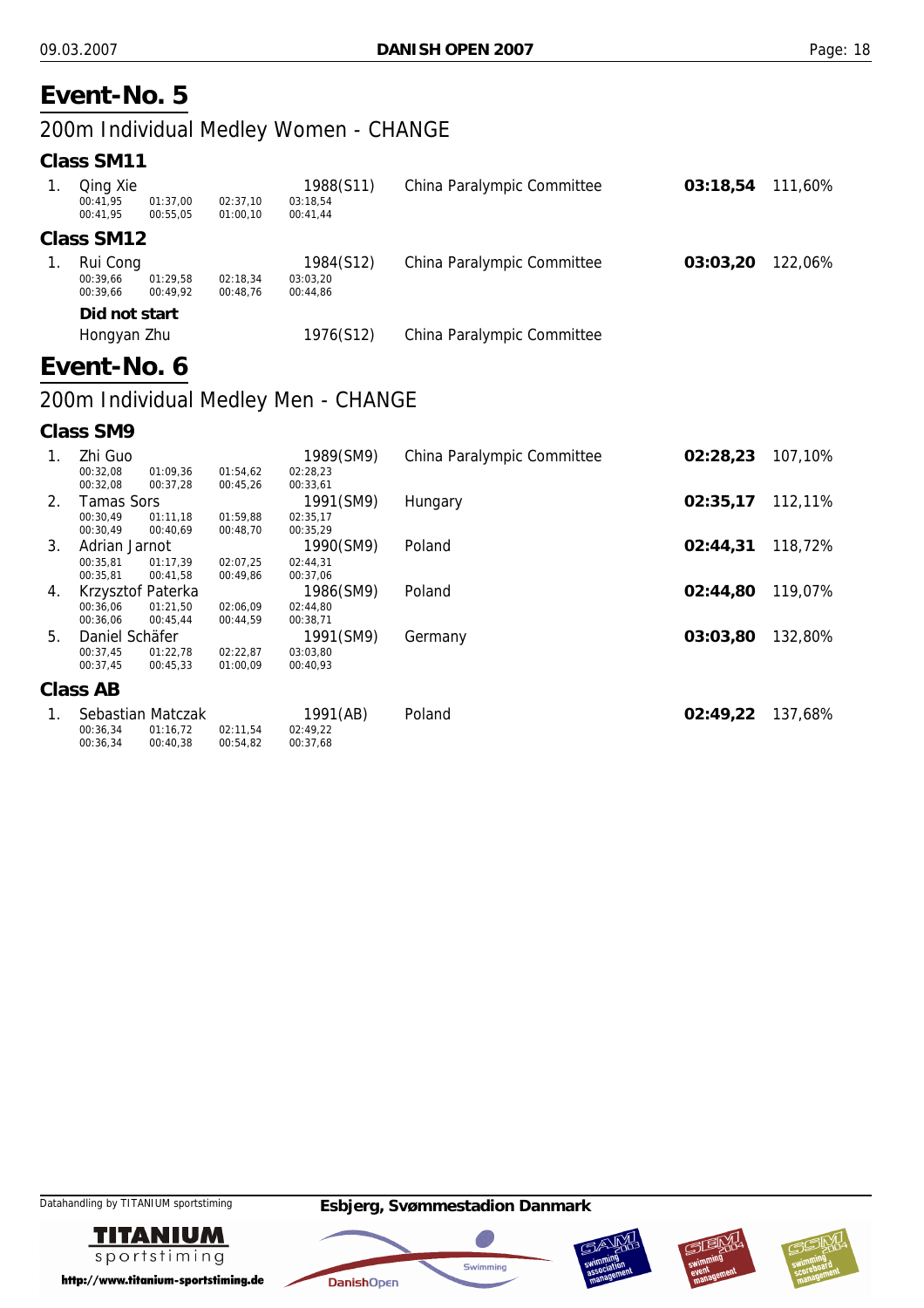# Event-No. 5

## 200m Individual Medley Women - CHANGE

### Class SM11

| | Name | | | | Year | Club | Time | % |
|---|---|---|---|---|---|---|---|---|
| 1. | Qing Xie | | | | 1988(S11) | China Paralympic Committee | **03:18,54** | 111,60% |
| | 00:41,95 | 01:37,00 | 02:37,10 | 03:18,54 | | | | |
| | 00:41,95 | 00:55,05 | 01:00,10 | 00:41,44 | | | | |

### Class SM12

| | Name | | | | Year | Club | Time | % |
|---|---|---|---|---|---|---|---|---|
| 1. | Rui Cong | | | | 1984(S12) | China Paralympic Committee | **03:03,20** | 122,06% |
| | 00:39,66 | 01:29,58 | 02:18,34 | 03:03,20 | | | | |
| | 00:39,66 | 00:49,92 | 00:48,76 | 00:44,86 | | | | |

**Did not start**

| Name | Year | Club |
|---|---|---|
| Hongyan Zhu | 1976(S12) | China Paralympic Committee |

# Event-No. 6

## 200m Individual Medley Men - CHANGE

### Class SM9

| | Name | | | | Year | Club | Time | % |
|---|---|---|---|---|---|---|---|---|
| 1. | Zhi Guo | | | | 1989(SM9) | China Paralympic Committee | **02:28,23** | 107,10% |
| | 00:32,08 | 01:09,36 | 01:54,62 | 02:28,23 | | | | |
| | 00:32,08 | 00:37,28 | 00:45,26 | 00:33,61 | | | | |
| 2. | Tamas Sors | | | | 1991(SM9) | Hungary | **02:35,17** | 112,11% |
| | 00:30,49 | 01:11,18 | 01:59,88 | 02:35,17 | | | | |
| | 00:30,49 | 00:40,69 | 00:48,70 | 00:35,29 | | | | |
| 3. | Adrian Jarnot | | | | 1990(SM9) | Poland | **02:44,31** | 118,72% |
| | 00:35,81 | 01:17,39 | 02:07,25 | 02:44,31 | | | | |
| | 00:35,81 | 00:41,58 | 00:49,86 | 00:37,06 | | | | |
| 4. | Krzysztof Paterka | | | | 1986(SM9) | Poland | **02:44,80** | 119,07% |
| | 00:36,06 | 01:21,50 | 02:06,09 | 02:44,80 | | | | |
| | 00:36,06 | 00:45,44 | 00:44,59 | 00:38,71 | | | | |
| 5. | Daniel Schäfer | | | | 1991(SM9) | Germany | **03:03,80** | 132,80% |
| | 00:37,45 | 01:22,78 | 02:22,87 | 03:03,80 | | | | |
| | 00:37,45 | 00:45,33 | 01:00,09 | 00:40,93 | | | | |

### Class AB

| | Name | | | | Year | Club | Time | % |
|---|---|---|---|---|---|---|---|---|
| 1. | Sebastian Matczak | | | | 1991(AB) | Poland | **02:49,22** | 137,68% |
| | 00:36,34 | 01:16,72 | 02:11,54 | 02:49,22 | | | | |
| | 00:36,34 | 00:40,38 | 00:54,82 | 00:37,68 | | | | |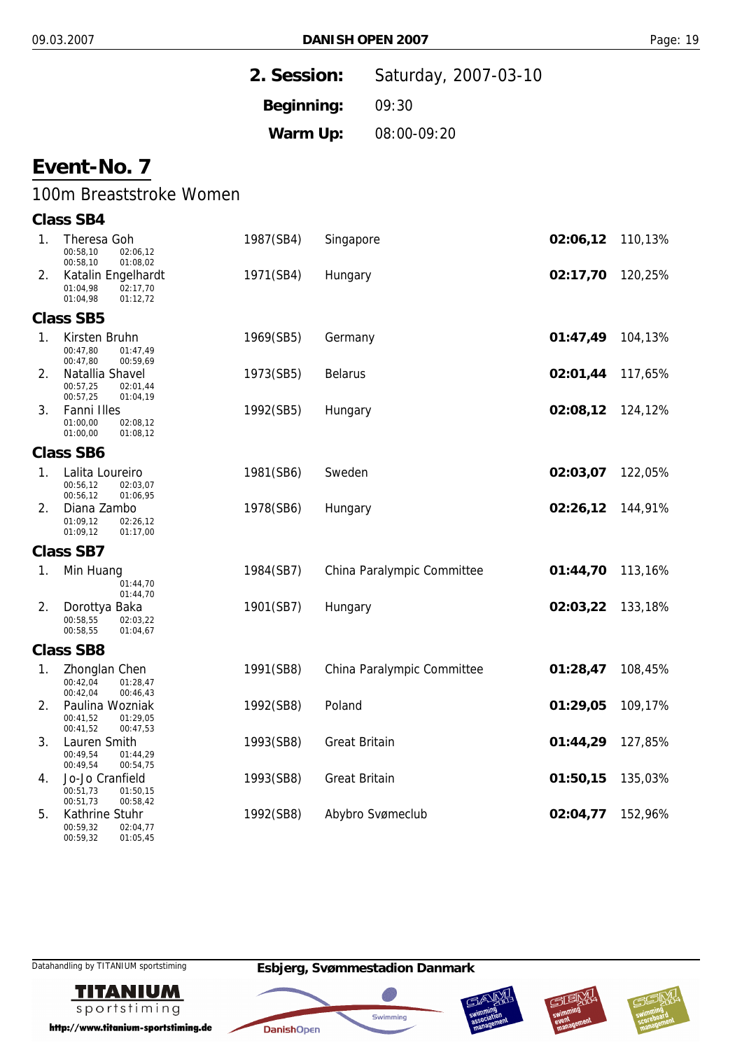**2. Session:** Saturday, 2007-03-10

**Beginning:** 09:30

**Warm Up:** 08:00-09:20

# Event-No. 7

## 100m Breaststroke Women

### Class SB4

| Rank | Name | Splits | Year (Class) | Club | Time | % |
|---|---|---|---|---|---|---|
| 1. | Theresa Goh | 00:58,10 02:06,12 / 00:58,10 01:08,02 | 1987(SB4) | Singapore | **02:06,12** | 110,13% |
| 2. | Katalin Engelhardt | 01:04,98 02:17,70 / 01:04,98 01:12,72 | 1971(SB4) | Hungary | **02:17,70** | 120,25% |

### Class SB5

| Rank | Name | Splits | Year (Class) | Club | Time | % |
|---|---|---|---|---|---|---|
| 1. | Kirsten Bruhn | 00:47,80 01:47,49 / 00:47,80 00:59,69 | 1969(SB5) | Germany | **01:47,49** | 104,13% |
| 2. | Natallia Shavel | 00:57,25 02:01,44 / 00:57,25 01:04,19 | 1973(SB5) | Belarus | **02:01,44** | 117,65% |
| 3. | Fanni Illes | 01:00,00 02:08,12 / 01:00,00 01:08,12 | 1992(SB5) | Hungary | **02:08,12** | 124,12% |

### Class SB6

| Rank | Name | Splits | Year (Class) | Club | Time | % |
|---|---|---|---|---|---|---|
| 1. | Lalita Loureiro | 00:56,12 02:03,07 / 00:56,12 01:06,95 | 1981(SB6) | Sweden | **02:03,07** | 122,05% |
| 2. | Diana Zambo | 01:09,12 02:26,12 / 01:09,12 01:17,00 | 1978(SB6) | Hungary | **02:26,12** | 144,91% |

### Class SB7

| Rank | Name | Splits | Year (Class) | Club | Time | % |
|---|---|---|---|---|---|---|
| 1. | Min Huang | 01:44,70 / 01:44,70 | 1984(SB7) | China Paralympic Committee | **01:44,70** | 113,16% |
| 2. | Dorottya Baka | 00:58,55 02:03,22 / 00:58,55 01:04,67 | 1901(SB7) | Hungary | **02:03,22** | 133,18% |

### Class SB8

| Rank | Name | Splits | Year (Class) | Club | Time | % |
|---|---|---|---|---|---|---|
| 1. | Zhonglan Chen | 00:42,04 01:28,47 / 00:42,04 00:46,43 | 1991(SB8) | China Paralympic Committee | **01:28,47** | 108,45% |
| 2. | Paulina Wozniak | 00:41,52 01:29,05 / 00:41,52 00:47,53 | 1992(SB8) | Poland | **01:29,05** | 109,17% |
| 3. | Lauren Smith | 00:49,54 01:44,29 / 00:49,54 00:54,75 | 1993(SB8) | Great Britain | **01:44,29** | 127,85% |
| 4. | Jo-Jo Cranfield | 00:51,73 01:50,15 / 00:51,73 00:58,42 | 1993(SB8) | Great Britain | **01:50,15** | 135,03% |
| 5. | Kathrine Stuhr | 00:59,32 02:04,77 / 00:59,32 01:05,45 | 1992(SB8) | Abybro Svømeclub | **02:04,77** | 152,96% |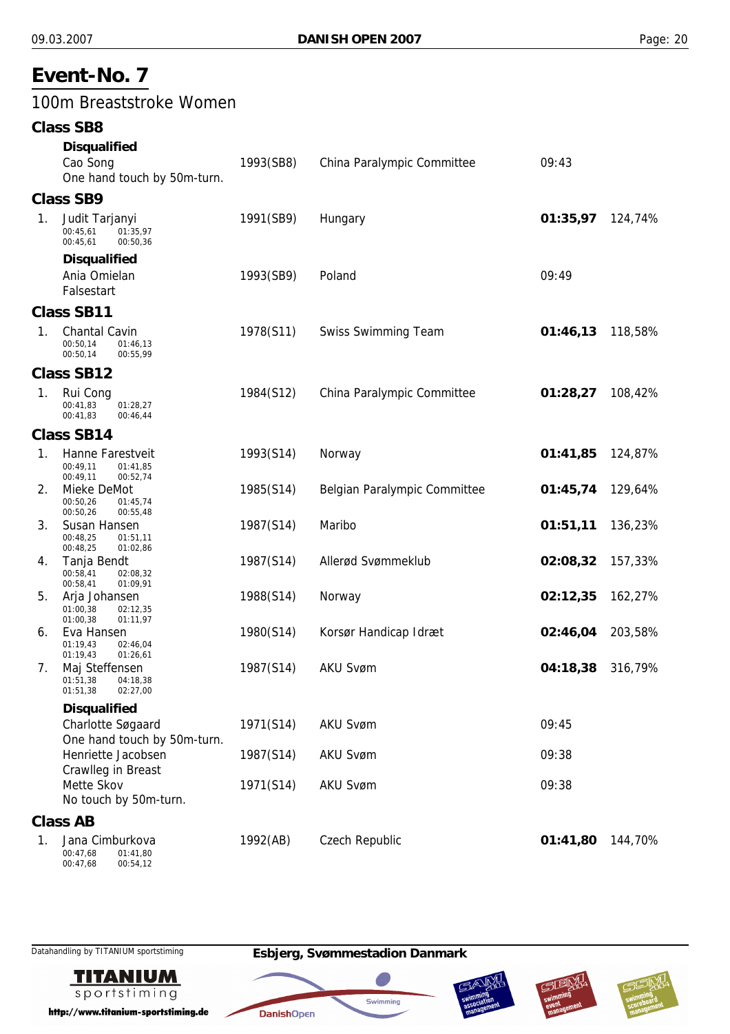# Event-No. 7

## 100m Breaststroke Women

### Class SB8

**Disqualified**

| | Name | Year | Club | Time | % |
|---|---|---|---|---|---|
| | Cao Song<br>One hand touch by 50m-turn. | 1993(SB8) | China Paralympic Committee | 09:43 | |

### Class SB9

| | Name | Year | Club | Time | % |
|---|---|---|---|---|---|
| 1. | Judit Tarjanyi<br>00:45,61 01:35,97<br>00:45,61 00:50,36 | 1991(SB9) | Hungary | **01:35,97** | 124,74% |

**Disqualified**

| | Name | Year | Club | Time | % |
|---|---|---|---|---|---|
| | Ania Omielan<br>Falsestart | 1993(SB9) | Poland | 09:49 | |

### Class SB11

| | Name | Year | Club | Time | % |
|---|---|---|---|---|---|
| 1. | Chantal Cavin<br>00:50,14 01:46,13<br>00:50,14 00:55,99 | 1978(S11) | Swiss Swimming Team | **01:46,13** | 118,58% |

### Class SB12

| | Name | Year | Club | Time | % |
|---|---|---|---|---|---|
| 1. | Rui Cong<br>00:41,83 01:28,27<br>00:41,83 00:46,44 | 1984(S12) | China Paralympic Committee | **01:28,27** | 108,42% |

### Class SB14

| | Name | Year | Club | Time | % |
|---|---|---|---|---|---|
| 1. | Hanne Farestveit<br>00:49,11 01:41,85<br>00:49,11 00:52,74 | 1993(S14) | Norway | **01:41,85** | 124,87% |
| 2. | Mieke DeMot<br>00:50,26 01:45,74<br>00:50,26 00:55,48 | 1985(S14) | Belgian Paralympic Committee | **01:45,74** | 129,64% |
| 3. | Susan Hansen<br>00:48,25 01:51,11<br>00:48,25 01:02,86 | 1987(S14) | Maribo | **01:51,11** | 136,23% |
| 4. | Tanja Bendt<br>00:58,41 02:08,32<br>00:58,41 01:09,91 | 1987(S14) | Allerød Svømmeklub | **02:08,32** | 157,33% |
| 5. | Arja Johansen<br>01:00,38 02:12,35<br>01:00,38 01:11,97 | 1988(S14) | Norway | **02:12,35** | 162,27% |
| 6. | Eva Hansen<br>01:19,43 02:46,04<br>01:19,43 01:26,61 | 1980(S14) | Korsør Handicap Idræt | **02:46,04** | 203,58% |
| 7. | Maj Steffensen<br>01:51,38 04:18,38<br>01:51,38 02:27,00 | 1987(S14) | AKU Svøm | **04:18,38** | 316,79% |

**Disqualified**

| | Name | Year | Club | Time | % |
|---|---|---|---|---|---|
| | Charlotte Søgaard<br>One hand touch by 50m-turn. | 1971(S14) | AKU Svøm | 09:45 | |
| | Henriette Jacobsen<br>Crawlleg in Breast | 1987(S14) | AKU Svøm | 09:38 | |
| | Mette Skov<br>No touch by 50m-turn. | 1971(S14) | AKU Svøm | 09:38 | |

### Class AB

| | Name | Year | Club | Time | % |
|---|---|---|---|---|---|
| 1. | Jana Cimburkova<br>00:47,68 01:41,80<br>00:47,68 00:54,12 | 1992(AB) | Czech Republic | **01:41,80** | 144,70% |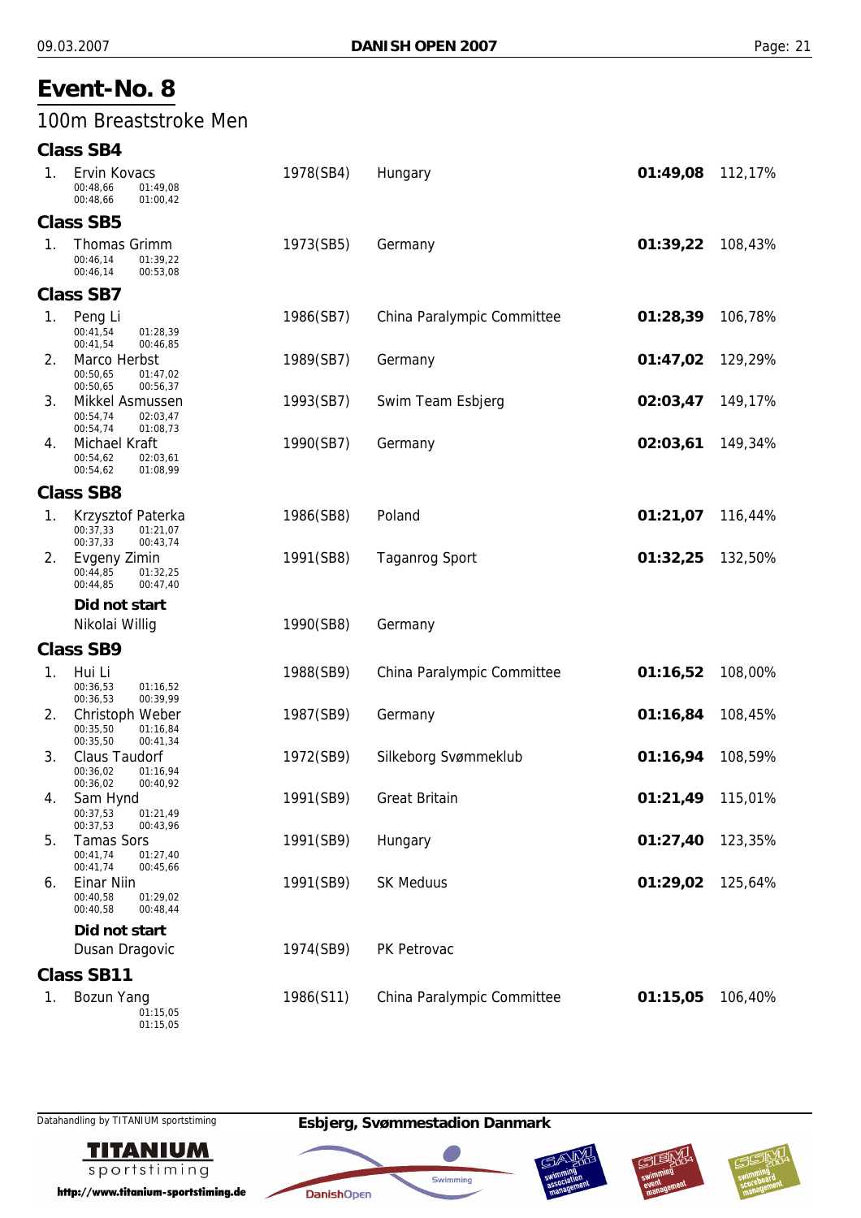# Event-No. 8

## 100m Breaststroke Men

### Class SB4

| Place | Name | Splits | Year (Class) | Club | Time | % |
|---|---|---|---|---|---|---|
| 1. | Ervin Kovacs | 00:48,66 01:49,08 / 00:48,66 01:00,42 | 1978(SB4) | Hungary | **01:49,08** | 112,17% |

### Class SB5

| Place | Name | Splits | Year (Class) | Club | Time | % |
|---|---|---|---|---|---|---|
| 1. | Thomas Grimm | 00:46,14 01:39,22 / 00:46,14 00:53,08 | 1973(SB5) | Germany | **01:39,22** | 108,43% |

### Class SB7

| Place | Name | Splits | Year (Class) | Club | Time | % |
|---|---|---|---|---|---|---|
| 1. | Peng Li | 00:41,54 01:28,39 / 00:41,54 00:46,85 | 1986(SB7) | China Paralympic Committee | **01:28,39** | 106,78% |
| 2. | Marco Herbst | 00:50,65 01:47,02 / 00:50,65 00:56,37 | 1989(SB7) | Germany | **01:47,02** | 129,29% |
| 3. | Mikkel Asmussen | 00:54,74 02:03,47 / 00:54,74 01:08,73 | 1993(SB7) | Swim Team Esbjerg | **02:03,47** | 149,17% |
| 4. | Michael Kraft | 00:54,62 02:03,61 / 00:54,62 01:08,99 | 1990(SB7) | Germany | **02:03,61** | 149,34% |

### Class SB8

| Place | Name | Splits | Year (Class) | Club | Time | % |
|---|---|---|---|---|---|---|
| 1. | Krzysztof Paterka | 00:37,33 01:21,07 / 00:37,33 00:43,74 | 1986(SB8) | Poland | **01:21,07** | 116,44% |
| 2. | Evgeny Zimin | 00:44,85 01:32,25 / 00:44,85 00:47,40 | 1991(SB8) | Taganrog Sport | **01:32,25** | 132,50% |

**Did not start**

| Name | Year (Class) | Club |
|---|---|---|
| Nikolai Willig | 1990(SB8) | Germany |

### Class SB9

| Place | Name | Splits | Year (Class) | Club | Time | % |
|---|---|---|---|---|---|---|
| 1. | Hui Li | 00:36,53 01:16,52 / 00:36,53 00:39,99 | 1988(SB9) | China Paralympic Committee | **01:16,52** | 108,00% |
| 2. | Christoph Weber | 00:35,50 01:16,84 / 00:35,50 00:41,34 | 1987(SB9) | Germany | **01:16,84** | 108,45% |
| 3. | Claus Taudorf | 00:36,02 01:16,94 / 00:36,02 00:40,92 | 1972(SB9) | Silkeborg Svømmeklub | **01:16,94** | 108,59% |
| 4. | Sam Hynd | 00:37,53 01:21,49 / 00:37,53 00:43,96 | 1991(SB9) | Great Britain | **01:21,49** | 115,01% |
| 5. | Tamas Sors | 00:41,74 01:27,40 / 00:41,74 00:45,66 | 1991(SB9) | Hungary | **01:27,40** | 123,35% |
| 6. | Einar Niin | 00:40,58 01:29,02 / 00:40,58 00:48,44 | 1991(SB9) | SK Meduus | **01:29,02** | 125,64% |

**Did not start**

| Name | Year (Class) | Club |
|---|---|---|
| Dusan Dragovic | 1974(SB9) | PK Petrovac |

### Class SB11

| Place | Name | Splits | Year (Class) | Club | Time | % |
|---|---|---|---|---|---|---|
| 1. | Bozun Yang | 01:15,05 / 01:15,05 | 1986(S11) | China Paralympic Committee | **01:15,05** | 106,40% |

Datahandling by TITANIUM sportstiming

**Esbjerg, Svømmestadion Danmark**

http://www.titanium-sportstiming.de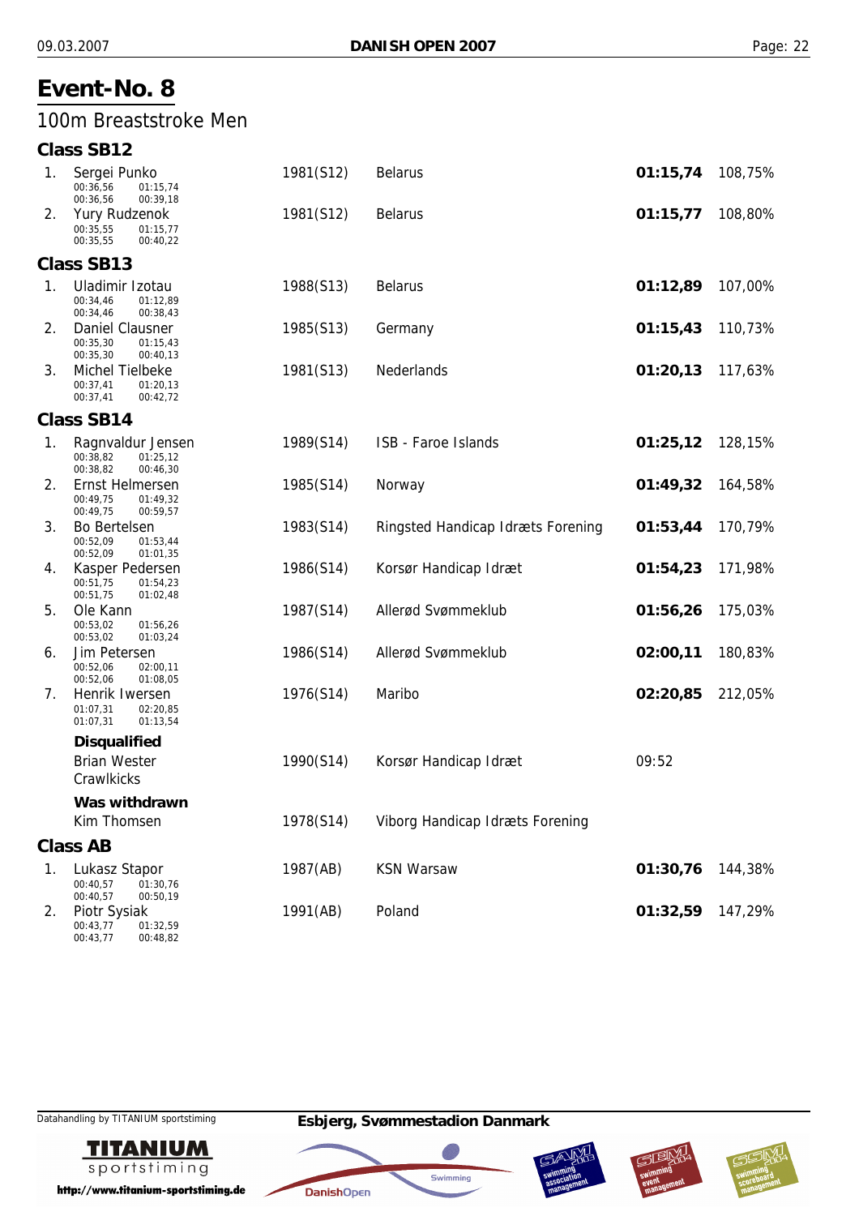# Event-No. 8

## 100m Breaststroke Men

### Class SB12

| Place | Name | Year (Class) | Club | Time | % |
|---|---|---|---|---|---|
| 1. | Sergei Punko<br>00:36,56 01:15,74<br>00:36,56 00:39,18 | 1981(S12) | Belarus | **01:15,74** | 108,75% |
| 2. | Yury Rudzenok<br>00:35,55 01:15,77<br>00:35,55 00:40,22 | 1981(S12) | Belarus | **01:15,77** | 108,80% |

### Class SB13

| Place | Name | Year (Class) | Club | Time | % |
|---|---|---|---|---|---|
| 1. | Uladimir Izotau<br>00:34,46 01:12,89<br>00:34,46 00:38,43 | 1988(S13) | Belarus | **01:12,89** | 107,00% |
| 2. | Daniel Clausner<br>00:35,30 01:15,43<br>00:35,30 00:40,13 | 1985(S13) | Germany | **01:15,43** | 110,73% |
| 3. | Michel Tielbeke<br>00:37,41 01:20,13<br>00:37,41 00:42,72 | 1981(S13) | Nederlands | **01:20,13** | 117,63% |

### Class SB14

| Place | Name | Year (Class) | Club | Time | % |
|---|---|---|---|---|---|
| 1. | Ragnvaldur Jensen<br>00:38,82 01:25,12<br>00:38,82 00:46,30 | 1989(S14) | ISB - Faroe Islands | **01:25,12** | 128,15% |
| 2. | Ernst Helmersen<br>00:49,75 01:49,32<br>00:49,75 00:59,57 | 1985(S14) | Norway | **01:49,32** | 164,58% |
| 3. | Bo Bertelsen<br>00:52,09 01:53,44<br>00:52,09 01:01,35 | 1983(S14) | Ringsted Handicap Idræts Forening | **01:53,44** | 170,79% |
| 4. | Kasper Pedersen<br>00:51,75 01:54,23<br>00:51,75 01:02,48 | 1986(S14) | Korsør Handicap Idræt | **01:54,23** | 171,98% |
| 5. | Ole Kann<br>00:53,02 01:56,26<br>00:53,02 01:03,24 | 1987(S14) | Allerød Svømmeklub | **01:56,26** | 175,03% |
| 6. | Jim Petersen<br>00:52,06 02:00,11<br>00:52,06 01:08,05 | 1986(S14) | Allerød Svømmeklub | **02:00,11** | 180,83% |
| 7. | Henrik Iwersen<br>01:07,31 02:20,85<br>01:07,31 01:13,54 | 1976(S14) | Maribo | **02:20,85** | 212,05% |

**Disqualified**

| Name | Year (Class) | Club | Time |
|---|---|---|---|
| Brian Wester<br>Crawlkicks | 1990(S14) | Korsør Handicap Idræt | 09:52 |

**Was withdrawn**

| Name | Year (Class) | Club |
|---|---|---|
| Kim Thomsen | 1978(S14) | Viborg Handicap Idræts Forening |

### Class AB

| Place | Name | Year (Class) | Club | Time | % |
|---|---|---|---|---|---|
| 1. | Lukasz Stapor<br>00:40,57 01:30,76<br>00:40,57 00:50,19 | 1987(AB) | KSN Warsaw | **01:30,76** | 144,38% |
| 2. | Piotr Sysiak<br>00:43,77 01:32,59<br>00:43,77 00:48,82 | 1991(AB) | Poland | **01:32,59** | 147,29% |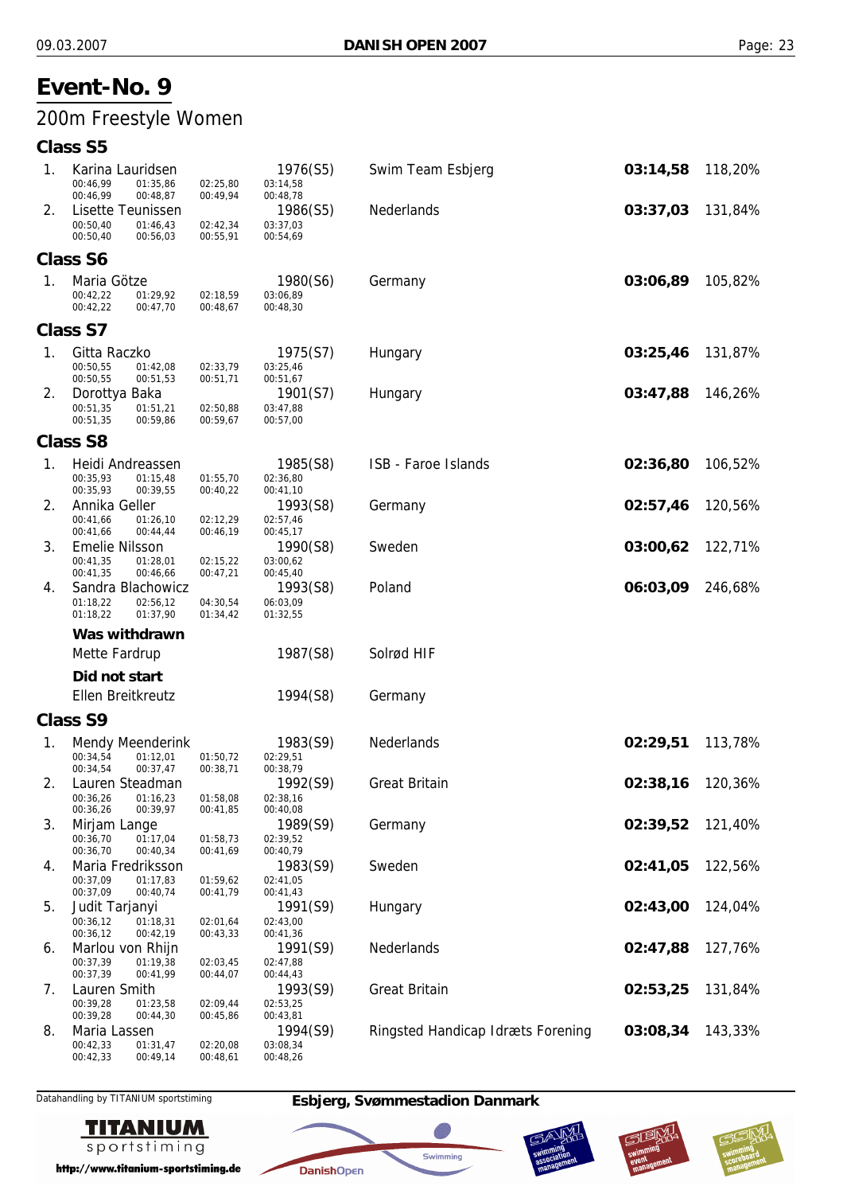# Event-No. 9

## 200m Freestyle Women

### Class S5

1. Karina Lauridsen — 1976(S5) — Swim Team Esbjerg — **03:14,58** — 118,20%
   - 00:46,99 01:35,86 02:25,80 03:14,58
   - 00:46,99 00:48,87 00:49,94 00:48,78
2. Lisette Teunissen — 1986(S5) — Nederlands — **03:37,03** — 131,84%
   - 00:50,40 01:46,43 02:42,34 03:37,03
   - 00:50,40 00:56,03 00:55,91 00:54,69

### Class S6

1. Maria Götze — 1980(S6) — Germany — **03:06,89** — 105,82%
   - 00:42,22 01:29,92 02:18,59 03:06,89
   - 00:42,22 00:47,70 00:48,67 00:48,30

### Class S7

1. Gitta Raczko — 1975(S7) — Hungary — **03:25,46** — 131,87%
   - 00:50,55 01:42,08 02:33,79 03:25,46
   - 00:50,55 00:51,53 00:51,71 00:51,67
2. Dorottya Baka — 1901(S7) — Hungary — **03:47,88** — 146,26%
   - 00:51,35 01:51,21 02:50,88 03:47,88
   - 00:51,35 00:59,86 00:59,67 00:57,00

### Class S8

1. Heidi Andreassen — 1985(S8) — ISB - Faroe Islands — **02:36,80** — 106,52%
   - 00:35,93 01:15,48 01:55,70 02:36,80
   - 00:35,93 00:39,55 00:40,22 00:41,10
2. Annika Geller — 1993(S8) — Germany — **02:57,46** — 120,56%
   - 00:41,66 01:26,10 02:12,29 02:57,46
   - 00:41,66 00:44,44 00:46,19 00:45,17
3. Emelie Nilsson — 1990(S8) — Sweden — **03:00,62** — 122,71%
   - 00:41,35 01:28,01 02:15,22 03:00,62
   - 00:41,35 00:46,66 00:47,21 00:45,40
4. Sandra Blachowicz — 1993(S8) — Poland — **06:03,09** — 246,68%
   - 01:18,22 02:56,12 04:30,54 06:03,09
   - 01:18,22 01:37,90 01:34,42 01:32,55

**Was withdrawn**

Mette Fardrup — 1987(S8) — Solrød HIF

**Did not start**

Ellen Breitkreutz — 1994(S8) — Germany

### Class S9

1. Mendy Meenderink — 1983(S9) — Nederlands — **02:29,51** — 113,78%
   - 00:34,54 01:12,01 01:50,72 02:29,51
   - 00:34,54 00:37,47 00:38,71 00:38,79
2. Lauren Steadman — 1992(S9) — Great Britain — **02:38,16** — 120,36%
   - 00:36,26 01:16,23 01:58,08 02:38,16
   - 00:36,26 00:39,97 00:41,85 00:40,08
3. Mirjam Lange — 1989(S9) — Germany — **02:39,52** — 121,40%
   - 00:36,70 01:17,04 01:58,73 02:39,52
   - 00:36,70 00:40,34 00:41,69 00:40,79
4. Maria Fredriksson — 1983(S9) — Sweden — **02:41,05** — 122,56%
   - 00:37,09 01:17,83 01:59,62 02:41,05
   - 00:37,09 00:40,74 00:41,79 00:41,43
5. Judit Tarjanyi — 1991(S9) — Hungary — **02:43,00** — 124,04%
   - 00:36,12 01:18,31 02:01,64 02:43,00
   - 00:36,12 00:42,19 00:43,33 00:41,36
6. Marlou von Rhijn — 1991(S9) — Nederlands — **02:47,88** — 127,76%
   - 00:37,39 01:19,38 02:03,45 02:47,88
   - 00:37,39 00:41,99 00:44,07 00:44,43
7. Lauren Smith — 1993(S9) — Great Britain — **02:53,25** — 131,84%
   - 00:39,28 01:23,58 02:09,44 02:53,25
   - 00:39,28 00:44,30 00:45,86 00:43,81
8. Maria Lassen — 1994(S9) — Ringsted Handicap Idræts Forening — **03:08,34** — 143,33%
   - 00:42,33 01:31,47 02:20,08 03:08,34
   - 00:42,33 00:49,14 00:48,61 00:48,26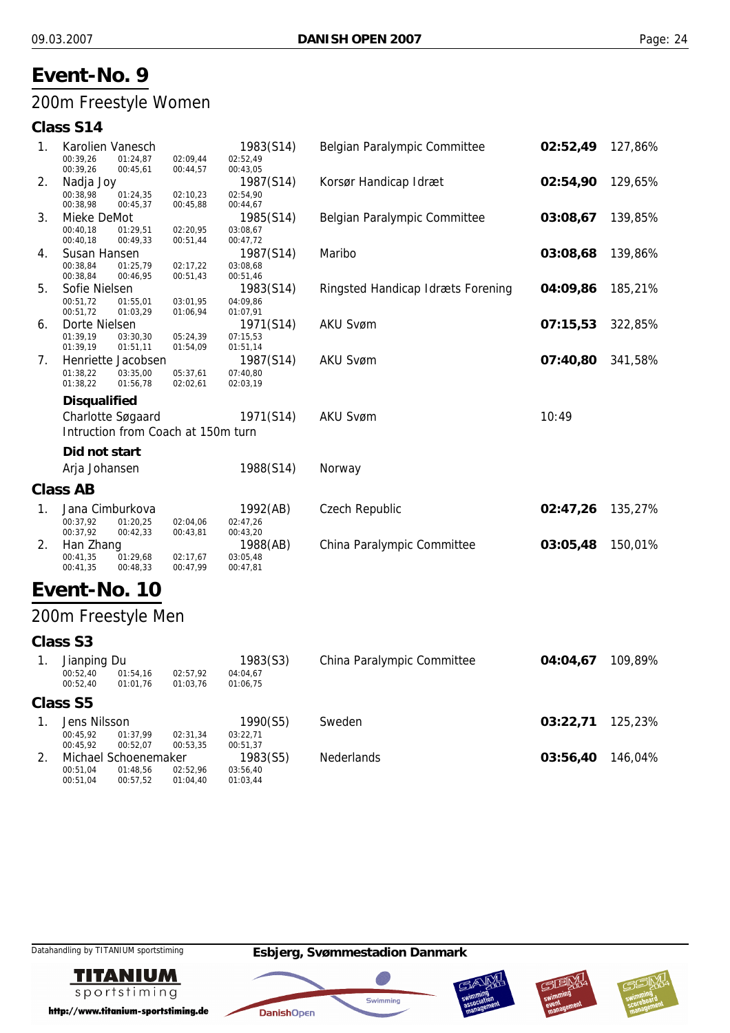# Event-No. 9

## 200m Freestyle Women

### Class S14

| Place | Name | Year (Class) | Club | Time | % |
|---|---|---|---|---|---|
| 1. | Karolien Vanesch | 1983(S14) | Belgian Paralympic Committee | **02:52,49** | 127,86% |
| | 00:39,26 01:24,87 02:09,44 02:52,49 | | | | |
| | 00:39,26 00:45,61 00:44,57 00:43,05 | | | | |
| 2. | Nadja Joy | 1987(S14) | Korsør Handicap Idræt | **02:54,90** | 129,65% |
| | 00:38,98 01:24,35 02:10,23 02:54,90 | | | | |
| | 00:38,98 00:45,37 00:45,88 00:44,67 | | | | |
| 3. | Mieke DeMot | 1985(S14) | Belgian Paralympic Committee | **03:08,67** | 139,85% |
| | 00:40,18 01:29,51 02:20,95 03:08,67 | | | | |
| | 00:40,18 00:49,33 00:51,44 00:47,72 | | | | |
| 4. | Susan Hansen | 1987(S14) | Maribo | **03:08,68** | 139,86% |
| | 00:38,84 01:25,79 02:17,22 03:08,68 | | | | |
| | 00:38,84 00:46,95 00:51,43 00:51,46 | | | | |
| 5. | Sofie Nielsen | 1983(S14) | Ringsted Handicap Idræts Forening | **04:09,86** | 185,21% |
| | 00:51,72 01:55,01 03:01,95 04:09,86 | | | | |
| | 00:51,72 01:03,29 01:06,94 01:07,91 | | | | |
| 6. | Dorte Nielsen | 1971(S14) | AKU Svøm | **07:15,53** | 322,85% |
| | 01:39,19 03:30,30 05:24,39 07:15,53 | | | | |
| | 01:39,19 01:51,11 01:54,09 01:51,14 | | | | |
| 7. | Henriette Jacobsen | 1987(S14) | AKU Svøm | **07:40,80** | 341,58% |
| | 01:38,22 03:35,00 05:37,61 07:40,80 | | | | |
| | 01:38,22 01:56,78 02:02,61 02:03,19 | | | | |

**Disqualified**

| Name | Year (Class) | Club | |
|---|---|---|---|
| Charlotte Søgaard | 1971(S14) | AKU Svøm | 10:49 |

Intruction from Coach at 150m turn

**Did not start**

| Name | Year (Class) | Club |
|---|---|---|
| Arja Johansen | 1988(S14) | Norway |

### Class AB

| Place | Name | Year (Class) | Club | Time | % |
|---|---|---|---|---|---|
| 1. | Jana Cimburkova | 1992(AB) | Czech Republic | **02:47,26** | 135,27% |
| | 00:37,92 01:20,25 02:04,06 02:47,26 | | | | |
| | 00:37,92 00:42,33 00:43,81 00:43,20 | | | | |
| 2. | Han Zhang | 1988(AB) | China Paralympic Committee | **03:05,48** | 150,01% |
| | 00:41,35 01:29,68 02:17,67 03:05,48 | | | | |
| | 00:41,35 00:48,33 00:47,99 00:47,81 | | | | |

# Event-No. 10

## 200m Freestyle Men

### Class S3

| Place | Name | Year (Class) | Club | Time | % |
|---|---|---|---|---|---|
| 1. | Jianping Du | 1983(S3) | China Paralympic Committee | **04:04,67** | 109,89% |
| | 00:52,40 01:54,16 02:57,92 04:04,67 | | | | |
| | 00:52,40 01:01,76 01:03,76 01:06,75 | | | | |

### Class S5

| Place | Name | Year (Class) | Club | Time | % |
|---|---|---|---|---|---|
| 1. | Jens Nilsson | 1990(S5) | Sweden | **03:22,71** | 125,23% |
| | 00:45,92 01:37,99 02:31,34 03:22,71 | | | | |
| | 00:45,92 00:52,07 00:53,35 00:51,37 | | | | |
| 2. | Michael Schoenemaker | 1983(S5) | Nederlands | **03:56,40** | 146,04% |
| | 00:51,04 01:48,56 02:52,96 03:56,40 | | | | |
| | 00:51,04 00:57,52 01:04,40 01:03,44 | | | | |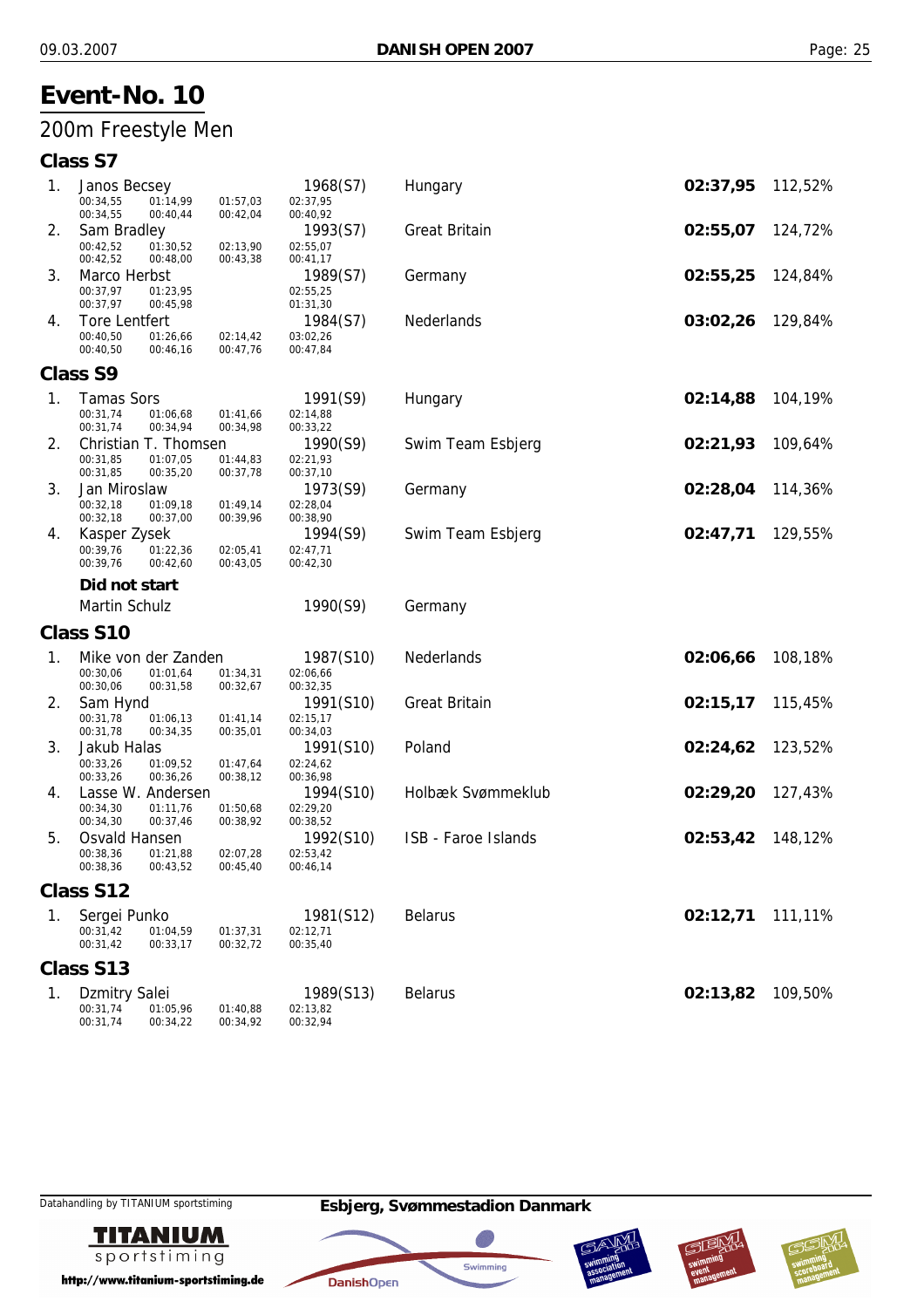# Event-No. 10

## 200m Freestyle Men

### Class S7

| Place | Name | Year (Class) | Club | Time | % |
|---|---|---|---|---|---|
| 1. | Janos Becsey | 1968(S7) | Hungary | **02:37,95** | 112,52% |
| | 00:34,55 01:14,99 01:57,03 02:37,95 | | | | |
| | 00:34,55 00:40,44 00:42,04 00:40,92 | | | | |
| 2. | Sam Bradley | 1993(S7) | Great Britain | **02:55,07** | 124,72% |
| | 00:42,52 01:30,52 02:13,90 02:55,07 | | | | |
| | 00:42,52 00:48,00 00:43,38 00:41,17 | | | | |
| 3. | Marco Herbst | 1989(S7) | Germany | **02:55,25** | 124,84% |
| | 00:37,97 01:23,95 02:55,25 | | | | |
| | 00:37,97 00:45,98 01:31,30 | | | | |
| 4. | Tore Lentfert | 1984(S7) | Nederlands | **03:02,26** | 129,84% |
| | 00:40,50 01:26,66 02:14,42 03:02,26 | | | | |
| | 00:40,50 00:46,16 00:47,76 00:47,84 | | | | |

### Class S9

| Place | Name | Year (Class) | Club | Time | % |
|---|---|---|---|---|---|
| 1. | Tamas Sors | 1991(S9) | Hungary | **02:14,88** | 104,19% |
| | 00:31,74 01:06,68 01:41,66 02:14,88 | | | | |
| | 00:31,74 00:34,94 00:34,98 00:33,22 | | | | |
| 2. | Christian T. Thomsen | 1990(S9) | Swim Team Esbjerg | **02:21,93** | 109,64% |
| | 00:31,85 01:07,05 01:44,83 02:21,93 | | | | |
| | 00:31,85 00:35,20 00:37,78 00:37,10 | | | | |
| 3. | Jan Miroslaw | 1973(S9) | Germany | **02:28,04** | 114,36% |
| | 00:32,18 01:09,18 01:49,14 02:28,04 | | | | |
| | 00:32,18 00:37,00 00:39,96 00:38,90 | | | | |
| 4. | Kasper Zysek | 1994(S9) | Swim Team Esbjerg | **02:47,71** | 129,55% |
| | 00:39,76 01:22,36 02:05,41 02:47,71 | | | | |
| | 00:39,76 00:42,60 00:43,05 00:42,30 | | | | |

**Did not start**

| Name | Year (Class) | Club |
|---|---|---|
| Martin Schulz | 1990(S9) | Germany |

### Class S10

| Place | Name | Year (Class) | Club | Time | % |
|---|---|---|---|---|---|
| 1. | Mike von der Zanden | 1987(S10) | Nederlands | **02:06,66** | 108,18% |
| | 00:30,06 01:01,64 01:34,31 02:06,66 | | | | |
| | 00:30,06 00:31,58 00:32,67 00:32,35 | | | | |
| 2. | Sam Hynd | 1991(S10) | Great Britain | **02:15,17** | 115,45% |
| | 00:31,78 01:06,13 01:41,14 02:15,17 | | | | |
| | 00:31,78 00:34,35 00:35,01 00:34,03 | | | | |
| 3. | Jakub Halas | 1991(S10) | Poland | **02:24,62** | 123,52% |
| | 00:33,26 01:09,52 01:47,64 02:24,62 | | | | |
| | 00:33,26 00:36,26 00:38,12 00:36,98 | | | | |
| 4. | Lasse W. Andersen | 1994(S10) | Holbæk Svømmeklub | **02:29,20** | 127,43% |
| | 00:34,30 01:11,76 01:50,68 02:29,20 | | | | |
| | 00:34,30 00:37,46 00:38,92 00:38,52 | | | | |
| 5. | Osvald Hansen | 1992(S10) | ISB - Faroe Islands | **02:53,42** | 148,12% |
| | 00:38,36 01:21,88 02:07,28 02:53,42 | | | | |
| | 00:38,36 00:43,52 00:45,40 00:46,14 | | | | |

### Class S12

| Place | Name | Year (Class) | Club | Time | % |
|---|---|---|---|---|---|
| 1. | Sergei Punko | 1981(S12) | Belarus | **02:12,71** | 111,11% |
| | 00:31,42 01:04,59 01:37,31 02:12,71 | | | | |
| | 00:31,42 00:33,17 00:32,72 00:35,40 | | | | |

### Class S13

| Place | Name | Year (Class) | Club | Time | % |
|---|---|---|---|---|---|
| 1. | Dzmitry Salei | 1989(S13) | Belarus | **02:13,82** | 109,50% |
| | 00:31,74 01:05,96 01:40,88 02:13,82 | | | | |
| | 00:31,74 00:34,22 00:34,92 00:32,94 | | | | |

Datahandling by TITANIUM sportstiming — **Esbjerg, Svømmestadion Danmark**

http://www.titanium-sportstiming.de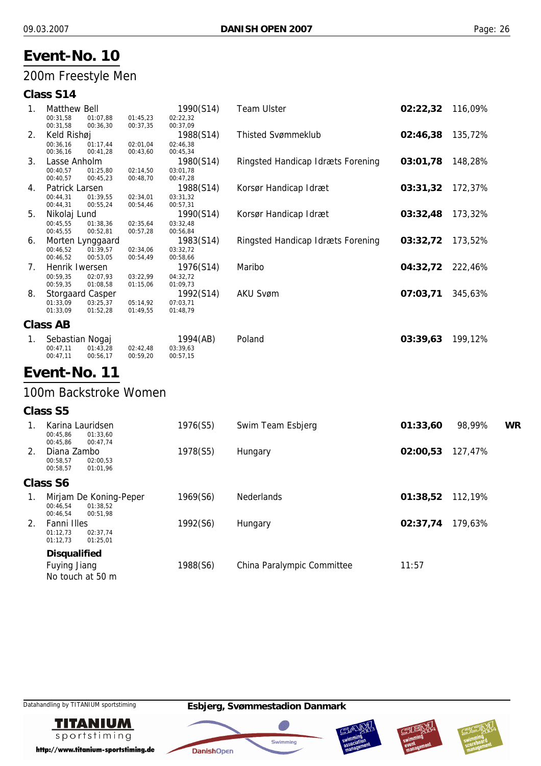# Event-No. 10

## 200m Freestyle Men

### Class S14

| Place | Name | Born | Club | Time | % | |
|---|---|---|---|---|---|---|
| 1. | Matthew Bell<br>00:31,58 01:07,88 01:45,23 02:22,32<br>00:31,58 00:36,30 00:37,35 00:37,09 | 1990(S14) | Team Ulster | **02:22,32** | 116,09% | |
| 2. | Keld Rishøj<br>00:36,16 01:17,44 02:01,04 02:46,38<br>00:36,16 00:41,28 00:43,60 00:45,34 | 1988(S14) | Thisted Svømmeklub | **02:46,38** | 135,72% | |
| 3. | Lasse Anholm<br>00:40,57 01:25,80 02:14,50 03:01,78<br>00:40,57 00:45,23 00:48,70 00:47,28 | 1980(S14) | Ringsted Handicap Idræts Forening | **03:01,78** | 148,28% | |
| 4. | Patrick Larsen<br>00:44,31 01:39,55 02:34,01 03:31,32<br>00:44,31 00:55,24 00:54,46 00:57,31 | 1988(S14) | Korsør Handicap Idræt | **03:31,32** | 172,37% | |
| 5. | Nikolaj Lund<br>00:45,55 01:38,36 02:35,64 03:32,48<br>00:45,55 00:52,81 00:57,28 00:56,84 | 1990(S14) | Korsør Handicap Idræt | **03:32,48** | 173,32% | |
| 6. | Morten Lynggaard<br>00:46,52 01:39,57 02:34,06 03:32,72<br>00:46,52 00:53,05 00:54,49 00:58,66 | 1983(S14) | Ringsted Handicap Idræts Forening | **03:32,72** | 173,52% | |
| 7. | Henrik Iwersen<br>00:59,35 02:07,93 03:22,99 04:32,72<br>00:59,35 01:08,58 01:15,06 01:09,73 | 1976(S14) | Maribo | **04:32,72** | 222,46% | |
| 8. | Storgaard Casper<br>01:33,09 03:25,37 05:14,92 07:03,71<br>01:33,09 01:52,28 01:49,55 01:48,79 | 1992(S14) | AKU Svøm | **07:03,71** | 345,63% | |

### Class AB

| Place | Name | Born | Club | Time | % | |
|---|---|---|---|---|---|---|
| 1. | Sebastian Nogaj<br>00:47,11 01:43,28 02:42,48 03:39,63<br>00:47,11 00:56,17 00:59,20 00:57,15 | 1994(AB) | Poland | **03:39,63** | 199,12% | |

# Event-No. 11

## 100m Backstroke Women

### Class S5

| Place | Name | Born | Club | Time | % | |
|---|---|---|---|---|---|---|
| 1. | Karina Lauridsen<br>00:45,86 01:33,60<br>00:45,86 00:47,74 | 1976(S5) | Swim Team Esbjerg | **01:33,60** | 98,99% | **WR** |
| 2. | Diana Zambo<br>00:58,57 02:00,53<br>00:58,57 01:01,96 | 1978(S5) | Hungary | **02:00,53** | 127,47% | |

### Class S6

| Place | Name | Born | Club | Time | % | |
|---|---|---|---|---|---|---|
| 1. | Mirjam De Koning-Peper<br>00:46,54 01:38,52<br>00:46,54 00:51,98 | 1969(S6) | Nederlands | **01:38,52** | 112,19% | |
| 2. | Fanni Illes<br>01:12,73 02:37,74<br>01:12,73 01:25,01 | 1992(S6) | Hungary | **02:37,74** | 179,63% | |

**Disqualified**

| Name | Born | Club | Time |
|---|---|---|---|
| Fuying Jiang<br>No touch at 50 m | 1988(S6) | China Paralympic Committee | 11:57 |

Datahandling by TITANIUM sportstiming

**Esbjerg, Svømmestadion Danmark**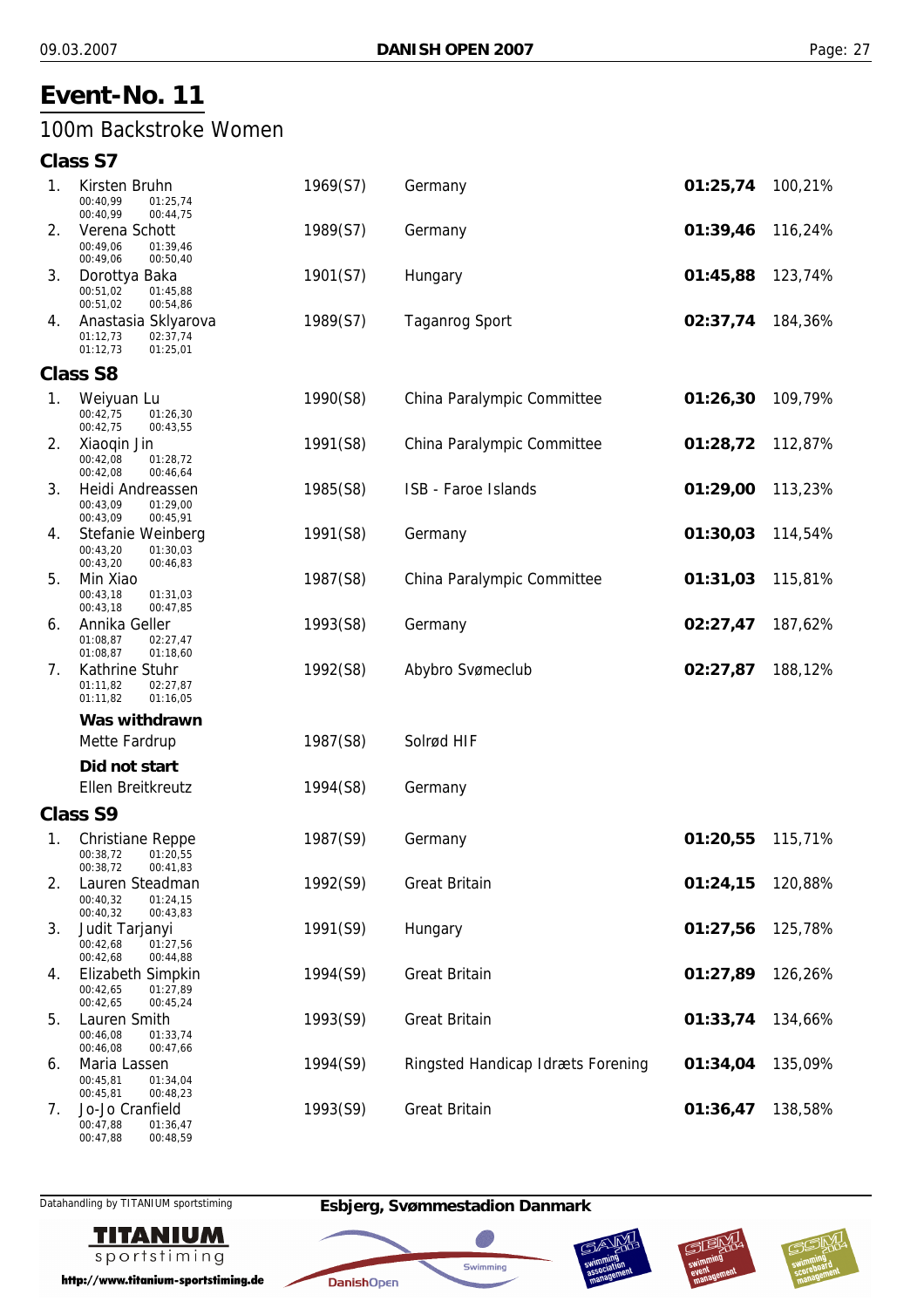# Event-No. 11

## 100m Backstroke Women

### Class S7

| Place | Name | Year (Class) | Club | Time | % |
|---|---|---|---|---|---|
| 1. | Kirsten Bruhn<br>00:40,99 01:25,74<br>00:40,99 00:44,75 | 1969(S7) | Germany | **01:25,74** | 100,21% |
| 2. | Verena Schott<br>00:49,06 01:39,46<br>00:49,06 00:50,40 | 1989(S7) | Germany | **01:39,46** | 116,24% |
| 3. | Dorottya Baka<br>00:51,02 01:45,88<br>00:51,02 00:54,86 | 1901(S7) | Hungary | **01:45,88** | 123,74% |
| 4. | Anastasia Sklyarova<br>01:12,73 02:37,74<br>01:12,73 01:25,01 | 1989(S7) | Taganrog Sport | **02:37,74** | 184,36% |

### Class S8

| Place | Name | Year (Class) | Club | Time | % |
|---|---|---|---|---|---|
| 1. | Weiyuan Lu<br>00:42,75 01:26,30<br>00:42,75 00:43,55 | 1990(S8) | China Paralympic Committee | **01:26,30** | 109,79% |
| 2. | Xiaoqin Jin<br>00:42,08 01:28,72<br>00:42,08 00:46,64 | 1991(S8) | China Paralympic Committee | **01:28,72** | 112,87% |
| 3. | Heidi Andreassen<br>00:43,09 01:29,00<br>00:43,09 00:45,91 | 1985(S8) | ISB - Faroe Islands | **01:29,00** | 113,23% |
| 4. | Stefanie Weinberg<br>00:43,20 01:30,03<br>00:43,20 00:46,83 | 1991(S8) | Germany | **01:30,03** | 114,54% |
| 5. | Min Xiao<br>00:43,18 01:31,03<br>00:43,18 00:47,85 | 1987(S8) | China Paralympic Committee | **01:31,03** | 115,81% |
| 6. | Annika Geller<br>01:08,87 02:27,47<br>01:08,87 01:18,60 | 1993(S8) | Germany | **02:27,47** | 187,62% |
| 7. | Kathrine Stuhr<br>01:11,82 02:27,87<br>01:11,82 01:16,05 | 1992(S8) | Abybro Svømeclub | **02:27,87** | 188,12% |

**Was withdrawn**

| Name | Year (Class) | Club |
|---|---|---|
| Mette Fardrup | 1987(S8) | Solrød HIF |

**Did not start**

| Name | Year (Class) | Club |
|---|---|---|
| Ellen Breitkreutz | 1994(S8) | Germany |

### Class S9

| Place | Name | Year (Class) | Club | Time | % |
|---|---|---|---|---|---|
| 1. | Christiane Reppe<br>00:38,72 01:20,55<br>00:38,72 00:41,83 | 1987(S9) | Germany | **01:20,55** | 115,71% |
| 2. | Lauren Steadman<br>00:40,32 01:24,15<br>00:40,32 00:43,83 | 1992(S9) | Great Britain | **01:24,15** | 120,88% |
| 3. | Judit Tarjanyi<br>00:42,68 01:27,56<br>00:42,68 00:44,88 | 1991(S9) | Hungary | **01:27,56** | 125,78% |
| 4. | Elizabeth Simpkin<br>00:42,65 01:27,89<br>00:42,65 00:45,24 | 1994(S9) | Great Britain | **01:27,89** | 126,26% |
| 5. | Lauren Smith<br>00:46,08 01:33,74<br>00:46,08 00:47,66 | 1993(S9) | Great Britain | **01:33,74** | 134,66% |
| 6. | Maria Lassen<br>00:45,81 01:34,04<br>00:45,81 00:48,23 | 1994(S9) | Ringsted Handicap Idræts Forening | **01:34,04** | 135,09% |
| 7. | Jo-Jo Cranfield<br>00:47,88 01:36,47<br>00:47,88 00:48,59 | 1993(S9) | Great Britain | **01:36,47** | 138,58% |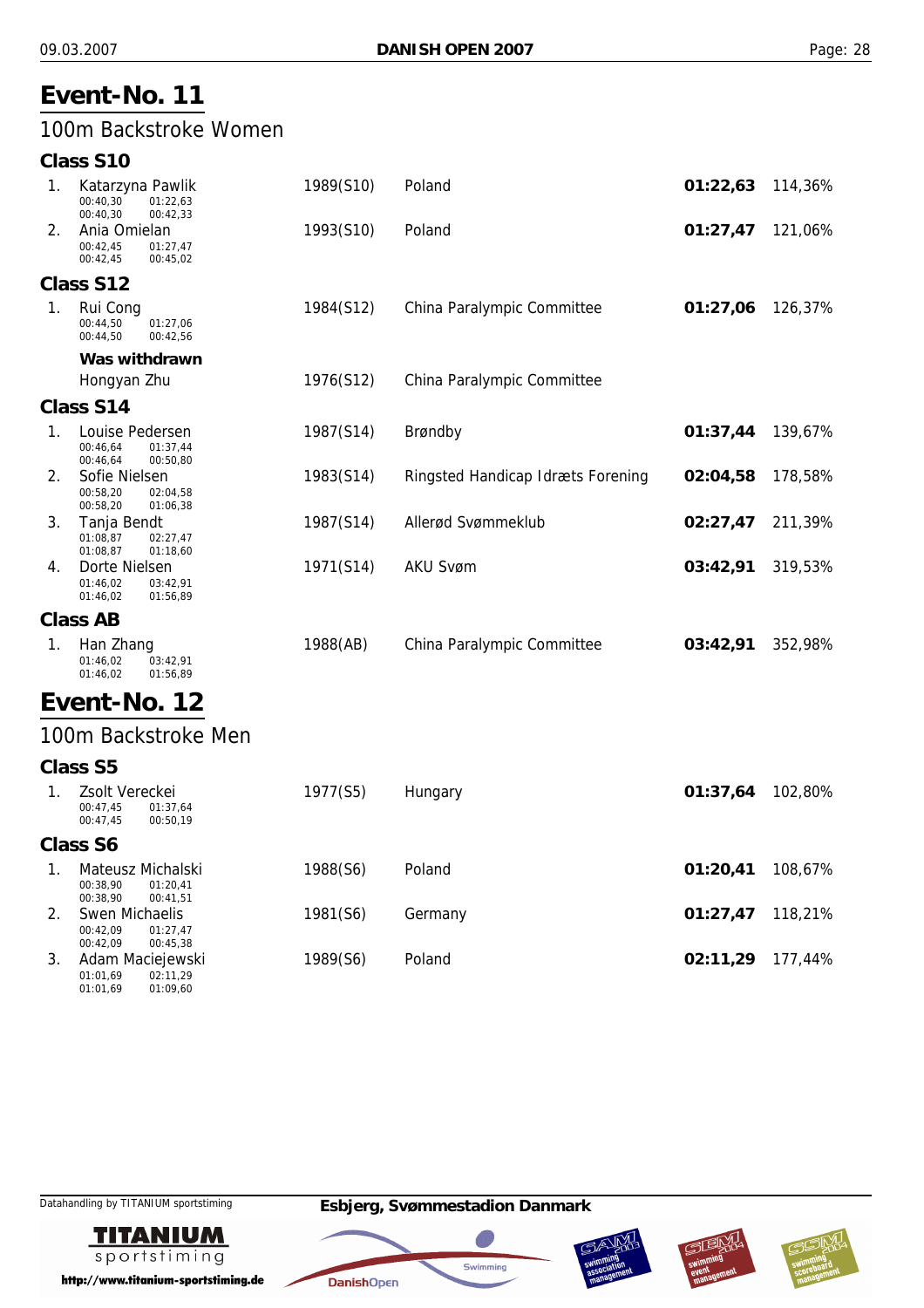# Event-No. 11

## 100m Backstroke Women

### Class S10

| Place | Name | Year (Class) | Club | Time | Points |
|---|---|---|---|---|---|
| 1. | Katarzyna Pawlik<br>00:40,30 01:22,63<br>00:40,30 00:42,33 | 1989(S10) | Poland | **01:22,63** | 114,36% |
| 2. | Ania Omielan<br>00:42,45 01:27,47<br>00:42,45 00:45,02 | 1993(S10) | Poland | **01:27,47** | 121,06% |

### Class S12

| Place | Name | Year (Class) | Club | Time | Points |
|---|---|---|---|---|---|
| 1. | Rui Cong<br>00:44,50 01:27,06<br>00:44,50 00:42,56 | 1984(S12) | China Paralympic Committee | **01:27,06** | 126,37% |

**Was withdrawn**

| Place | Name | Year (Class) | Club | Time | Points |
|---|---|---|---|---|---|
| | Hongyan Zhu | 1976(S12) | China Paralympic Committee | | |

### Class S14

| Place | Name | Year (Class) | Club | Time | Points |
|---|---|---|---|---|---|
| 1. | Louise Pedersen<br>00:46,64 01:37,44<br>00:46,64 00:50,80 | 1987(S14) | Brøndby | **01:37,44** | 139,67% |
| 2. | Sofie Nielsen<br>00:58,20 02:04,58<br>00:58,20 01:06,38 | 1983(S14) | Ringsted Handicap Idræts Forening | **02:04,58** | 178,58% |
| 3. | Tanja Bendt<br>01:08,87 02:27,47<br>01:08,87 01:18,60 | 1987(S14) | Allerød Svømmeklub | **02:27,47** | 211,39% |
| 4. | Dorte Nielsen<br>01:46,02 03:42,91<br>01:46,02 01:56,89 | 1971(S14) | AKU Svøm | **03:42,91** | 319,53% |

### Class AB

| Place | Name | Year (Class) | Club | Time | Points |
|---|---|---|---|---|---|
| 1. | Han Zhang<br>01:46,02 03:42,91<br>01:46,02 01:56,89 | 1988(AB) | China Paralympic Committee | **03:42,91** | 352,98% |

# Event-No. 12

## 100m Backstroke Men

### Class S5

| Place | Name | Year (Class) | Club | Time | Points |
|---|---|---|---|---|---|
| 1. | Zsolt Vereckei<br>00:47,45 01:37,64<br>00:47,45 00:50,19 | 1977(S5) | Hungary | **01:37,64** | 102,80% |

### Class S6

| Place | Name | Year (Class) | Club | Time | Points |
|---|---|---|---|---|---|
| 1. | Mateusz Michalski<br>00:38,90 01:20,41<br>00:38,90 00:41,51 | 1988(S6) | Poland | **01:20,41** | 108,67% |
| 2. | Swen Michaelis<br>00:42,09 01:27,47<br>00:42,09 00:45,38 | 1981(S6) | Germany | **01:27,47** | 118,21% |
| 3. | Adam Maciejewski<br>01:01,69 02:11,29<br>01:01,69 01:09,60 | 1989(S6) | Poland | **02:11,29** | 177,44% |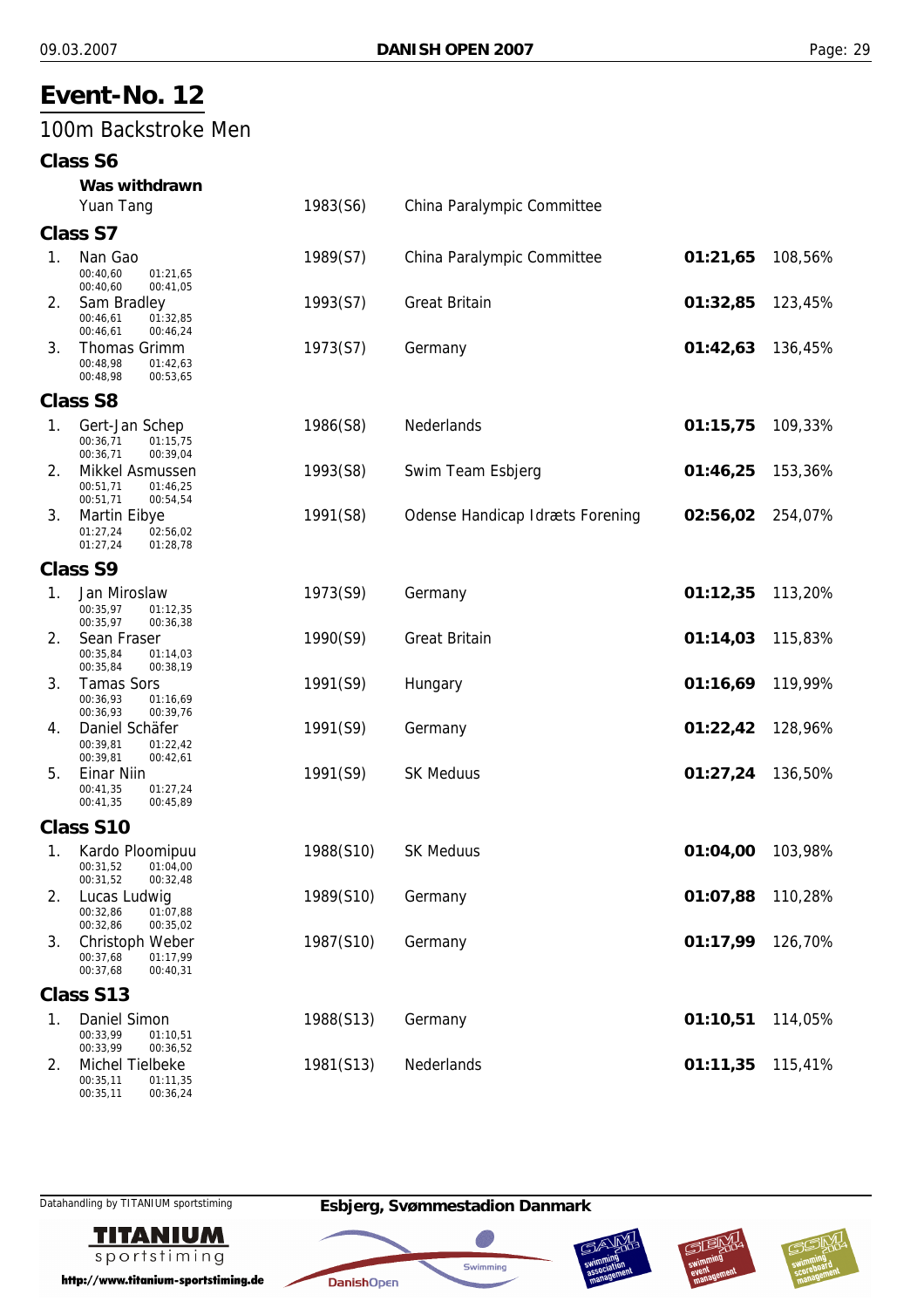# Event-No. 12

## 100m Backstroke Men

### Class S6

**Was withdrawn**

| | Name | Year | Club | Time | % |
|---|---|---|---|---|---|
| | Yuan Tang | 1983(S6) | China Paralympic Committee | | |

### Class S7

| Rank | Name | Year | Club | Time | % |
|---|---|---|---|---|---|
| 1. | Nan Gao<br>00:40,60 01:21,65<br>00:40,60 00:41,05 | 1989(S7) | China Paralympic Committee | **01:21,65** | 108,56% |
| 2. | Sam Bradley<br>00:46,61 01:32,85<br>00:46,61 00:46,24 | 1993(S7) | Great Britain | **01:32,85** | 123,45% |
| 3. | Thomas Grimm<br>00:48,98 01:42,63<br>00:48,98 00:53,65 | 1973(S7) | Germany | **01:42,63** | 136,45% |

### Class S8

| Rank | Name | Year | Club | Time | % |
|---|---|---|---|---|---|
| 1. | Gert-Jan Schep<br>00:36,71 01:15,75<br>00:36,71 00:39,04 | 1986(S8) | Nederlands | **01:15,75** | 109,33% |
| 2. | Mikkel Asmussen<br>00:51,71 01:46,25<br>00:51,71 00:54,54 | 1993(S8) | Swim Team Esbjerg | **01:46,25** | 153,36% |
| 3. | Martin Eibye<br>01:27,24 02:56,02<br>01:27,24 01:28,78 | 1991(S8) | Odense Handicap Idræts Forening | **02:56,02** | 254,07% |

### Class S9

| Rank | Name | Year | Club | Time | % |
|---|---|---|---|---|---|
| 1. | Jan Miroslaw<br>00:35,97 01:12,35<br>00:35,97 00:36,38 | 1973(S9) | Germany | **01:12,35** | 113,20% |
| 2. | Sean Fraser<br>00:35,84 01:14,03<br>00:35,84 00:38,19 | 1990(S9) | Great Britain | **01:14,03** | 115,83% |
| 3. | Tamas Sors<br>00:36,93 01:16,69<br>00:36,93 00:39,76 | 1991(S9) | Hungary | **01:16,69** | 119,99% |
| 4. | Daniel Schäfer<br>00:39,81 01:22,42<br>00:39,81 00:42,61 | 1991(S9) | Germany | **01:22,42** | 128,96% |
| 5. | Einar Niin<br>00:41,35 01:27,24<br>00:41,35 00:45,89 | 1991(S9) | SK Meduus | **01:27,24** | 136,50% |

### Class S10

| Rank | Name | Year | Club | Time | % |
|---|---|---|---|---|---|
| 1. | Kardo Ploomipuu<br>00:31,52 01:04,00<br>00:31,52 00:32,48 | 1988(S10) | SK Meduus | **01:04,00** | 103,98% |
| 2. | Lucas Ludwig<br>00:32,86 01:07,88<br>00:32,86 00:35,02 | 1989(S10) | Germany | **01:07,88** | 110,28% |
| 3. | Christoph Weber<br>00:37,68 01:17,99<br>00:37,68 00:40,31 | 1987(S10) | Germany | **01:17,99** | 126,70% |

### Class S13

| Rank | Name | Year | Club | Time | % |
|---|---|---|---|---|---|
| 1. | Daniel Simon<br>00:33,99 01:10,51<br>00:33,99 00:36,52 | 1988(S13) | Germany | **01:10,51** | 114,05% |
| 2. | Michel Tielbeke<br>00:35,11 01:11,35<br>00:35,11 00:36,24 | 1981(S13) | Nederlands | **01:11,35** | 115,41% |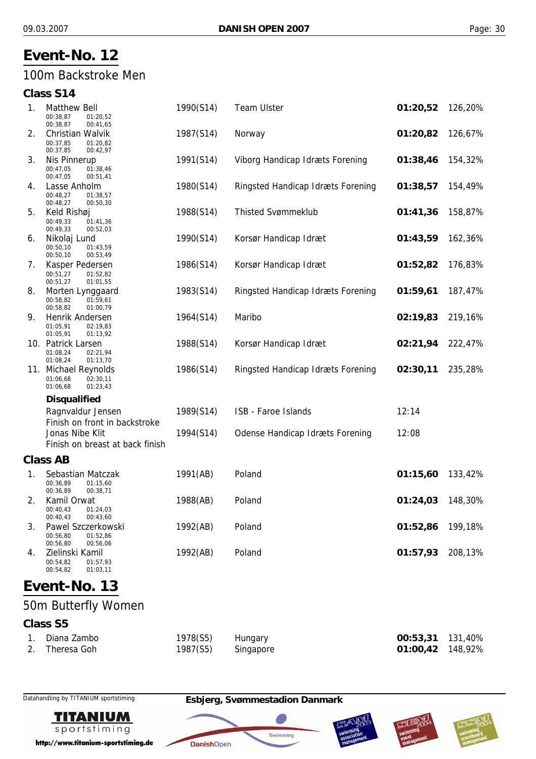# Event-No. 12

## 100m Backstroke Men

### Class S14

| Place | Name | Year (Class) | Club | Time | % |
|---|---|---|---|---|---|
| 1. | Matthew Bell<br>00:38,87 01:20,52<br>00:38,87 00:41,65 | 1990(S14) | Team Ulster | **01:20,52** | 126,20% |
| 2. | Christian Walvik<br>00:37,85 01:20,82<br>00:37,85 00:42,97 | 1987(S14) | Norway | **01:20,82** | 126,67% |
| 3. | Nis Pinnerup<br>00:47,05 01:38,46<br>00:47,05 00:51,41 | 1991(S14) | Viborg Handicap Idræts Forening | **01:38,46** | 154,32% |
| 4. | Lasse Anholm<br>00:48,27 01:38,57<br>00:48,27 00:50,30 | 1980(S14) | Ringsted Handicap Idræts Forening | **01:38,57** | 154,49% |
| 5. | Keld Rishøj<br>00:49,33 01:41,36<br>00:49,33 00:52,03 | 1988(S14) | Thisted Svømmeklub | **01:41,36** | 158,87% |
| 6. | Nikolaj Lund<br>00:50,10 01:43,59<br>00:50,10 00:53,49 | 1990(S14) | Korsør Handicap Idræt | **01:43,59** | 162,36% |
| 7. | Kasper Pedersen<br>00:51,27 01:52,82<br>00:51,27 01:01,55 | 1986(S14) | Korsør Handicap Idræt | **01:52,82** | 176,83% |
| 8. | Morten Lynggaard<br>00:58,82 01:59,61<br>00:58,82 01:00,79 | 1983(S14) | Ringsted Handicap Idræts Forening | **01:59,61** | 187,47% |
| 9. | Henrik Andersen<br>01:05,91 02:19,83<br>01:05,91 01:13,92 | 1964(S14) | Maribo | **02:19,83** | 219,16% |
| 10. | Patrick Larsen<br>01:08,24 02:21,94<br>01:08,24 01:13,70 | 1988(S14) | Korsør Handicap Idræt | **02:21,94** | 222,47% |
| 11. | Michael Reynolds<br>01:06,68 02:30,11<br>01:06,68 01:23,43 | 1986(S14) | Ringsted Handicap Idræts Forening | **02:30,11** | 235,28% |

**Disqualified**

| Name | Year (Class) | Club | |
|---|---|---|---|
| Ragnvaldur Jensen<br>Finish on front in backstroke | 1989(S14) | ISB - Faroe Islands | 12:14 |
| Jonas Nibe Klit<br>Finish on breast at back finish | 1994(S14) | Odense Handicap Idræts Forening | 12:08 |

### Class AB

| Place | Name | Year (Class) | Club | Time | % |
|---|---|---|---|---|---|
| 1. | Sebastian Matczak<br>00:36,89 01:15,60<br>00:36,89 00:38,71 | 1991(AB) | Poland | **01:15,60** | 133,42% |
| 2. | Kamil Orwat<br>00:40,43 01:24,03<br>00:40,43 00:43,60 | 1988(AB) | Poland | **01:24,03** | 148,30% |
| 3. | Pawel Szczerkowski<br>00:56,80 01:52,86<br>00:56,80 00:56,06 | 1992(AB) | Poland | **01:52,86** | 199,18% |
| 4. | Zielinski Kamil<br>00:54,82 01:57,93<br>00:54,82 01:03,11 | 1992(AB) | Poland | **01:57,93** | 208,13% |

# Event-No. 13

## 50m Butterfly Women

### Class S5

| Place | Name | Year (Class) | Club | Time | % |
|---|---|---|---|---|---|
| 1. | Diana Zambo | 1978(S5) | Hungary | **00:53,31** | 131,40% |
| 2. | Theresa Goh | 1987(S5) | Singapore | **01:00,42** | 148,92% |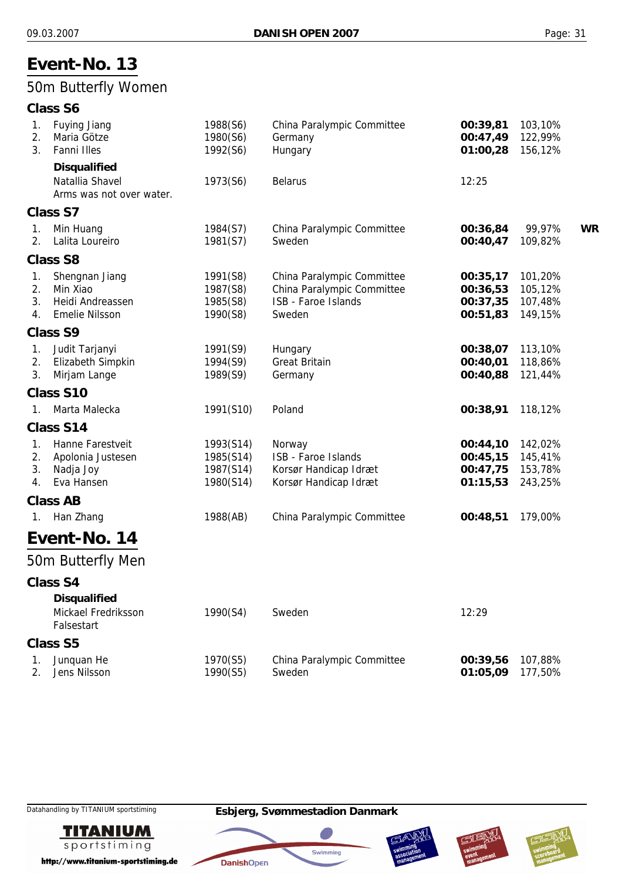# Event-No. 13

## 50m Butterfly Women

### Class S6

| | | | | | | |
|---|---|---|---|---|---|---|
| 1. | Fuying Jiang | 1988(S6) | China Paralympic Committee | **00:39,81** | 103,10% | |
| 2. | Maria Götze | 1980(S6) | Germany | **00:47,49** | 122,99% | |
| 3. | Fanni Illes | 1992(S6) | Hungary | **01:00,28** | 156,12% | |

**Disqualified**

| | | | | |
|---|---|---|---|---|
| | Natallia Shavel | 1973(S6) | Belarus | 12:25 |

Arms was not over water.

### Class S7

| | | | | | | |
|---|---|---|---|---|---|---|
| 1. | Min Huang | 1984(S7) | China Paralympic Committee | **00:36,84** | 99,97% | **WR** |
| 2. | Lalita Loureiro | 1981(S7) | Sweden | **00:40,47** | 109,82% | |

### Class S8

| | | | | | |
|---|---|---|---|---|---|
| 1. | Shengnan Jiang | 1991(S8) | China Paralympic Committee | **00:35,17** | 101,20% |
| 2. | Min Xiao | 1987(S8) | China Paralympic Committee | **00:36,53** | 105,12% |
| 3. | Heidi Andreassen | 1985(S8) | ISB - Faroe Islands | **00:37,35** | 107,48% |
| 4. | Emelie Nilsson | 1990(S8) | Sweden | **00:51,83** | 149,15% |

### Class S9

| | | | | | |
|---|---|---|---|---|---|
| 1. | Judit Tarjanyi | 1991(S9) | Hungary | **00:38,07** | 113,10% |
| 2. | Elizabeth Simpkin | 1994(S9) | Great Britain | **00:40,01** | 118,86% |
| 3. | Mirjam Lange | 1989(S9) | Germany | **00:40,88** | 121,44% |

### Class S10

| | | | | | |
|---|---|---|---|---|---|
| 1. | Marta Malecka | 1991(S10) | Poland | **00:38,91** | 118,12% |

### Class S14

| | | | | | |
|---|---|---|---|---|---|
| 1. | Hanne Farestveit | 1993(S14) | Norway | **00:44,10** | 142,02% |
| 2. | Apolonia Justesen | 1985(S14) | ISB - Faroe Islands | **00:45,15** | 145,41% |
| 3. | Nadja Joy | 1987(S14) | Korsør Handicap Idræt | **00:47,75** | 153,78% |
| 4. | Eva Hansen | 1980(S14) | Korsør Handicap Idræt | **01:15,53** | 243,25% |

### Class AB

| | | | | | |
|---|---|---|---|---|---|
| 1. | Han Zhang | 1988(AB) | China Paralympic Committee | **00:48,51** | 179,00% |

# Event-No. 14

## 50m Butterfly Men

### Class S4

**Disqualified**

| | | | | |
|---|---|---|---|---|
| | Mickael Fredriksson | 1990(S4) | Sweden | 12:29 |

Falsestart

### Class S5

| | | | | | |
|---|---|---|---|---|---|
| 1. | Junquan He | 1970(S5) | China Paralympic Committee | **00:39,56** | 107,88% |
| 2. | Jens Nilsson | 1990(S5) | Sweden | **01:05,09** | 177,50% |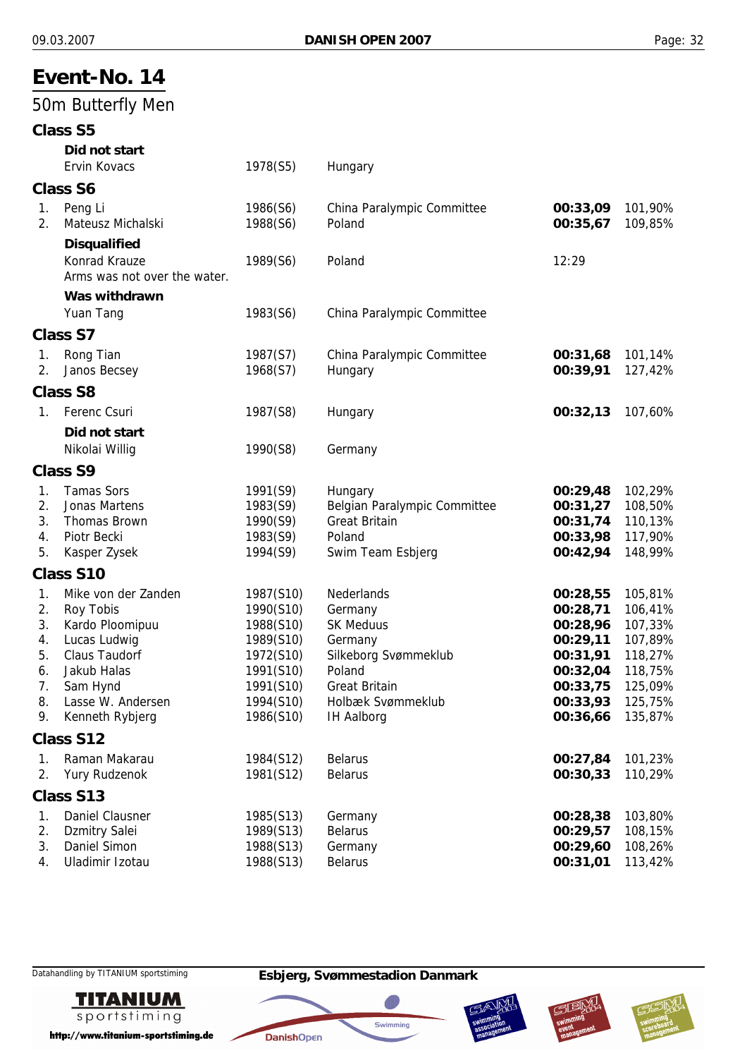# Event-No. 14

## 50m Butterfly Men

### Class S5

**Did not start**

| | Name | Year | Club | Time | % |
|---|---|---|---|---|---|
| | Ervin Kovacs | 1978(S5) | Hungary | | |

### Class S6

| | Name | Year | Club | Time | % |
|---|---|---|---|---|---|
| 1. | Peng Li | 1986(S6) | China Paralympic Committee | **00:33,09** | 101,90% |
| 2. | Mateusz Michalski | 1988(S6) | Poland | **00:35,67** | 109,85% |

**Disqualified**

| | Name | Year | Club | Time | % |
|---|---|---|---|---|---|
| | Konrad Krauze | 1989(S6) | Poland | 12:29 | |
| | Arms was not over the water. | | | | |

**Was withdrawn**

| | Name | Year | Club | Time | % |
|---|---|---|---|---|---|
| | Yuan Tang | 1983(S6) | China Paralympic Committee | | |

### Class S7

| | Name | Year | Club | Time | % |
|---|---|---|---|---|---|
| 1. | Rong Tian | 1987(S7) | China Paralympic Committee | **00:31,68** | 101,14% |
| 2. | Janos Becsey | 1968(S7) | Hungary | **00:39,91** | 127,42% |

### Class S8

| | Name | Year | Club | Time | % |
|---|---|---|---|---|---|
| 1. | Ferenc Csuri | 1987(S8) | Hungary | **00:32,13** | 107,60% |

**Did not start**

| | Name | Year | Club | Time | % |
|---|---|---|---|---|---|
| | Nikolai Willig | 1990(S8) | Germany | | |

### Class S9

| | Name | Year | Club | Time | % |
|---|---|---|---|---|---|
| 1. | Tamas Sors | 1991(S9) | Hungary | **00:29,48** | 102,29% |
| 2. | Jonas Martens | 1983(S9) | Belgian Paralympic Committee | **00:31,27** | 108,50% |
| 3. | Thomas Brown | 1990(S9) | Great Britain | **00:31,74** | 110,13% |
| 4. | Piotr Becki | 1983(S9) | Poland | **00:33,98** | 117,90% |
| 5. | Kasper Zysek | 1994(S9) | Swim Team Esbjerg | **00:42,94** | 148,99% |

### Class S10

| | Name | Year | Club | Time | % |
|---|---|---|---|---|---|
| 1. | Mike von der Zanden | 1987(S10) | Nederlands | **00:28,55** | 105,81% |
| 2. | Roy Tobis | 1990(S10) | Germany | **00:28,71** | 106,41% |
| 3. | Kardo Ploomipuu | 1988(S10) | SK Meduus | **00:28,96** | 107,33% |
| 4. | Lucas Ludwig | 1989(S10) | Germany | **00:29,11** | 107,89% |
| 5. | Claus Taudorf | 1972(S10) | Silkeborg Svømmeklub | **00:31,91** | 118,27% |
| 6. | Jakub Halas | 1991(S10) | Poland | **00:32,04** | 118,75% |
| 7. | Sam Hynd | 1991(S10) | Great Britain | **00:33,75** | 125,09% |
| 8. | Lasse W. Andersen | 1994(S10) | Holbæk Svømmeklub | **00:33,93** | 125,75% |
| 9. | Kenneth Rybjerg | 1986(S10) | IH Aalborg | **00:36,66** | 135,87% |

### Class S12

| | Name | Year | Club | Time | % |
|---|---|---|---|---|---|
| 1. | Raman Makarau | 1984(S12) | Belarus | **00:27,84** | 101,23% |
| 2. | Yury Rudzenok | 1981(S12) | Belarus | **00:30,33** | 110,29% |

### Class S13

| | Name | Year | Club | Time | % |
|---|---|---|---|---|---|
| 1. | Daniel Clausner | 1985(S13) | Germany | **00:28,38** | 103,80% |
| 2. | Dzmitry Salei | 1989(S13) | Belarus | **00:29,57** | 108,15% |
| 3. | Daniel Simon | 1988(S13) | Germany | **00:29,60** | 108,26% |
| 4. | Uladimir Izotau | 1988(S13) | Belarus | **00:31,01** | 113,42% |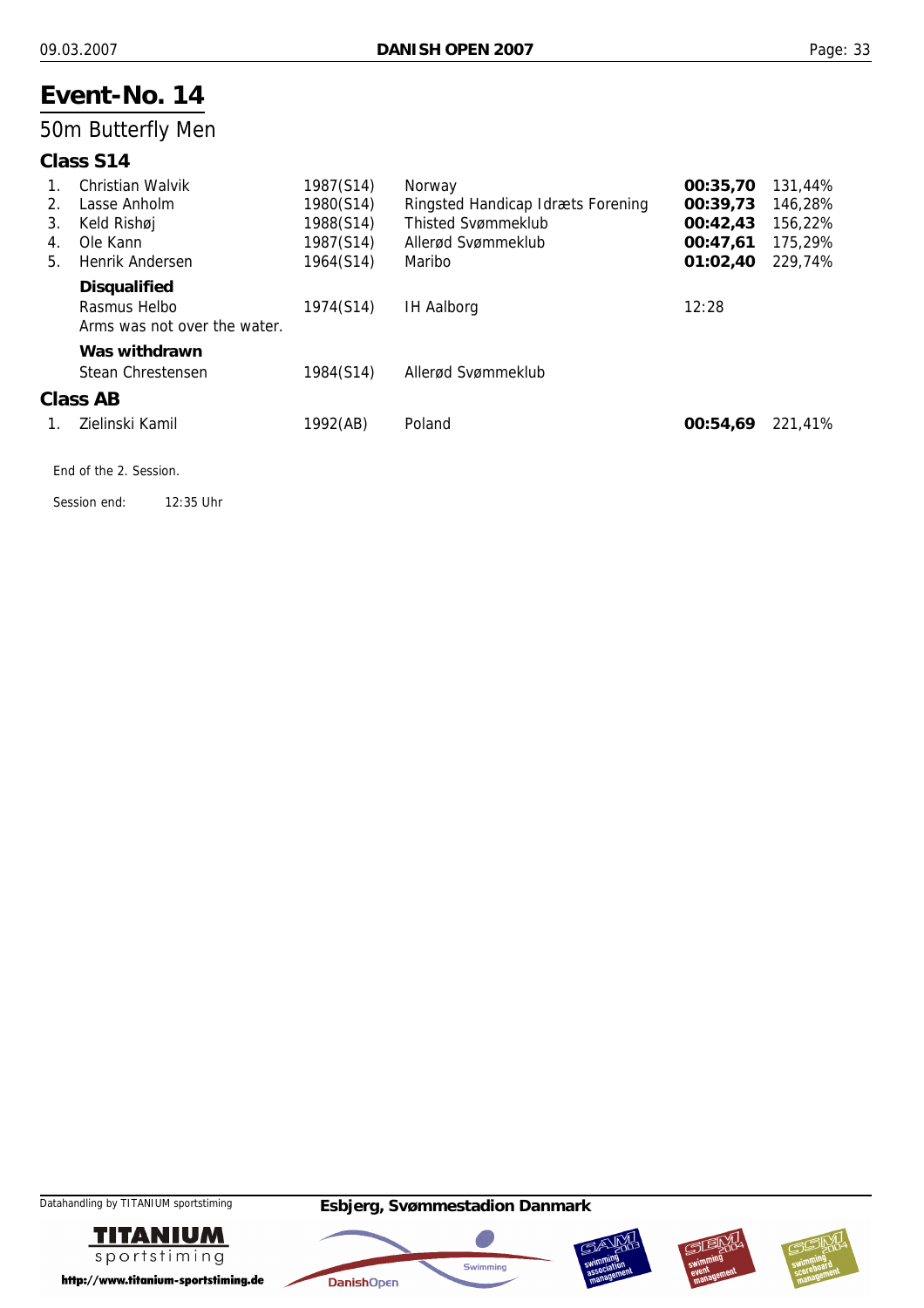# Event-No. 14

## 50m Butterfly Men

### Class S14

| | Name | Year (Class) | Club | Time | % |
|---|---|---|---|---|---|
| 1. | Christian Walvik | 1987(S14) | Norway | **00:35,70** | 131,44% |
| 2. | Lasse Anholm | 1980(S14) | Ringsted Handicap Idræts Forening | **00:39,73** | 146,28% |
| 3. | Keld Rishøj | 1988(S14) | Thisted Svømmeklub | **00:42,43** | 156,22% |
| 4. | Ole Kann | 1987(S14) | Allerød Svømmeklub | **00:47,61** | 175,29% |
| 5. | Henrik Andersen | 1964(S14) | Maribo | **01:02,40** | 229,74% |

**Disqualified**

| Name | Year (Class) | Club | Time |
|---|---|---|---|
| Rasmus Helbo | 1974(S14) | IH Aalborg | 12:28 |

Arms was not over the water.

**Was withdrawn**

| Name | Year (Class) | Club |
|---|---|---|
| Stean Chrestensen | 1984(S14) | Allerød Svømmeklub |

### Class AB

| | Name | Year (Class) | Club | Time | % |
|---|---|---|---|---|---|
| 1. | Zielinski Kamil | 1992(AB) | Poland | **00:54,69** | 221,41% |

End of the 2. Session.

Session end: 12:35 Uhr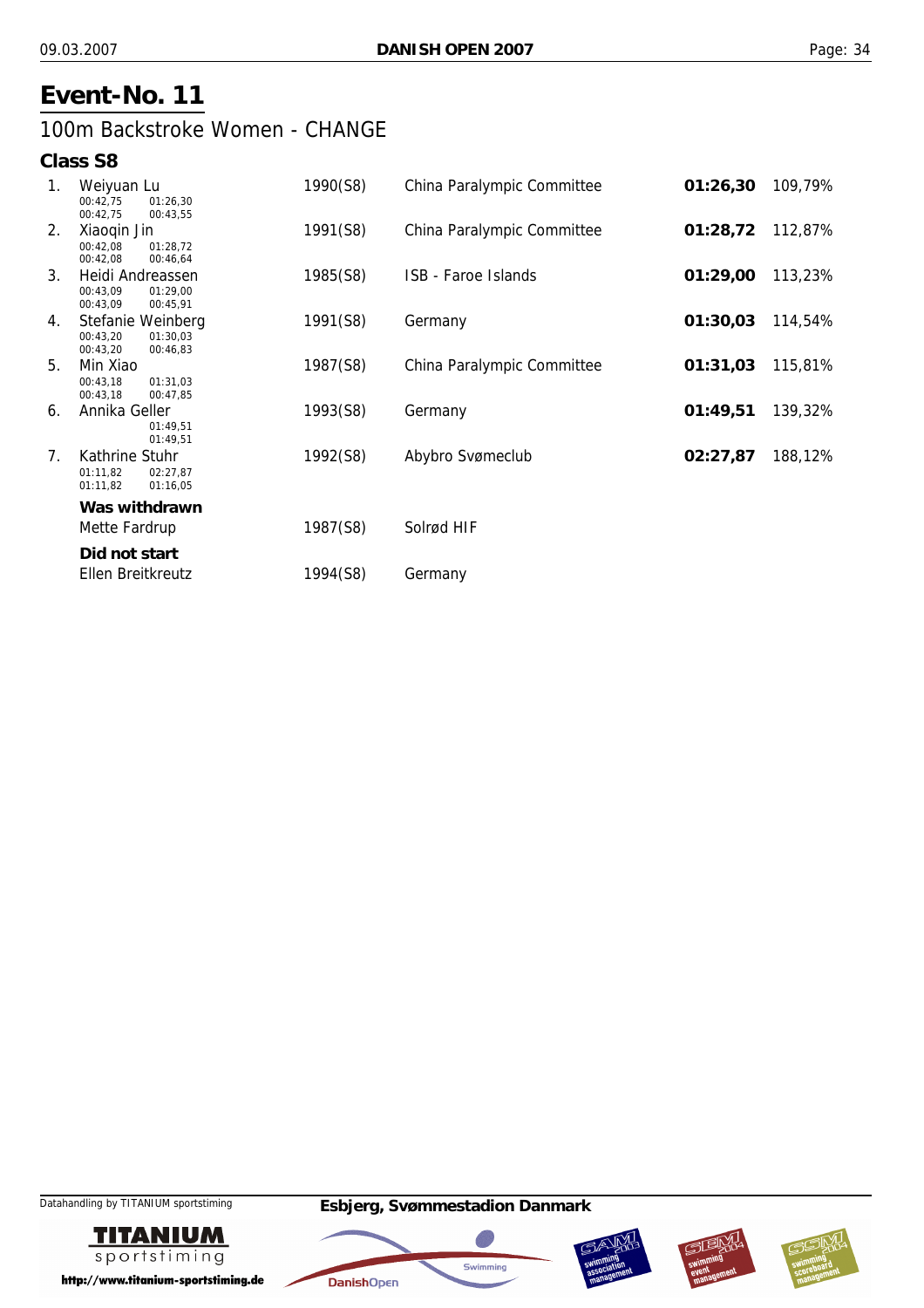# Event-No. 11

## 100m Backstroke Women - CHANGE

### Class S8

| Rank | Name | Year (Class) | Club | Time | % |
|---|---|---|---|---|---|
| 1. | Weiyuan Lu<br>00:42,75 01:26,30<br>00:42,75 00:43,55 | 1990(S8) | China Paralympic Committee | **01:26,30** | 109,79% |
| 2. | Xiaoqin Jin<br>00:42,08 01:28,72<br>00:42,08 00:46,64 | 1991(S8) | China Paralympic Committee | **01:28,72** | 112,87% |
| 3. | Heidi Andreassen<br>00:43,09 01:29,00<br>00:43,09 00:45,91 | 1985(S8) | ISB - Faroe Islands | **01:29,00** | 113,23% |
| 4. | Stefanie Weinberg<br>00:43,20 01:30,03<br>00:43,20 00:46,83 | 1991(S8) | Germany | **01:30,03** | 114,54% |
| 5. | Min Xiao<br>00:43,18 01:31,03<br>00:43,18 00:47,85 | 1987(S8) | China Paralympic Committee | **01:31,03** | 115,81% |
| 6. | Annika Geller<br>01:49,51<br>01:49,51 | 1993(S8) | Germany | **01:49,51** | 139,32% |
| 7. | Kathrine Stuhr<br>01:11,82 02:27,87<br>01:11,82 01:16,05 | 1992(S8) | Abybro Svømeclub | **02:27,87** | 188,12% |

**Was withdrawn**

| Name | Year (Class) | Club |
|---|---|---|
| Mette Fardrup | 1987(S8) | Solrød HIF |

**Did not start**

| Name | Year (Class) | Club |
|---|---|---|
| Ellen Breitkreutz | 1994(S8) | Germany |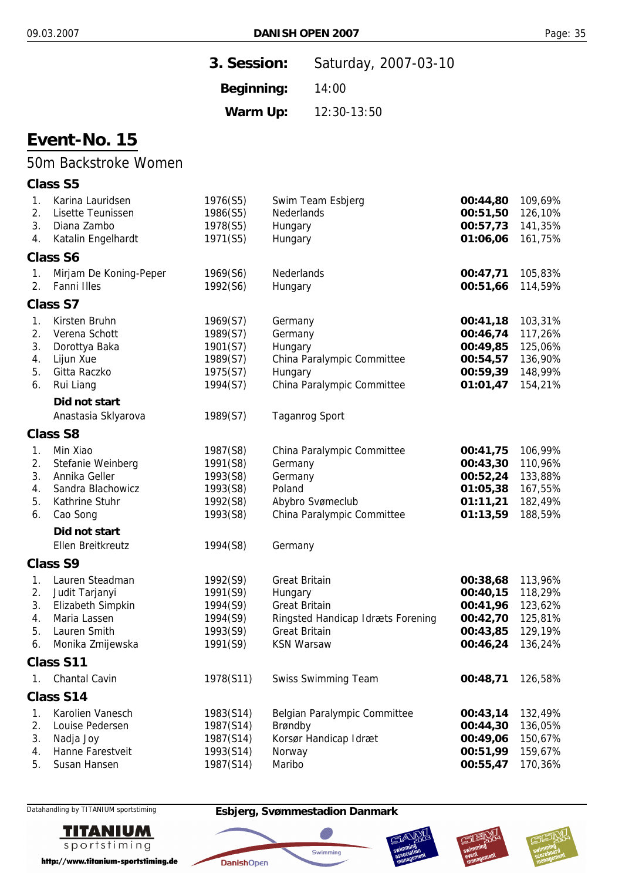| **3. Session:** | Saturday, 2007-03-10 |
|---|---|
| **Beginning:** | 14:00 |
| **Warm Up:** | 12:30-13:50 |

# Event-No. 15

## 50m Backstroke Women

### Class S5

| | | | | | |
|---|---|---|---|---|---|
| 1. | Karina Lauridsen | 1976(S5) | Swim Team Esbjerg | **00:44,80** | 109,69% |
| 2. | Lisette Teunissen | 1986(S5) | Nederlands | **00:51,50** | 126,10% |
| 3. | Diana Zambo | 1978(S5) | Hungary | **00:57,73** | 141,35% |
| 4. | Katalin Engelhardt | 1971(S5) | Hungary | **01:06,06** | 161,75% |

### Class S6

| | | | | | |
|---|---|---|---|---|---|
| 1. | Mirjam De Koning-Peper | 1969(S6) | Nederlands | **00:47,71** | 105,83% |
| 2. | Fanni Illes | 1992(S6) | Hungary | **00:51,66** | 114,59% |

### Class S7

| | | | | | |
|---|---|---|---|---|---|
| 1. | Kirsten Bruhn | 1969(S7) | Germany | **00:41,18** | 103,31% |
| 2. | Verena Schott | 1989(S7) | Germany | **00:46,74** | 117,26% |
| 3. | Dorottya Baka | 1901(S7) | Hungary | **00:49,85** | 125,06% |
| 4. | Lijun Xue | 1989(S7) | China Paralympic Committee | **00:54,57** | 136,90% |
| 5. | Gitta Raczko | 1975(S7) | Hungary | **00:59,39** | 148,99% |
| 6. | Rui Liang | 1994(S7) | China Paralympic Committee | **01:01,47** | 154,21% |

**Did not start**

| | | |
|---|---|---|
| Anastasia Sklyarova | 1989(S7) | Taganrog Sport |

### Class S8

| | | | | | |
|---|---|---|---|---|---|
| 1. | Min Xiao | 1987(S8) | China Paralympic Committee | **00:41,75** | 106,99% |
| 2. | Stefanie Weinberg | 1991(S8) | Germany | **00:43,30** | 110,96% |
| 3. | Annika Geller | 1993(S8) | Germany | **00:52,24** | 133,88% |
| 4. | Sandra Blachowicz | 1993(S8) | Poland | **01:05,38** | 167,55% |
| 5. | Kathrine Stuhr | 1992(S8) | Abybro Svømeclub | **01:11,21** | 182,49% |
| 6. | Cao Song | 1993(S8) | China Paralympic Committee | **01:13,59** | 188,59% |

**Did not start**

| | | |
|---|---|---|
| Ellen Breitkreutz | 1994(S8) | Germany |

### Class S9

| | | | | | |
|---|---|---|---|---|---|
| 1. | Lauren Steadman | 1992(S9) | Great Britain | **00:38,68** | 113,96% |
| 2. | Judit Tarjanyi | 1991(S9) | Hungary | **00:40,15** | 118,29% |
| 3. | Elizabeth Simpkin | 1994(S9) | Great Britain | **00:41,96** | 123,62% |
| 4. | Maria Lassen | 1994(S9) | Ringsted Handicap Idræts Forening | **00:42,70** | 125,81% |
| 5. | Lauren Smith | 1993(S9) | Great Britain | **00:43,85** | 129,19% |
| 6. | Monika Zmijewska | 1991(S9) | KSN Warsaw | **00:46,24** | 136,24% |

### Class S11

| | | | | | |
|---|---|---|---|---|---|
| 1. | Chantal Cavin | 1978(S11) | Swiss Swimming Team | **00:48,71** | 126,58% |

### Class S14

| | | | | | |
|---|---|---|---|---|---|
| 1. | Karolien Vanesch | 1983(S14) | Belgian Paralympic Committee | **00:43,14** | 132,49% |
| 2. | Louise Pedersen | 1987(S14) | Brøndby | **00:44,30** | 136,05% |
| 3. | Nadja Joy | 1987(S14) | Korsør Handicap Idræt | **00:49,06** | 150,67% |
| 4. | Hanne Farestveit | 1993(S14) | Norway | **00:51,99** | 159,67% |
| 5. | Susan Hansen | 1987(S14) | Maribo | **00:55,47** | 170,36% |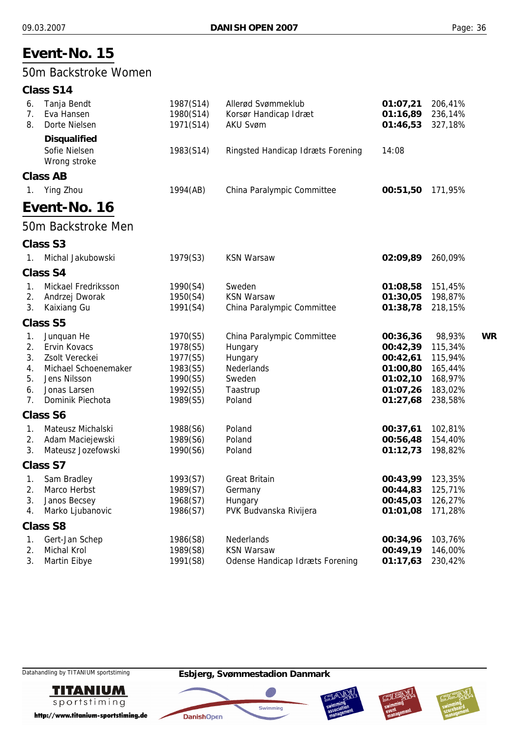# Event-No. 15

## 50m Backstroke Women

### Class S14

| | Name | Year | Club | Time | % | |
|---|---|---|---|---|---|---|
| 6. | Tanja Bendt | 1987(S14) | Allerød Svømmeklub | **01:07,21** | 206,41% | |
| 7. | Eva Hansen | 1980(S14) | Korsør Handicap Idræt | **01:16,89** | 236,14% | |
| 8. | Dorte Nielsen | 1971(S14) | AKU Svøm | **01:46,53** | 327,18% | |

**Disqualified**

| | Name | Year | Club | Time | % | |
|---|---|---|---|---|---|---|
| | Sofie Nielsen<br>Wrong stroke | 1983(S14) | Ringsted Handicap Idræts Forening | 14:08 | | |

### Class AB

| | Name | Year | Club | Time | % | |
|---|---|---|---|---|---|---|
| 1. | Ying Zhou | 1994(AB) | China Paralympic Committee | **00:51,50** | 171,95% | |

# Event-No. 16

## 50m Backstroke Men

### Class S3

| | Name | Year | Club | Time | % | |
|---|---|---|---|---|---|---|
| 1. | Michal Jakubowski | 1979(S3) | KSN Warsaw | **02:09,89** | 260,09% | |

### Class S4

| | Name | Year | Club | Time | % | |
|---|---|---|---|---|---|---|
| 1. | Mickael Fredriksson | 1990(S4) | Sweden | **01:08,58** | 151,45% | |
| 2. | Andrzej Dworak | 1950(S4) | KSN Warsaw | **01:30,05** | 198,87% | |
| 3. | Kaixiang Gu | 1991(S4) | China Paralympic Committee | **01:38,78** | 218,15% | |

### Class S5

| | Name | Year | Club | Time | % | |
|---|---|---|---|---|---|---|
| 1. | Junquan He | 1970(S5) | China Paralympic Committee | **00:36,36** | 98,93% | **WR** |
| 2. | Ervin Kovacs | 1978(S5) | Hungary | **00:42,39** | 115,34% | |
| 3. | Zsolt Vereckei | 1977(S5) | Hungary | **00:42,61** | 115,94% | |
| 4. | Michael Schoenemaker | 1983(S5) | Nederlands | **01:00,80** | 165,44% | |
| 5. | Jens Nilsson | 1990(S5) | Sweden | **01:02,10** | 168,97% | |
| 6. | Jonas Larsen | 1992(S5) | Taastrup | **01:07,26** | 183,02% | |
| 7. | Dominik Piechota | 1989(S5) | Poland | **01:27,68** | 238,58% | |

### Class S6

| | Name | Year | Club | Time | % | |
|---|---|---|---|---|---|---|
| 1. | Mateusz Michalski | 1988(S6) | Poland | **00:37,61** | 102,81% | |
| 2. | Adam Maciejewski | 1989(S6) | Poland | **00:56,48** | 154,40% | |
| 3. | Mateusz Jozefowski | 1990(S6) | Poland | **01:12,73** | 198,82% | |

### Class S7

| | Name | Year | Club | Time | % | |
|---|---|---|---|---|---|---|
| 1. | Sam Bradley | 1993(S7) | Great Britain | **00:43,99** | 123,35% | |
| 2. | Marco Herbst | 1989(S7) | Germany | **00:44,83** | 125,71% | |
| 3. | Janos Becsey | 1968(S7) | Hungary | **00:45,03** | 126,27% | |
| 4. | Marko Ljubanovic | 1986(S7) | PVK Budvanska Rivijera | **01:01,08** | 171,28% | |

### Class S8

| | Name | Year | Club | Time | % | |
|---|---|---|---|---|---|---|
| 1. | Gert-Jan Schep | 1986(S8) | Nederlands | **00:34,96** | 103,76% | |
| 2. | Michal Krol | 1989(S8) | KSN Warsaw | **00:49,19** | 146,00% | |
| 3. | Martin Eibye | 1991(S8) | Odense Handicap Idræts Forening | **01:17,63** | 230,42% | |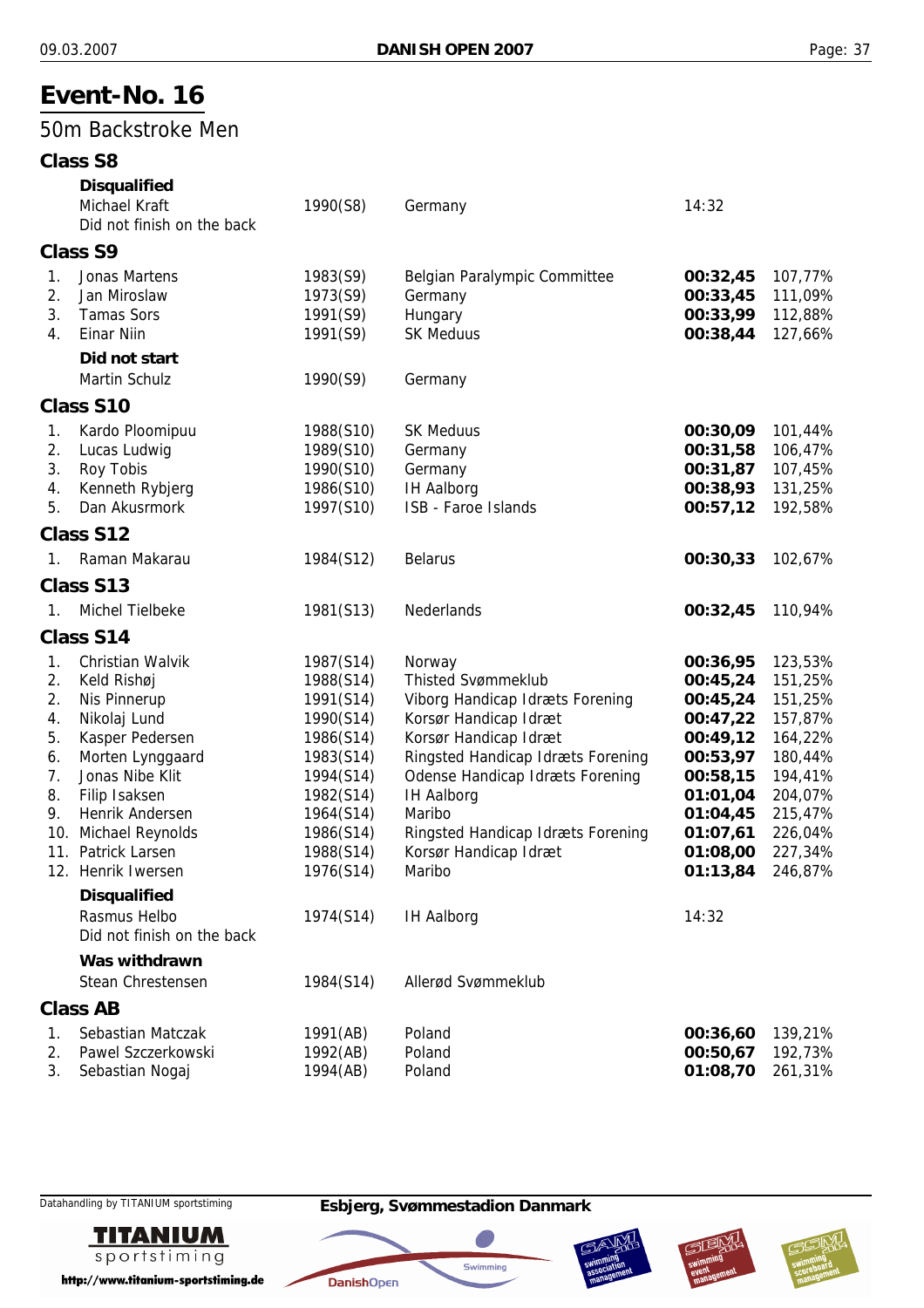# Event-No. 16

## 50m Backstroke Men

### Class S8

**Disqualified**

| | Name | Year (Class) | Club | Time | % |
|---|---|---|---|---|---|
| | Michael Kraft<br>Did not finish on the back | 1990(S8) | Germany | 14:32 | |

### Class S9

| | Name | Year (Class) | Club | Time | % |
|---|---|---|---|---|---|
| 1. | Jonas Martens | 1983(S9) | Belgian Paralympic Committee | **00:32,45** | 107,77% |
| 2. | Jan Miroslaw | 1973(S9) | Germany | **00:33,45** | 111,09% |
| 3. | Tamas Sors | 1991(S9) | Hungary | **00:33,99** | 112,88% |
| 4. | Einar Niin | 1991(S9) | SK Meduus | **00:38,44** | 127,66% |

**Did not start**

| | Name | Year (Class) | Club | Time | % |
|---|---|---|---|---|---|
| | Martin Schulz | 1990(S9) | Germany | | |

### Class S10

| | Name | Year (Class) | Club | Time | % |
|---|---|---|---|---|---|
| 1. | Kardo Ploomipuu | 1988(S10) | SK Meduus | **00:30,09** | 101,44% |
| 2. | Lucas Ludwig | 1989(S10) | Germany | **00:31,58** | 106,47% |
| 3. | Roy Tobis | 1990(S10) | Germany | **00:31,87** | 107,45% |
| 4. | Kenneth Rybjerg | 1986(S10) | IH Aalborg | **00:38,93** | 131,25% |
| 5. | Dan Akusrmork | 1997(S10) | ISB - Faroe Islands | **00:57,12** | 192,58% |

### Class S12

| | Name | Year (Class) | Club | Time | % |
|---|---|---|---|---|---|
| 1. | Raman Makarau | 1984(S12) | Belarus | **00:30,33** | 102,67% |

### Class S13

| | Name | Year (Class) | Club | Time | % |
|---|---|---|---|---|---|
| 1. | Michel Tielbeke | 1981(S13) | Nederlands | **00:32,45** | 110,94% |

### Class S14

| | Name | Year (Class) | Club | Time | % |
|---|---|---|---|---|---|
| 1. | Christian Walvik | 1987(S14) | Norway | **00:36,95** | 123,53% |
| 2. | Keld Rishøj | 1988(S14) | Thisted Svømmeklub | **00:45,24** | 151,25% |
| 2. | Nis Pinnerup | 1991(S14) | Viborg Handicap Idræts Forening | **00:45,24** | 151,25% |
| 4. | Nikolaj Lund | 1990(S14) | Korsør Handicap Idræt | **00:47,22** | 157,87% |
| 5. | Kasper Pedersen | 1986(S14) | Korsør Handicap Idræt | **00:49,12** | 164,22% |
| 6. | Morten Lynggaard | 1983(S14) | Ringsted Handicap Idræts Forening | **00:53,97** | 180,44% |
| 7. | Jonas Nibe Klit | 1994(S14) | Odense Handicap Idræts Forening | **00:58,15** | 194,41% |
| 8. | Filip Isaksen | 1982(S14) | IH Aalborg | **01:01,04** | 204,07% |
| 9. | Henrik Andersen | 1964(S14) | Maribo | **01:04,45** | 215,47% |
| 10. | Michael Reynolds | 1986(S14) | Ringsted Handicap Idræts Forening | **01:07,61** | 226,04% |
| 11. | Patrick Larsen | 1988(S14) | Korsør Handicap Idræt | **01:08,00** | 227,34% |
| 12. | Henrik Iwersen | 1976(S14) | Maribo | **01:13,84** | 246,87% |

**Disqualified**

| | Name | Year (Class) | Club | Time | % |
|---|---|---|---|---|---|
| | Rasmus Helbo<br>Did not finish on the back | 1974(S14) | IH Aalborg | 14:32 | |

**Was withdrawn**

| | Name | Year (Class) | Club | Time | % |
|---|---|---|---|---|---|
| | Stean Chrestensen | 1984(S14) | Allerød Svømmeklub | | |

### Class AB

| | Name | Year (Class) | Club | Time | % |
|---|---|---|---|---|---|
| 1. | Sebastian Matczak | 1991(AB) | Poland | **00:36,60** | 139,21% |
| 2. | Pawel Szczerkowski | 1992(AB) | Poland | **00:50,67** | 192,73% |
| 3. | Sebastian Nogaj | 1994(AB) | Poland | **01:08,70** | 261,31% |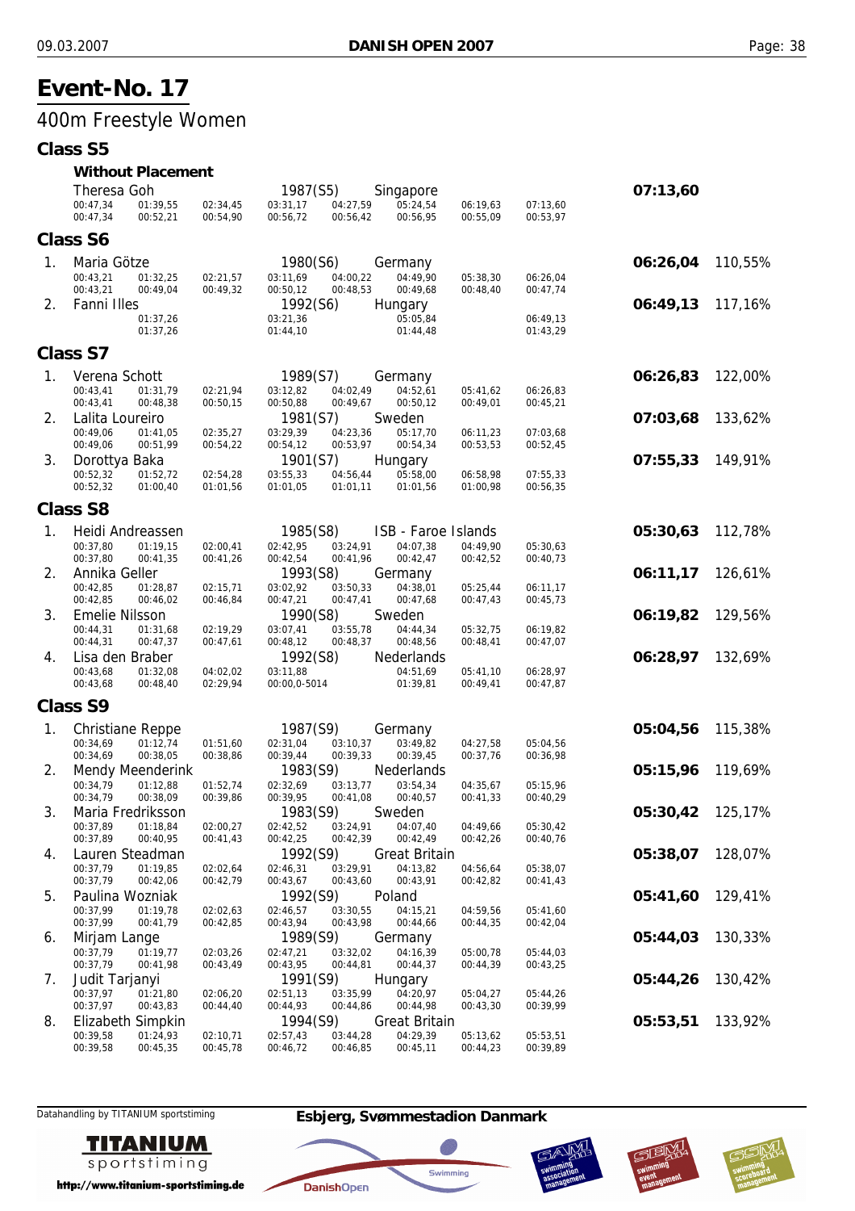# Event-No. 17

## 400m Freestyle Women

### Class S5

**Without Placement**

| Place | Name | Year (Class) | Nation | | | | | | | | Time | % |
|---|---|---|---|---|---|---|---|---|---|---|---|---|
| | Theresa Goh | 1987(S5) | Singapore | | | | | | | | **07:13,60** | |
| | 00:47,34 | 01:39,55 | 02:34,45 | 03:31,17 | 04:27,59 | 05:24,54 | 06:19,63 | 07:13,60 | | | | |
| | 00:47,34 | 00:52,21 | 00:54,90 | 00:56,72 | 00:56,42 | 00:56,95 | 00:55,09 | 00:53,97 | | | | |

### Class S6

| Place | Name | Year (Class) | Nation | | | | | | | | Time | % |
|---|---|---|---|---|---|---|---|---|---|---|---|---|
| 1. | Maria Götze | 1980(S6) | Germany | | | | | | | | **06:26,04** | 110,55% |
| | 00:43,21 | 01:32,25 | 02:21,57 | 03:11,69 | 04:00,22 | 04:49,90 | 05:38,30 | 06:26,04 | | | | |
| | 00:43,21 | 00:49,04 | 00:49,32 | 00:50,12 | 00:48,53 | 00:49,68 | 00:48,40 | 00:47,74 | | | | |
| 2. | Fanni Illes | 1992(S6) | Hungary | | | | | | | | **06:49,13** | 117,16% |
| | | 01:37,26 | | 03:21,36 | | 05:05,84 | | 06:49,13 | | | | |
| | | 01:37,26 | | 01:44,10 | | 01:44,48 | | 01:43,29 | | | | |

### Class S7

| Place | Name | Year (Class) | Nation | | | | | | | | Time | % |
|---|---|---|---|---|---|---|---|---|---|---|---|---|
| 1. | Verena Schott | 1989(S7) | Germany | | | | | | | | **06:26,83** | 122,00% |
| | 00:43,41 | 01:31,79 | 02:21,94 | 03:12,82 | 04:02,49 | 04:52,61 | 05:41,62 | 06:26,83 | | | | |
| | 00:43,41 | 00:48,38 | 00:50,15 | 00:50,88 | 00:49,67 | 00:50,12 | 00:49,01 | 00:45,21 | | | | |
| 2. | Lalita Loureiro | 1981(S7) | Sweden | | | | | | | | **07:03,68** | 133,62% |
| | 00:49,06 | 01:41,05 | 02:35,27 | 03:29,39 | 04:23,36 | 05:17,70 | 06:11,23 | 07:03,68 | | | | |
| | 00:49,06 | 00:51,99 | 00:54,22 | 00:54,12 | 00:53,97 | 00:54,34 | 00:53,53 | 00:52,45 | | | | |
| 3. | Dorottya Baka | 1901(S7) | Hungary | | | | | | | | **07:55,33** | 149,91% |
| | 00:52,32 | 01:52,72 | 02:54,28 | 03:55,33 | 04:56,44 | 05:58,00 | 06:58,98 | 07:55,33 | | | | |
| | 00:52,32 | 01:00,40 | 01:01,56 | 01:01,05 | 01:01,11 | 01:01,56 | 01:00,98 | 00:56,35 | | | | |

### Class S8

| Place | Name | Year (Class) | Nation | | | | | | | | Time | % |
|---|---|---|---|---|---|---|---|---|---|---|---|---|
| 1. | Heidi Andreassen | 1985(S8) | ISB - Faroe Islands | | | | | | | | **05:30,63** | 112,78% |
| | 00:37,80 | 01:19,15 | 02:00,41 | 02:42,95 | 03:24,91 | 04:07,38 | 04:49,90 | 05:30,63 | | | | |
| | 00:37,80 | 00:41,35 | 00:41,26 | 00:42,54 | 00:41,96 | 00:42,47 | 00:42,52 | 00:40,73 | | | | |
| 2. | Annika Geller | 1993(S8) | Germany | | | | | | | | **06:11,17** | 126,61% |
| | 00:42,85 | 01:28,87 | 02:15,71 | 03:02,92 | 03:50,33 | 04:38,01 | 05:25,44 | 06:11,17 | | | | |
| | 00:42,85 | 00:46,02 | 00:46,84 | 00:47,21 | 00:47,41 | 00:47,68 | 00:47,43 | 00:45,73 | | | | |
| 3. | Emelie Nilsson | 1990(S8) | Sweden | | | | | | | | **06:19,82** | 129,56% |
| | 00:44,31 | 01:31,68 | 02:19,29 | 03:07,41 | 03:55,78 | 04:44,34 | 05:32,75 | 06:19,82 | | | | |
| | 00:44,31 | 00:47,37 | 00:47,61 | 00:48,12 | 00:48,37 | 00:48,56 | 00:48,41 | 00:47,07 | | | | |
| 4. | Lisa den Braber | 1992(S8) | Nederlands | | | | | | | | **06:28,97** | 132,69% |
| | 00:43,68 | 01:32,08 | 04:02,02 | 03:11,88 | | 04:51,69 | 05:41,10 | 06:28,97 | | | | |
| | 00:43,68 | 00:48,40 | 02:29,94 | 00:00,0-5014 | | 01:39,81 | 00:49,41 | 00:47,87 | | | | |

### Class S9

| Place | Name | Year (Class) | Nation | | | | | | | | Time | % |
|---|---|---|---|---|---|---|---|---|---|---|---|---|
| 1. | Christiane Reppe | 1987(S9) | Germany | | | | | | | | **05:04,56** | 115,38% |
| | 00:34,69 | 01:12,74 | 01:51,60 | 02:31,04 | 03:10,37 | 03:49,82 | 04:27,58 | 05:04,56 | | | | |
| | 00:34,69 | 00:38,05 | 00:38,86 | 00:39,44 | 00:39,33 | 00:39,45 | 00:37,76 | 00:36,98 | | | | |
| 2. | Mendy Meenderink | 1983(S9) | Nederlands | | | | | | | | **05:15,96** | 119,69% |
| | 00:34,79 | 01:12,88 | 01:52,74 | 02:32,69 | 03:13,77 | 03:54,34 | 04:35,67 | 05:15,96 | | | | |
| | 00:34,79 | 00:38,09 | 00:39,86 | 00:39,95 | 00:41,08 | 00:40,57 | 00:41,33 | 00:40,29 | | | | |
| 3. | Maria Fredriksson | 1983(S9) | Sweden | | | | | | | | **05:30,42** | 125,17% |
| | 00:37,89 | 01:18,84 | 02:00,27 | 02:42,52 | 03:24,91 | 04:07,40 | 04:49,66 | 05:30,42 | | | | |
| | 00:37,89 | 00:40,95 | 00:41,43 | 00:42,25 | 00:42,39 | 00:42,49 | 00:42,26 | 00:40,76 | | | | |
| 4. | Lauren Steadman | 1992(S9) | Great Britain | | | | | | | | **05:38,07** | 128,07% |
| | 00:37,79 | 01:19,85 | 02:02,64 | 02:46,31 | 03:29,91 | 04:13,82 | 04:56,64 | 05:38,07 | | | | |
| | 00:37,79 | 00:42,06 | 00:42,79 | 00:43,67 | 00:43,60 | 00:43,91 | 00:42,82 | 00:41,43 | | | | |
| 5. | Paulina Wozniak | 1992(S9) | Poland | | | | | | | | **05:41,60** | 129,41% |
| | 00:37,99 | 01:19,78 | 02:02,63 | 02:46,57 | 03:30,55 | 04:15,21 | 04:59,56 | 05:41,60 | | | | |
| | 00:37,99 | 00:41,79 | 00:42,85 | 00:43,94 | 00:43,98 | 00:44,66 | 00:44,35 | 00:42,04 | | | | |
| 6. | Mirjam Lange | 1989(S9) | Germany | | | | | | | | **05:44,03** | 130,33% |
| | 00:37,79 | 01:19,77 | 02:03,26 | 02:47,21 | 03:32,02 | 04:16,39 | 05:00,78 | 05:44,03 | | | | |
| | 00:37,79 | 00:41,98 | 00:43,49 | 00:43,95 | 00:44,81 | 00:44,37 | 00:44,39 | 00:43,25 | | | | |
| 7. | Judit Tarjanyi | 1991(S9) | Hungary | | | | | | | | **05:44,26** | 130,42% |
| | 00:37,97 | 01:21,80 | 02:06,20 | 02:51,13 | 03:35,99 | 04:20,97 | 05:04,27 | 05:44,26 | | | | |
| | 00:37,97 | 00:43,83 | 00:44,40 | 00:44,93 | 00:44,86 | 00:44,98 | 00:43,30 | 00:39,99 | | | | |
| 8. | Elizabeth Simpkin | 1994(S9) | Great Britain | | | | | | | | **05:53,51** | 133,92% |
| | 00:39,58 | 01:24,93 | 02:10,71 | 02:57,43 | 03:44,28 | 04:29,39 | 05:13,62 | 05:53,51 | | | | |
| | 00:39,58 | 00:45,35 | 00:45,78 | 00:46,72 | 00:46,85 | 00:45,11 | 00:44,23 | 00:39,89 | | | | |

Datahandling by TITANIUM sportstiming — http://www.titanium-sportstiming.de

**Esbjerg, Svømmestadion Danmark**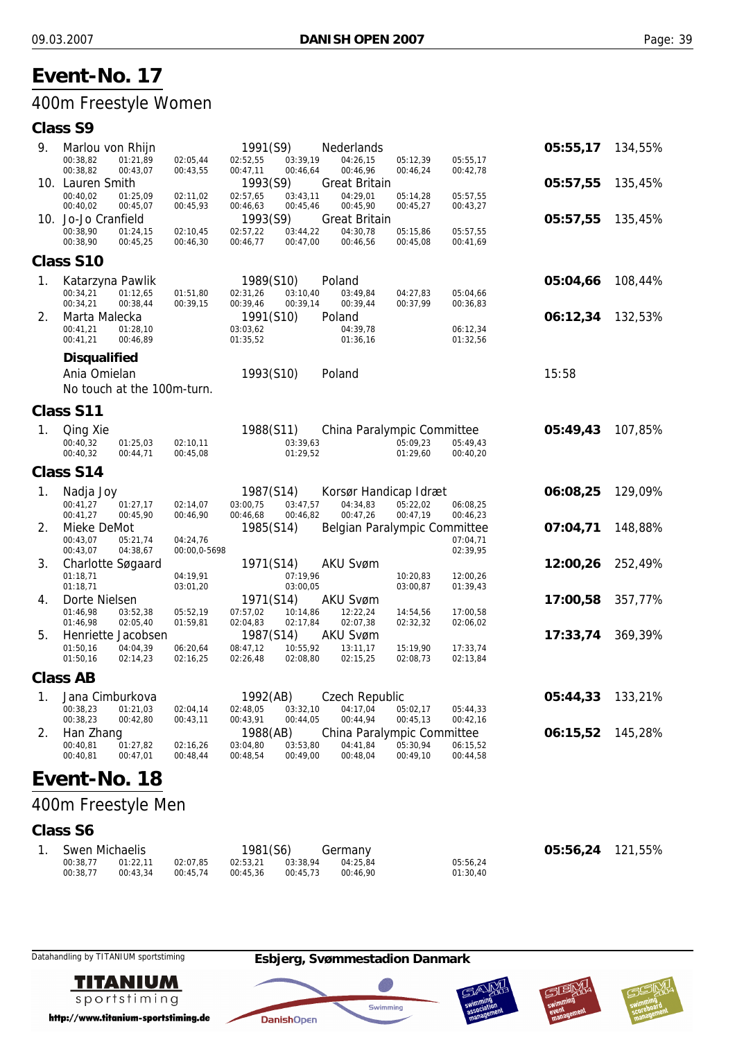# Event-No. 17

## 400m Freestyle Women

### Class S9

| Rank | Name | Year (Class) | Club/Nation | Time | % |
|---|---|---|---|---|---|
| 9. | Marlou von Rhijn | 1991(S9) | Nederlands | 05:55,17 | 134,55% |
| | 00:38,82 / 01:21,89 / 02:05,44 / 02:52,55 / 03:39,19 / 04:26,15 / 05:12,39 / 05:55,17 | | | | |
| | 00:38,82 / 00:43,07 / 00:43,55 / 00:47,11 / 00:46,64 / 00:46,96 / 00:46,24 / 00:42,78 | | | | |
| 10. | Lauren Smith | 1993(S9) | Great Britain | 05:57,55 | 135,45% |
| | 00:40,02 / 01:25,09 / 02:11,02 / 02:57,65 / 03:43,11 / 04:29,01 / 05:14,28 / 05:57,55 | | | | |
| | 00:40,02 / 00:45,07 / 00:45,93 / 00:46,63 / 00:45,46 / 00:45,90 / 00:45,27 / 00:43,27 | | | | |
| 10. | Jo-Jo Cranfield | 1993(S9) | Great Britain | 05:57,55 | 135,45% |
| | 00:38,90 / 01:24,15 / 02:10,45 / 02:57,22 / 03:44,22 / 04:30,78 / 05:15,86 / 05:57,55 | | | | |
| | 00:38,90 / 00:45,25 / 00:46,30 / 00:46,77 / 00:47,00 / 00:46,56 / 00:45,08 / 00:41,69 | | | | |

### Class S10

| Rank | Name | Year (Class) | Club/Nation | Time | % |
|---|---|---|---|---|---|
| 1. | Katarzyna Pawlik | 1989(S10) | Poland | 05:04,66 | 108,44% |
| | 00:34,21 / 01:12,65 / 01:51,80 / 02:31,26 / 03:10,40 / 03:49,84 / 04:27,83 / 05:04,66 | | | | |
| | 00:34,21 / 00:38,44 / 00:39,15 / 00:39,46 / 00:39,14 / 00:39,44 / 00:37,99 / 00:36,83 | | | | |
| 2. | Marta Malecka | 1991(S10) | Poland | 06:12,34 | 132,53% |
| | 00:41,21 / 01:28,10 / 03:03,62 / 04:39,78 / 06:12,34 | | | | |
| | 00:41,21 / 00:46,89 / 01:35,52 / 01:36,16 / 01:32,56 | | | | |

**Disqualified**

| Name | Year (Class) | Club/Nation | Time |
|---|---|---|---|
| Ania Omielan | 1993(S10) | Poland | 15:58 |

No touch at the 100m-turn.

### Class S11

| Rank | Name | Year (Class) | Club/Nation | Time | % |
|---|---|---|---|---|---|
| 1. | Qing Xie | 1988(S11) | China Paralympic Committee | 05:49,43 | 107,85% |
| | 00:40,32 / 01:25,03 / 02:10,11 / 03:39,63 / 05:09,23 / 05:49,43 | | | | |
| | 00:40,32 / 00:44,71 / 00:45,08 / 01:29,52 / 01:29,60 / 00:40,20 | | | | |

### Class S14

| Rank | Name | Year (Class) | Club/Nation | Time | % |
|---|---|---|---|---|---|
| 1. | Nadja Joy | 1987(S14) | Korsør Handicap Idræt | 06:08,25 | 129,09% |
| | 00:41,27 / 01:27,17 / 02:14,07 / 03:00,75 / 03:47,57 / 04:34,83 / 05:22,02 / 06:08,25 | | | | |
| | 00:41,27 / 00:45,90 / 00:46,90 / 00:46,68 / 00:46,82 / 00:47,26 / 00:47,19 / 00:46,23 | | | | |
| 2. | Mieke DeMot | 1985(S14) | Belgian Paralympic Committee | 07:04,71 | 148,88% |
| | 00:43,07 / 05:21,74 / 04:24,76 / 07:04,71 | | | | |
| | 00:43,07 / 04:38,67 / 00:00,0-5698 / 02:39,95 | | | | |
| 3. | Charlotte Søgaard | 1971(S14) | AKU Svøm | 12:00,26 | 252,49% |
| | 01:18,71 / 04:19,91 / 07:19,96 / 10:20,83 / 12:00,26 | | | | |
| | 01:18,71 / 03:01,20 / 03:00,05 / 03:00,87 / 01:39,43 | | | | |
| 4. | Dorte Nielsen | 1971(S14) | AKU Svøm | 17:00,58 | 357,77% |
| | 01:46,98 / 03:52,38 / 05:52,19 / 07:57,02 / 10:14,86 / 12:22,24 / 14:54,56 / 17:00,58 | | | | |
| | 01:46,98 / 02:05,40 / 01:59,81 / 02:04,83 / 02:17,84 / 02:07,38 / 02:32,32 / 02:06,02 | | | | |
| 5. | Henriette Jacobsen | 1987(S14) | AKU Svøm | 17:33,74 | 369,39% |
| | 01:50,16 / 04:04,39 / 06:20,64 / 08:47,12 / 10:55,92 / 13:11,17 / 15:19,90 / 17:33,74 | | | | |
| | 01:50,16 / 02:14,23 / 02:16,25 / 02:26,48 / 02:08,80 / 02:15,25 / 02:08,73 / 02:13,84 | | | | |

### Class AB

| Rank | Name | Year (Class) | Club/Nation | Time | % |
|---|---|---|---|---|---|
| 1. | Jana Cimburkova | 1992(AB) | Czech Republic | 05:44,33 | 133,21% |
| | 00:38,23 / 01:21,03 / 02:04,14 / 02:48,05 / 03:32,10 / 04:17,04 / 05:02,17 / 05:44,33 | | | | |
| | 00:38,23 / 00:42,80 / 00:43,11 / 00:43,91 / 00:44,05 / 00:44,94 / 00:45,13 / 00:42,16 | | | | |
| 2. | Han Zhang | 1988(AB) | China Paralympic Committee | 06:15,52 | 145,28% |
| | 00:40,81 / 01:27,82 / 02:16,26 / 03:04,80 / 03:53,80 / 04:41,84 / 05:30,94 / 06:15,52 | | | | |
| | 00:40,81 / 00:47,01 / 00:48,44 / 00:48,54 / 00:49,00 / 00:48,04 / 00:49,10 / 00:44,58 | | | | |

# Event-No. 18

## 400m Freestyle Men

### Class S6

| Rank | Name | Year (Class) | Club/Nation | Time | % |
|---|---|---|---|---|---|
| 1. | Swen Michaelis | 1981(S6) | Germany | 05:56,24 | 121,55% |
| | 00:38,77 / 01:22,11 / 02:07,85 / 02:53,21 / 03:38,94 / 04:25,84 / 05:56,24 | | | | |
| | 00:38,77 / 00:43,34 / 00:45,74 / 00:45,36 / 00:45,73 / 00:46,90 / 01:30,40 | | | | |

Datahandling by TITANIUM sportstiming — Esbjerg, Svømmestadion Danmark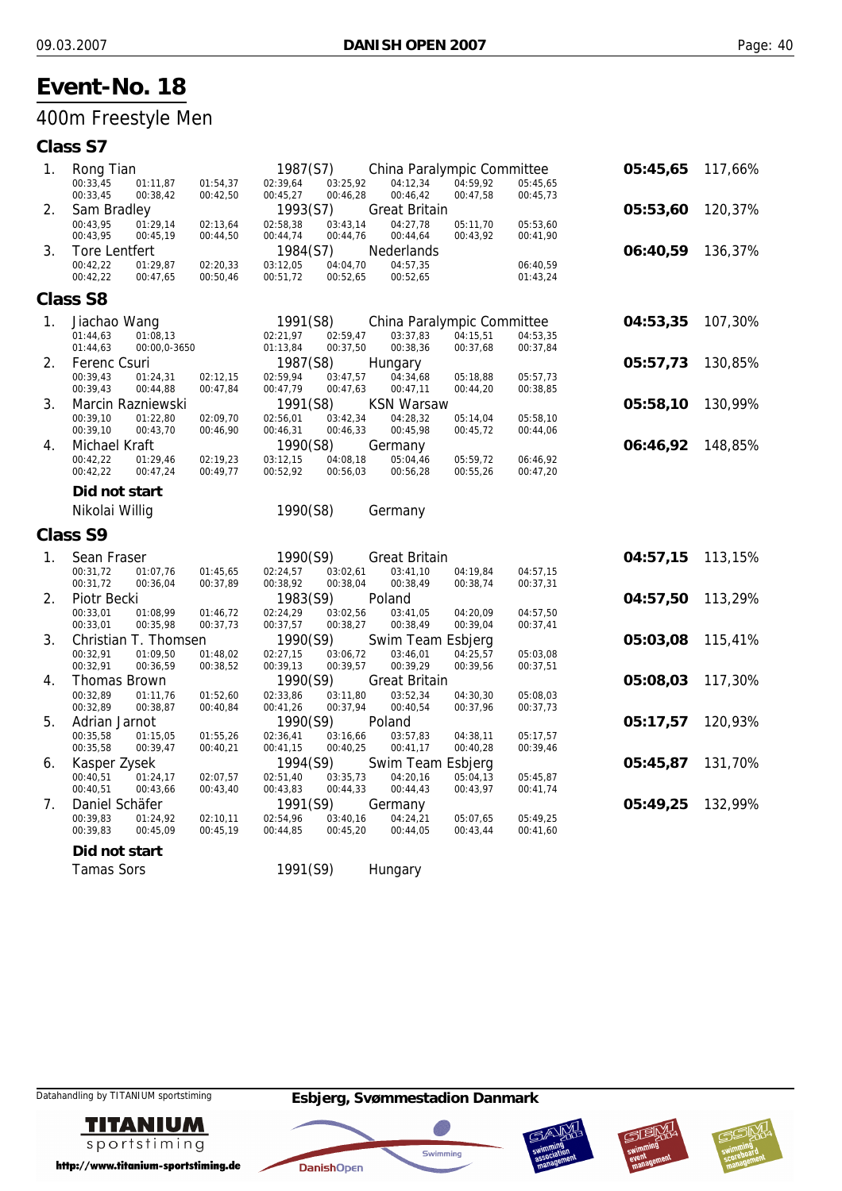# Event-No. 18

## 400m Freestyle Men

### Class S7

| Rank | Name | Year | Club | Time | % |
|---|---|---|---|---|---|
| 1. | Rong Tian | 1987(S7) | China Paralympic Committee | 05:45,65 | 117,66% |
| | 00:33,45 / 01:11,87 / 01:54,37 / 02:39,64 / 03:25,92 / 04:12,34 / 04:59,92 / 05:45,65 | | | | |
| | 00:33,45 / 00:38,42 / 00:42,50 / 00:45,27 / 00:46,28 / 00:46,42 / 00:47,58 / 00:45,73 | | | | |
| 2. | Sam Bradley | 1993(S7) | Great Britain | 05:53,60 | 120,37% |
| | 00:43,95 / 01:29,14 / 02:13,64 / 02:58,38 / 03:43,14 / 04:27,78 / 05:11,70 / 05:53,60 | | | | |
| | 00:43,95 / 00:45,19 / 00:44,50 / 00:44,74 / 00:44,76 / 00:44,64 / 00:43,92 / 00:41,90 | | | | |
| 3. | Tore Lentfert | 1984(S7) | Nederlands | 06:40,59 | 136,37% |
| | 00:42,22 / 01:29,87 / 02:20,33 / 03:12,05 / 04:04,70 / 04:57,35 / 06:40,59 | | | | |
| | 00:42,22 / 00:47,65 / 00:50,46 / 00:51,72 / 00:52,65 / 00:52,65 / 01:43,24 | | | | |

### Class S8

| Rank | Name | Year | Club | Time | % |
|---|---|---|---|---|---|
| 1. | Jiachao Wang | 1991(S8) | China Paralympic Committee | 04:53,35 | 107,30% |
| | 01:44,63 / 01:08,13 / 02:21,97 / 02:59,47 / 03:37,83 / 04:15,51 / 04:53,35 | | | | |
| | 01:44,63 / 00:00,0-3650 / 01:13,84 / 00:37,50 / 00:38,36 / 00:37,68 / 00:37,84 | | | | |
| 2. | Ferenc Csuri | 1987(S8) | Hungary | 05:57,73 | 130,85% |
| | 00:39,43 / 01:24,31 / 02:12,15 / 02:59,94 / 03:47,57 / 04:34,68 / 05:18,88 / 05:57,73 | | | | |
| | 00:39,43 / 00:44,88 / 00:47,84 / 00:47,79 / 00:47,63 / 00:47,11 / 00:44,20 / 00:38,85 | | | | |
| 3. | Marcin Razniewski | 1991(S8) | KSN Warsaw | 05:58,10 | 130,99% |
| | 00:39,10 / 01:22,80 / 02:09,70 / 02:56,01 / 03:42,34 / 04:28,32 / 05:14,04 / 05:58,10 | | | | |
| | 00:39,10 / 00:43,70 / 00:46,90 / 00:46,31 / 00:46,33 / 00:45,98 / 00:45,72 / 00:44,06 | | | | |
| 4. | Michael Kraft | 1990(S8) | Germany | 06:46,92 | 148,85% |
| | 00:42,22 / 01:29,46 / 02:19,23 / 03:12,15 / 04:08,18 / 05:04,46 / 05:59,72 / 06:46,92 | | | | |
| | 00:42,22 / 00:47,24 / 00:49,77 / 00:52,92 / 00:56,03 / 00:56,28 / 00:55,26 / 00:47,20 | | | | |

**Did not start**

| Name | Year | Club |
|---|---|---|
| Nikolai Willig | 1990(S8) | Germany |

### Class S9

| Rank | Name | Year | Club | Time | % |
|---|---|---|---|---|---|
| 1. | Sean Fraser | 1990(S9) | Great Britain | 04:57,15 | 113,15% |
| | 00:31,72 / 01:07,76 / 01:45,65 / 02:24,57 / 03:02,61 / 03:41,10 / 04:19,84 / 04:57,15 | | | | |
| | 00:31,72 / 00:36,04 / 00:37,89 / 00:38,92 / 00:38,04 / 00:38,49 / 00:38,74 / 00:37,31 | | | | |
| 2. | Piotr Becki | 1983(S9) | Poland | 04:57,50 | 113,29% |
| | 00:33,01 / 01:08,99 / 01:46,72 / 02:24,29 / 03:02,56 / 03:41,05 / 04:20,09 / 04:57,50 | | | | |
| | 00:33,01 / 00:35,98 / 00:37,73 / 00:37,57 / 00:38,27 / 00:38,49 / 00:39,04 / 00:37,41 | | | | |
| 3. | Christian T. Thomsen | 1990(S9) | Swim Team Esbjerg | 05:03,08 | 115,41% |
| | 00:32,91 / 01:09,50 / 01:48,02 / 02:27,15 / 03:06,72 / 03:46,01 / 04:25,57 / 05:03,08 | | | | |
| | 00:32,91 / 00:36,59 / 00:38,52 / 00:39,13 / 00:39,57 / 00:39,29 / 00:39,56 / 00:37,51 | | | | |
| 4. | Thomas Brown | 1990(S9) | Great Britain | 05:08,03 | 117,30% |
| | 00:32,89 / 01:11,76 / 01:52,60 / 02:33,86 / 03:11,80 / 03:52,34 / 04:30,30 / 05:08,03 | | | | |
| | 00:32,89 / 00:38,87 / 00:40,84 / 00:41,26 / 00:37,94 / 00:40,54 / 00:37,96 / 00:37,73 | | | | |
| 5. | Adrian Jarnot | 1990(S9) | Poland | 05:17,57 | 120,93% |
| | 00:35,58 / 01:15,05 / 01:55,26 / 02:36,41 / 03:16,66 / 03:57,83 / 04:38,11 / 05:17,57 | | | | |
| | 00:35,58 / 00:39,47 / 00:40,21 / 00:41,15 / 00:40,25 / 00:41,17 / 00:40,28 / 00:39,46 | | | | |
| 6. | Kasper Zysek | 1994(S9) | Swim Team Esbjerg | 05:45,87 | 131,70% |
| | 00:40,51 / 01:24,17 / 02:07,57 / 02:51,40 / 03:35,73 / 04:20,16 / 05:04,13 / 05:45,87 | | | | |
| | 00:40,51 / 00:43,66 / 00:43,40 / 00:43,83 / 00:44,33 / 00:44,43 / 00:43,97 / 00:41,74 | | | | |
| 7. | Daniel Schäfer | 1991(S9) | Germany | 05:49,25 | 132,99% |
| | 00:39,83 / 01:24,92 / 02:10,11 / 02:54,96 / 03:40,16 / 04:24,21 / 05:07,65 / 05:49,25 | | | | |
| | 00:39,83 / 00:45,09 / 00:45,19 / 00:44,85 / 00:45,20 / 00:44,05 / 00:43,44 / 00:41,60 | | | | |

**Did not start**

| Name | Year | Club |
|---|---|---|
| Tamas Sors | 1991(S9) | Hungary |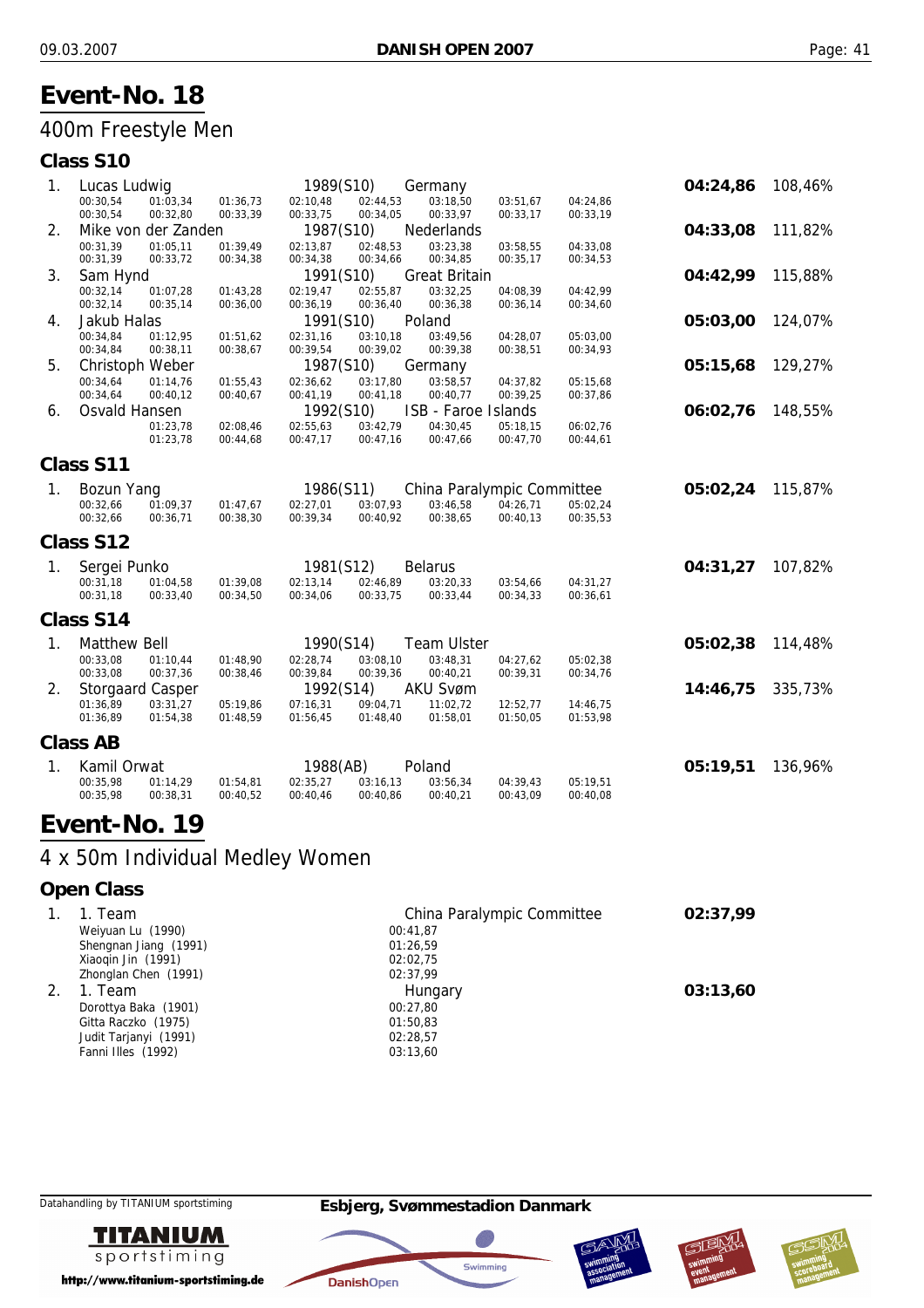# Event-No. 18

## 400m Freestyle Men

### Class S10

| Place | Name | Year | Club | | | | | | | | Time | % |
|---|---|---|---|---|---|---|---|---|---|---|---|---|
| 1. | Lucas Ludwig | 1989(S10) | Germany | | | | | | | | **04:24,86** | 108,46% |
| | 00:30,54 | 01:03,34 | 01:36,73 | 02:10,48 | 02:44,53 | 03:18,50 | 03:51,67 | 04:24,86 | | | | |
| | 00:30,54 | 00:32,80 | 00:33,39 | 00:33,75 | 00:34,05 | 00:33,97 | 00:33,17 | 00:33,19 | | | | |
| 2. | Mike von der Zanden | 1987(S10) | Nederlands | | | | | | | | **04:33,08** | 111,82% |
| | 00:31,39 | 01:05,11 | 01:39,49 | 02:13,87 | 02:48,53 | 03:23,38 | 03:58,55 | 04:33,08 | | | | |
| | 00:31,39 | 00:33,72 | 00:34,38 | 00:34,38 | 00:34,66 | 00:34,85 | 00:35,17 | 00:34,53 | | | | |
| 3. | Sam Hynd | 1991(S10) | Great Britain | | | | | | | | **04:42,99** | 115,88% |
| | 00:32,14 | 01:07,28 | 01:43,28 | 02:19,47 | 02:55,87 | 03:32,25 | 04:08,39 | 04:42,99 | | | | |
| | 00:32,14 | 00:35,14 | 00:36,00 | 00:36,19 | 00:36,40 | 00:36,38 | 00:36,14 | 00:34,60 | | | | |
| 4. | Jakub Halas | 1991(S10) | Poland | | | | | | | | **05:03,00** | 124,07% |
| | 00:34,84 | 01:12,95 | 01:51,62 | 02:31,16 | 03:10,18 | 03:49,56 | 04:28,07 | 05:03,00 | | | | |
| | 00:34,84 | 00:38,11 | 00:38,67 | 00:39,54 | 00:39,02 | 00:39,38 | 00:38,51 | 00:34,93 | | | | |
| 5. | Christoph Weber | 1987(S10) | Germany | | | | | | | | **05:15,68** | 129,27% |
| | 00:34,64 | 01:14,76 | 01:55,43 | 02:36,62 | 03:17,80 | 03:58,57 | 04:37,82 | 05:15,68 | | | | |
| | 00:34,64 | 00:40,12 | 00:40,67 | 00:41,19 | 00:41,18 | 00:40,77 | 00:39,25 | 00:37,86 | | | | |
| 6. | Osvald Hansen | 1992(S10) | ISB - Faroe Islands | | | | | | | | **06:02,76** | 148,55% |
| | | 01:23,78 | 02:08,46 | 02:55,63 | 03:42,79 | 04:30,45 | 05:18,15 | 06:02,76 | | | | |
| | | 01:23,78 | 00:44,68 | 00:47,17 | 00:47,16 | 00:47,66 | 00:47,70 | 00:44,61 | | | | |

### Class S11

| Place | Name | Year | Club | | | | | | | | Time | % |
|---|---|---|---|---|---|---|---|---|---|---|---|---|
| 1. | Bozun Yang | 1986(S11) | China Paralympic Committee | | | | | | | | **05:02,24** | 115,87% |
| | 00:32,66 | 01:09,37 | 01:47,67 | 02:27,01 | 03:07,93 | 03:46,58 | 04:26,71 | 05:02,24 | | | | |
| | 00:32,66 | 00:36,71 | 00:38,30 | 00:39,34 | 00:40,92 | 00:38,65 | 00:40,13 | 00:35,53 | | | | |

### Class S12

| Place | Name | Year | Club | | | | | | | | Time | % |
|---|---|---|---|---|---|---|---|---|---|---|---|---|
| 1. | Sergei Punko | 1981(S12) | Belarus | | | | | | | | **04:31,27** | 107,82% |
| | 00:31,18 | 01:04,58 | 01:39,08 | 02:13,14 | 02:46,89 | 03:20,33 | 03:54,66 | 04:31,27 | | | | |
| | 00:31,18 | 00:33,40 | 00:34,50 | 00:34,06 | 00:33,75 | 00:33,44 | 00:34,33 | 00:36,61 | | | | |

### Class S14

| Place | Name | Year | Club | | | | | | | | Time | % |
|---|---|---|---|---|---|---|---|---|---|---|---|---|
| 1. | Matthew Bell | 1990(S14) | Team Ulster | | | | | | | | **05:02,38** | 114,48% |
| | 00:33,08 | 01:10,44 | 01:48,90 | 02:28,74 | 03:08,10 | 03:48,31 | 04:27,62 | 05:02,38 | | | | |
| | 00:33,08 | 00:37,36 | 00:38,46 | 00:39,84 | 00:39,36 | 00:40,21 | 00:39,31 | 00:34,76 | | | | |
| 2. | Storgaard Casper | 1992(S14) | AKU Svøm | | | | | | | | **14:46,75** | 335,73% |
| | 01:36,89 | 03:31,27 | 05:19,86 | 07:16,31 | 09:04,71 | 11:02,72 | 12:52,77 | 14:46,75 | | | | |
| | 01:36,89 | 01:54,38 | 01:48,59 | 01:56,45 | 01:48,40 | 01:58,01 | 01:50,05 | 01:53,98 | | | | |

### Class AB

| Place | Name | Year | Club | | | | | | | | Time | % |
|---|---|---|---|---|---|---|---|---|---|---|---|---|
| 1. | Kamil Orwat | 1988(AB) | Poland | | | | | | | | **05:19,51** | 136,96% |
| | 00:35,98 | 01:14,29 | 01:54,81 | 02:35,27 | 03:16,13 | 03:56,34 | 04:39,43 | 05:19,51 | | | | |
| | 00:35,98 | 00:38,31 | 00:40,52 | 00:40,46 | 00:40,86 | 00:40,21 | 00:43,09 | 00:40,08 | | | | |

# Event-No. 19

## 4 x 50m Individual Medley Women

### Open Class

| Place | Team / Swimmer | Club / Split | Time |
|---|---|---|---|
| 1. | 1. Team | China Paralympic Committee | **02:37,99** |
| | Weiyuan Lu (1990) | 00:41,87 | |
| | Shengnan Jiang (1991) | 01:26,59 | |
| | Xiaoqin Jin (1991) | 02:02,75 | |
| | Zhonglan Chen (1991) | 02:37,99 | |
| 2. | 1. Team | Hungary | **03:13,60** |
| | Dorottya Baka (1901) | 00:27,80 | |
| | Gitta Raczko (1975) | 01:50,83 | |
| | Judit Tarjanyi (1991) | 02:28,57 | |
| | Fanni Illes (1992) | 03:13,60 | |

Datahandling by TITANIUM sportstiming

Esbjerg, Svømmestadion Danmark

http://www.titanium-sportstiming.de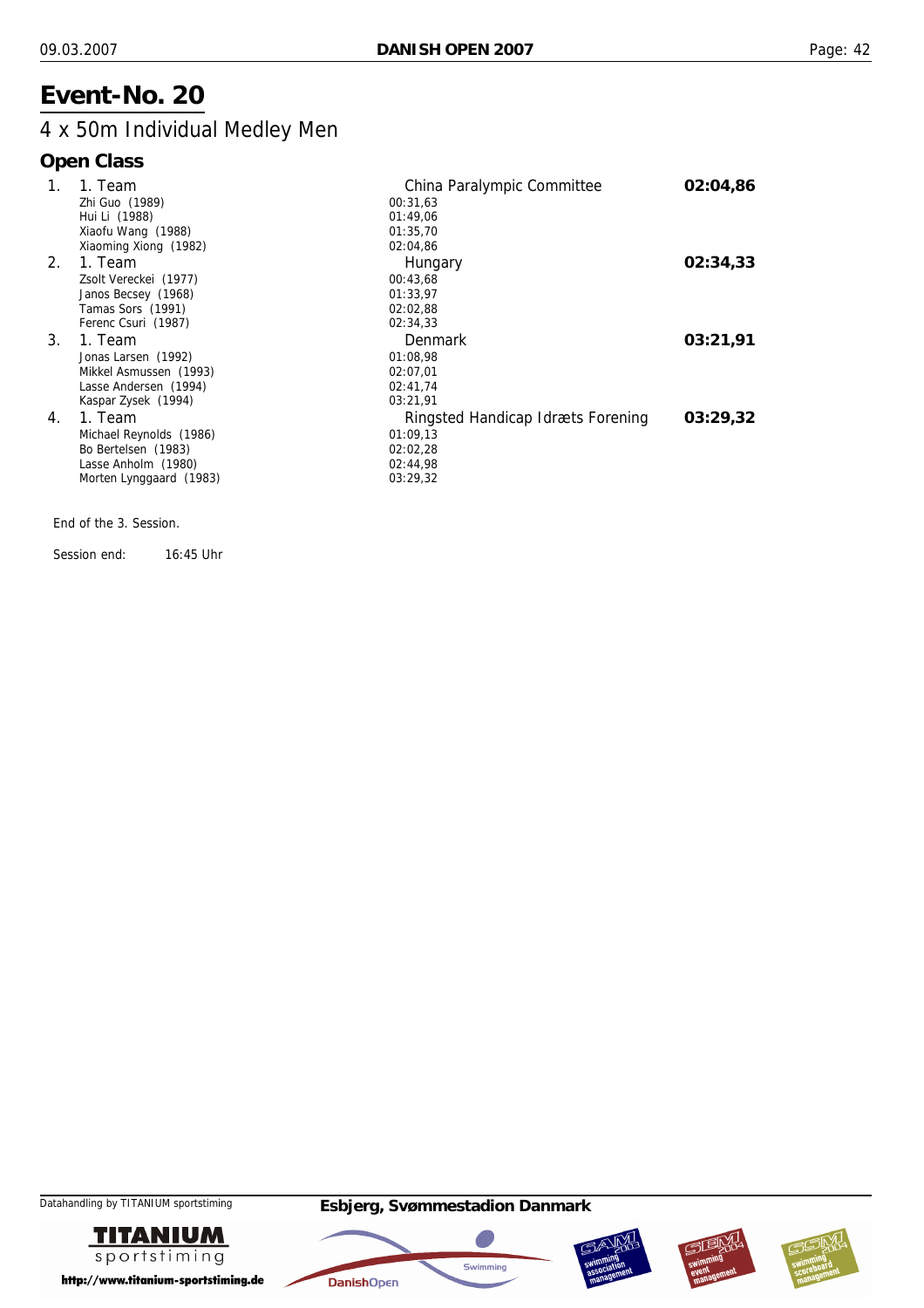# Event-No. 20

## 4 x 50m Individual Medley Men

### Open Class

| Rank | Team / Swimmer | Club / Split | Time |
|---|---|---|---|
| 1. | 1. Team | China Paralympic Committee | **02:04,86** |
| | Zhi Guo (1989) | 00:31,63 | |
| | Hui Li (1988) | 01:49,06 | |
| | Xiaofu Wang (1988) | 01:35,70 | |
| | Xiaoming Xiong (1982) | 02:04,86 | |
| 2. | 1. Team | Hungary | **02:34,33** |
| | Zsolt Vereckei (1977) | 00:43,68 | |
| | Janos Becsey (1968) | 01:33,97 | |
| | Tamas Sors (1991) | 02:02,88 | |
| | Ferenc Csuri (1987) | 02:34,33 | |
| 3. | 1. Team | Denmark | **03:21,91** |
| | Jonas Larsen (1992) | 01:08,98 | |
| | Mikkel Asmussen (1993) | 02:07,01 | |
| | Lasse Andersen (1994) | 02:41,74 | |
| | Kaspar Zysek (1994) | 03:21,91 | |
| 4. | 1. Team | Ringsted Handicap Idræts Forening | **03:29,32** |
| | Michael Reynolds (1986) | 01:09,13 | |
| | Bo Bertelsen (1983) | 02:02,28 | |
| | Lasse Anholm (1980) | 02:44,98 | |
| | Morten Lynggaard (1983) | 03:29,32 | |

End of the 3. Session.

Session end: 16:45 Uhr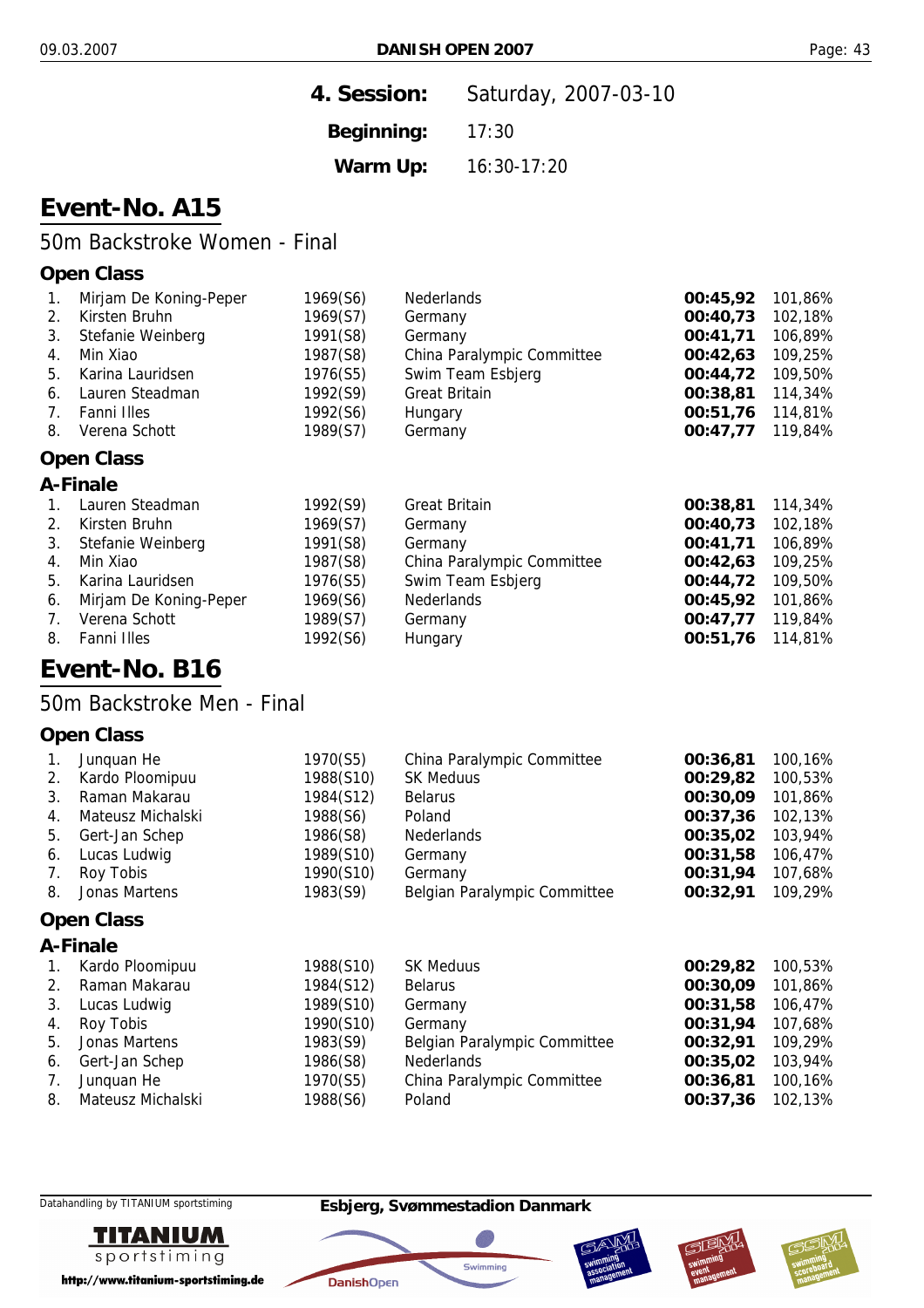4. Session: Saturday, 2007-03-10

Beginning: 17:30

Warm Up: 16:30-17:20

# Event-No. A15

## 50m Backstroke Women - Final

### Open Class

| | Name | Year (Class) | Team | Time | % |
|---|---|---|---|---|---|
| 1. | Mirjam De Koning-Peper | 1969(S6) | Nederlands | **00:45,92** | 101,86% |
| 2. | Kirsten Bruhn | 1969(S7) | Germany | **00:40,73** | 102,18% |
| 3. | Stefanie Weinberg | 1991(S8) | Germany | **00:41,71** | 106,89% |
| 4. | Min Xiao | 1987(S8) | China Paralympic Committee | **00:42,63** | 109,25% |
| 5. | Karina Lauridsen | 1976(S5) | Swim Team Esbjerg | **00:44,72** | 109,50% |
| 6. | Lauren Steadman | 1992(S9) | Great Britain | **00:38,81** | 114,34% |
| 7. | Fanni Illes | 1992(S6) | Hungary | **00:51,76** | 114,81% |
| 8. | Verena Schott | 1989(S7) | Germany | **00:47,77** | 119,84% |

### Open Class

### A-Finale

| | Name | Year (Class) | Team | Time | % |
|---|---|---|---|---|---|
| 1. | Lauren Steadman | 1992(S9) | Great Britain | **00:38,81** | 114,34% |
| 2. | Kirsten Bruhn | 1969(S7) | Germany | **00:40,73** | 102,18% |
| 3. | Stefanie Weinberg | 1991(S8) | Germany | **00:41,71** | 106,89% |
| 4. | Min Xiao | 1987(S8) | China Paralympic Committee | **00:42,63** | 109,25% |
| 5. | Karina Lauridsen | 1976(S5) | Swim Team Esbjerg | **00:44,72** | 109,50% |
| 6. | Mirjam De Koning-Peper | 1969(S6) | Nederlands | **00:45,92** | 101,86% |
| 7. | Verena Schott | 1989(S7) | Germany | **00:47,77** | 119,84% |
| 8. | Fanni Illes | 1992(S6) | Hungary | **00:51,76** | 114,81% |

# Event-No. B16

## 50m Backstroke Men - Final

### Open Class

| | Name | Year (Class) | Team | Time | % |
|---|---|---|---|---|---|
| 1. | Junquan He | 1970(S5) | China Paralympic Committee | **00:36,81** | 100,16% |
| 2. | Kardo Ploomipuu | 1988(S10) | SK Meduus | **00:29,82** | 100,53% |
| 3. | Raman Makarau | 1984(S12) | Belarus | **00:30,09** | 101,86% |
| 4. | Mateusz Michalski | 1988(S6) | Poland | **00:37,36** | 102,13% |
| 5. | Gert-Jan Schep | 1986(S8) | Nederlands | **00:35,02** | 103,94% |
| 6. | Lucas Ludwig | 1989(S10) | Germany | **00:31,58** | 106,47% |
| 7. | Roy Tobis | 1990(S10) | Germany | **00:31,94** | 107,68% |
| 8. | Jonas Martens | 1983(S9) | Belgian Paralympic Committee | **00:32,91** | 109,29% |

### Open Class

### A-Finale

| | Name | Year (Class) | Team | Time | % |
|---|---|---|---|---|---|
| 1. | Kardo Ploomipuu | 1988(S10) | SK Meduus | **00:29,82** | 100,53% |
| 2. | Raman Makarau | 1984(S12) | Belarus | **00:30,09** | 101,86% |
| 3. | Lucas Ludwig | 1989(S10) | Germany | **00:31,58** | 106,47% |
| 4. | Roy Tobis | 1990(S10) | Germany | **00:31,94** | 107,68% |
| 5. | Jonas Martens | 1983(S9) | Belgian Paralympic Committee | **00:32,91** | 109,29% |
| 6. | Gert-Jan Schep | 1986(S8) | Nederlands | **00:35,02** | 103,94% |
| 7. | Junquan He | 1970(S5) | China Paralympic Committee | **00:36,81** | 100,16% |
| 8. | Mateusz Michalski | 1988(S6) | Poland | **00:37,36** | 102,13% |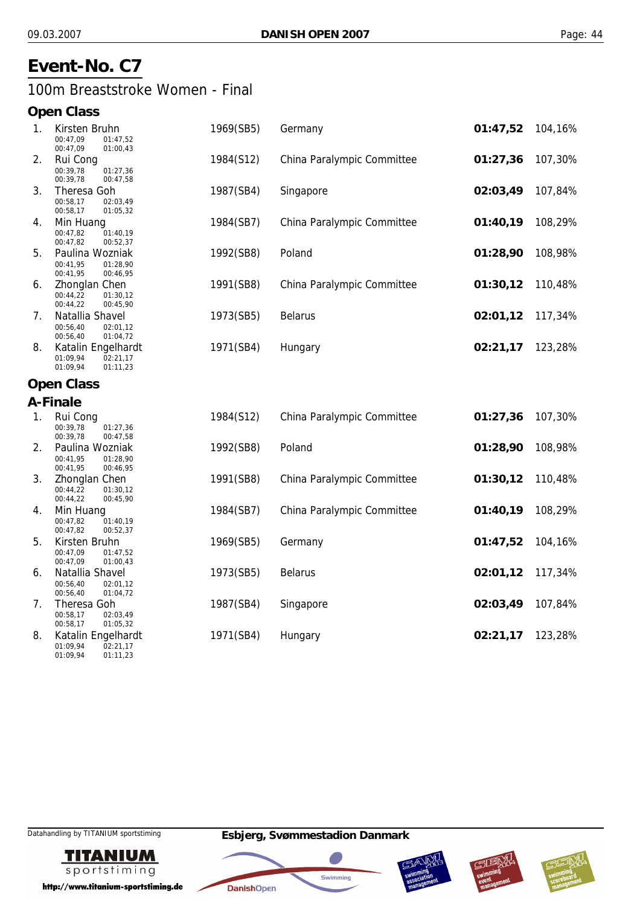# Event-No. C7

## 100m Breaststroke Women - Final

### Open Class

| Rank | Name | Splits | | Year (Class) | Club | Time | % |
|---|---|---|---|---|---|---|---|
| 1. | Kirsten Bruhn | 00:47,09 / 00:47,09 | 01:47,52 / 01:00,43 | 1969(SB5) | Germany | **01:47,52** | 104,16% |
| 2. | Rui Cong | 00:39,78 / 00:39,78 | 01:27,36 / 00:47,58 | 1984(S12) | China Paralympic Committee | **01:27,36** | 107,30% |
| 3. | Theresa Goh | 00:58,17 / 00:58,17 | 02:03,49 / 01:05,32 | 1987(SB4) | Singapore | **02:03,49** | 107,84% |
| 4. | Min Huang | 00:47,82 / 00:47,82 | 01:40,19 / 00:52,37 | 1984(SB7) | China Paralympic Committee | **01:40,19** | 108,29% |
| 5. | Paulina Wozniak | 00:41,95 / 00:41,95 | 01:28,90 / 00:46,95 | 1992(SB8) | Poland | **01:28,90** | 108,98% |
| 6. | Zhonglan Chen | 00:44,22 / 00:44,22 | 01:30,12 / 00:45,90 | 1991(SB8) | China Paralympic Committee | **01:30,12** | 110,48% |
| 7. | Natallia Shavel | 00:56,40 / 00:56,40 | 02:01,12 / 01:04,72 | 1973(SB5) | Belarus | **02:01,12** | 117,34% |
| 8. | Katalin Engelhardt | 01:09,94 / 01:09,94 | 02:21,17 / 01:11,23 | 1971(SB4) | Hungary | **02:21,17** | 123,28% |

### Open Class

### A-Finale

| Rank | Name | Splits | | Year (Class) | Club | Time | % |
|---|---|---|---|---|---|---|---|
| 1. | Rui Cong | 00:39,78 / 00:39,78 | 01:27,36 / 00:47,58 | 1984(S12) | China Paralympic Committee | **01:27,36** | 107,30% |
| 2. | Paulina Wozniak | 00:41,95 / 00:41,95 | 01:28,90 / 00:46,95 | 1992(SB8) | Poland | **01:28,90** | 108,98% |
| 3. | Zhonglan Chen | 00:44,22 / 00:44,22 | 01:30,12 / 00:45,90 | 1991(SB8) | China Paralympic Committee | **01:30,12** | 110,48% |
| 4. | Min Huang | 00:47,82 / 00:47,82 | 01:40,19 / 00:52,37 | 1984(SB7) | China Paralympic Committee | **01:40,19** | 108,29% |
| 5. | Kirsten Bruhn | 00:47,09 / 00:47,09 | 01:47,52 / 01:00,43 | 1969(SB5) | Germany | **01:47,52** | 104,16% |
| 6. | Natallia Shavel | 00:56,40 / 00:56,40 | 02:01,12 / 01:04,72 | 1973(SB5) | Belarus | **02:01,12** | 117,34% |
| 7. | Theresa Goh | 00:58,17 / 00:58,17 | 02:03,49 / 01:05,32 | 1987(SB4) | Singapore | **02:03,49** | 107,84% |
| 8. | Katalin Engelhardt | 01:09,94 / 01:09,94 | 02:21,17 / 01:11,23 | 1971(SB4) | Hungary | **02:21,17** | 123,28% |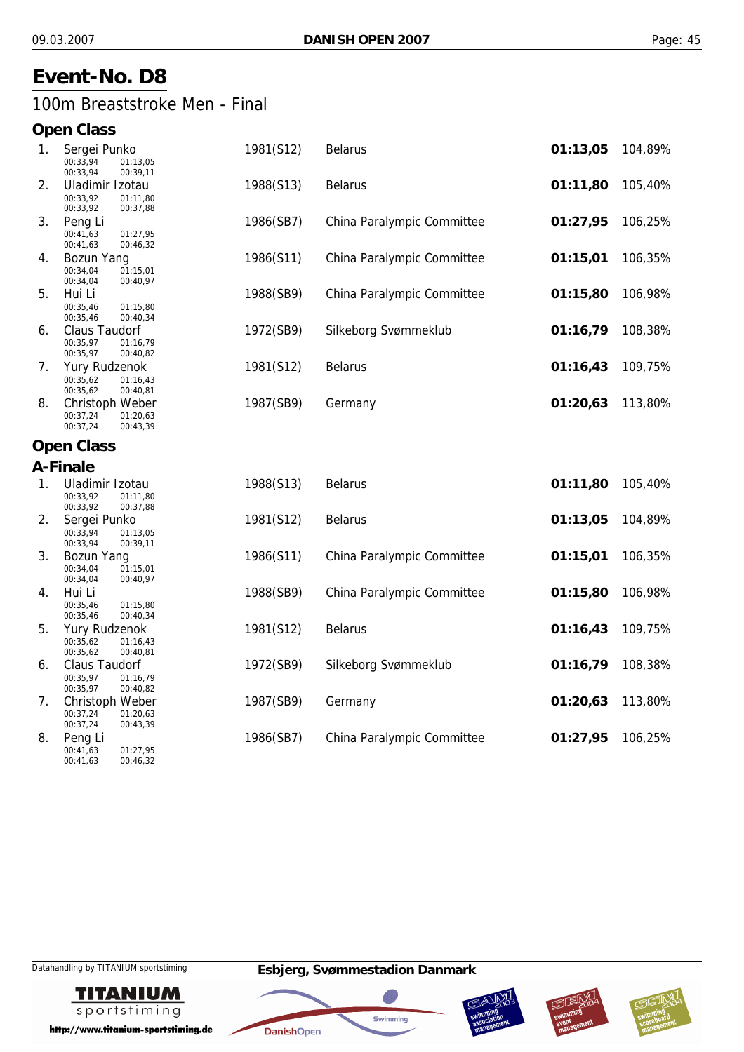# Event-No. D8

## 100m Breaststroke Men - Final

### Open Class

| Place | Name | Year (Class) | Club | Time | Points |
|---|---|---|---|---|---|
| 1. | Sergei Punko<br>00:33,94 01:13,05<br>00:33,94 00:39,11 | 1981(S12) | Belarus | **01:13,05** | 104,89% |
| 2. | Uladimir Izotau<br>00:33,92 01:11,80<br>00:33,92 00:37,88 | 1988(S13) | Belarus | **01:11,80** | 105,40% |
| 3. | Peng Li<br>00:41,63 01:27,95<br>00:41,63 00:46,32 | 1986(SB7) | China Paralympic Committee | **01:27,95** | 106,25% |
| 4. | Bozun Yang<br>00:34,04 01:15,01<br>00:34,04 00:40,97 | 1986(S11) | China Paralympic Committee | **01:15,01** | 106,35% |
| 5. | Hui Li<br>00:35,46 01:15,80<br>00:35,46 00:40,34 | 1988(SB9) | China Paralympic Committee | **01:15,80** | 106,98% |
| 6. | Claus Taudorf<br>00:35,97 01:16,79<br>00:35,97 00:40,82 | 1972(SB9) | Silkeborg Svømmeklub | **01:16,79** | 108,38% |
| 7. | Yury Rudzenok<br>00:35,62 01:16,43<br>00:35,62 00:40,81 | 1981(S12) | Belarus | **01:16,43** | 109,75% |
| 8. | Christoph Weber<br>00:37,24 01:20,63<br>00:37,24 00:43,39 | 1987(SB9) | Germany | **01:20,63** | 113,80% |

### Open Class

### A-Finale

| Place | Name | Year (Class) | Club | Time | Points |
|---|---|---|---|---|---|
| 1. | Uladimir Izotau<br>00:33,92 01:11,80<br>00:33,92 00:37,88 | 1988(S13) | Belarus | **01:11,80** | 105,40% |
| 2. | Sergei Punko<br>00:33,94 01:13,05<br>00:33,94 00:39,11 | 1981(S12) | Belarus | **01:13,05** | 104,89% |
| 3. | Bozun Yang<br>00:34,04 01:15,01<br>00:34,04 00:40,97 | 1986(S11) | China Paralympic Committee | **01:15,01** | 106,35% |
| 4. | Hui Li<br>00:35,46 01:15,80<br>00:35,46 00:40,34 | 1988(SB9) | China Paralympic Committee | **01:15,80** | 106,98% |
| 5. | Yury Rudzenok<br>00:35,62 01:16,43<br>00:35,62 00:40,81 | 1981(S12) | Belarus | **01:16,43** | 109,75% |
| 6. | Claus Taudorf<br>00:35,97 01:16,79<br>00:35,97 00:40,82 | 1972(SB9) | Silkeborg Svømmeklub | **01:16,79** | 108,38% |
| 7. | Christoph Weber<br>00:37,24 01:20,63<br>00:37,24 00:43,39 | 1987(SB9) | Germany | **01:20,63** | 113,80% |
| 8. | Peng Li<br>00:41,63 01:27,95<br>00:41,63 00:46,32 | 1986(SB7) | China Paralympic Committee | **01:27,95** | 106,25% |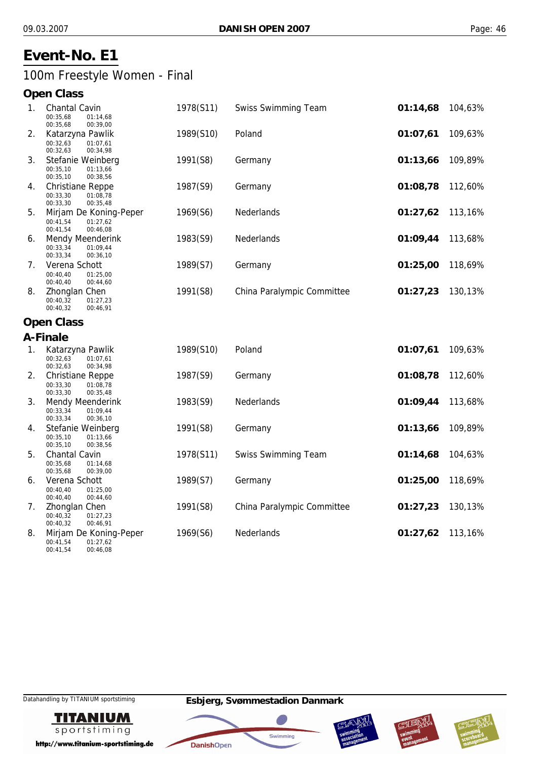# Event-No. E1

## 100m Freestyle Women - Final

### Open Class

| Place | Name | Splits | Year (Class) | Club | Time | % |
|---|---|---|---|---|---|---|
| 1. | Chantal Cavin | 00:35,68 01:14,68 / 00:35,68 00:39,00 | 1978(S11) | Swiss Swimming Team | **01:14,68** | 104,63% |
| 2. | Katarzyna Pawlik | 00:32,63 01:07,61 / 00:32,63 00:34,98 | 1989(S10) | Poland | **01:07,61** | 109,63% |
| 3. | Stefanie Weinberg | 00:35,10 01:13,66 / 00:35,10 00:38,56 | 1991(S8) | Germany | **01:13,66** | 109,89% |
| 4. | Christiane Reppe | 00:33,30 01:08,78 / 00:33,30 00:35,48 | 1987(S9) | Germany | **01:08,78** | 112,60% |
| 5. | Mirjam De Koning-Peper | 00:41,54 01:27,62 / 00:41,54 00:46,08 | 1969(S6) | Nederlands | **01:27,62** | 113,16% |
| 6. | Mendy Meenderink | 00:33,34 01:09,44 / 00:33,34 00:36,10 | 1983(S9) | Nederlands | **01:09,44** | 113,68% |
| 7. | Verena Schott | 00:40,40 01:25,00 / 00:40,40 00:44,60 | 1989(S7) | Germany | **01:25,00** | 118,69% |
| 8. | Zhonglan Chen | 00:40,32 01:27,23 / 00:40,32 00:46,91 | 1991(S8) | China Paralympic Committee | **01:27,23** | 130,13% |

### Open Class

### A-Finale

| Place | Name | Splits | Year (Class) | Club | Time | % |
|---|---|---|---|---|---|---|
| 1. | Katarzyna Pawlik | 00:32,63 01:07,61 / 00:32,63 00:34,98 | 1989(S10) | Poland | **01:07,61** | 109,63% |
| 2. | Christiane Reppe | 00:33,30 01:08,78 / 00:33,30 00:35,48 | 1987(S9) | Germany | **01:08,78** | 112,60% |
| 3. | Mendy Meenderink | 00:33,34 01:09,44 / 00:33,34 00:36,10 | 1983(S9) | Nederlands | **01:09,44** | 113,68% |
| 4. | Stefanie Weinberg | 00:35,10 01:13,66 / 00:35,10 00:38,56 | 1991(S8) | Germany | **01:13,66** | 109,89% |
| 5. | Chantal Cavin | 00:35,68 01:14,68 / 00:35,68 00:39,00 | 1978(S11) | Swiss Swimming Team | **01:14,68** | 104,63% |
| 6. | Verena Schott | 00:40,40 01:25,00 / 00:40,40 00:44,60 | 1989(S7) | Germany | **01:25,00** | 118,69% |
| 7. | Zhonglan Chen | 00:40,32 01:27,23 / 00:40,32 00:46,91 | 1991(S8) | China Paralympic Committee | **01:27,23** | 130,13% |
| 8. | Mirjam De Koning-Peper | 00:41,54 01:27,62 / 00:41,54 00:46,08 | 1969(S6) | Nederlands | **01:27,62** | 113,16% |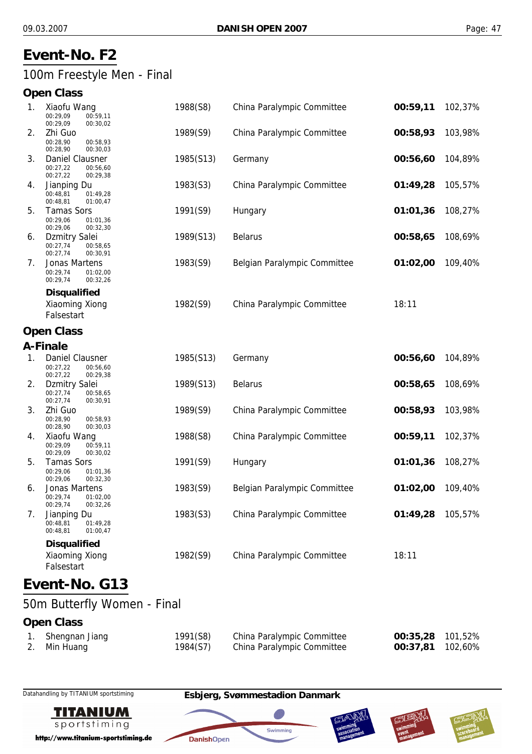# Event-No. F2

## 100m Freestyle Men - Final

### Open Class

| Rank | Name | Splits | Year (Class) | Club | Time | % |
|---|---|---|---|---|---|---|
| 1. | Xiaofu Wang | 00:29,09 00:59,11 / 00:29,09 00:30,02 | 1988(S8) | China Paralympic Committee | **00:59,11** | 102,37% |
| 2. | Zhi Guo | 00:28,90 00:58,93 / 00:28,90 00:30,03 | 1989(S9) | China Paralympic Committee | **00:58,93** | 103,98% |
| 3. | Daniel Clausner | 00:27,22 00:56,60 / 00:27,22 00:29,38 | 1985(S13) | Germany | **00:56,60** | 104,89% |
| 4. | Jianping Du | 00:48,81 01:49,28 / 00:48,81 01:00,47 | 1983(S3) | China Paralympic Committee | **01:49,28** | 105,57% |
| 5. | Tamas Sors | 00:29,06 01:01,36 / 00:29,06 00:32,30 | 1991(S9) | Hungary | **01:01,36** | 108,27% |
| 6. | Dzmitry Salei | 00:27,74 00:58,65 / 00:27,74 00:30,91 | 1989(S13) | Belarus | **00:58,65** | 108,69% |
| 7. | Jonas Martens | 00:29,74 01:02,00 / 00:29,74 00:32,26 | 1983(S9) | Belgian Paralympic Committee | **01:02,00** | 109,40% |

**Disqualified**

| Name | Year (Class) | Club | Time |
|---|---|---|---|
| Xiaoming Xiong<br>Falsestart | 1982(S9) | China Paralympic Committee | 18:11 |

### Open Class

### A-Finale

| Rank | Name | Splits | Year (Class) | Club | Time | % |
|---|---|---|---|---|---|---|
| 1. | Daniel Clausner | 00:27,22 00:56,60 / 00:27,22 00:29,38 | 1985(S13) | Germany | **00:56,60** | 104,89% |
| 2. | Dzmitry Salei | 00:27,74 00:58,65 / 00:27,74 00:30,91 | 1989(S13) | Belarus | **00:58,65** | 108,69% |
| 3. | Zhi Guo | 00:28,90 00:58,93 / 00:28,90 00:30,03 | 1989(S9) | China Paralympic Committee | **00:58,93** | 103,98% |
| 4. | Xiaofu Wang | 00:29,09 00:59,11 / 00:29,09 00:30,02 | 1988(S8) | China Paralympic Committee | **00:59,11** | 102,37% |
| 5. | Tamas Sors | 00:29,06 01:01,36 / 00:29,06 00:32,30 | 1991(S9) | Hungary | **01:01,36** | 108,27% |
| 6. | Jonas Martens | 00:29,74 01:02,00 / 00:29,74 00:32,26 | 1983(S9) | Belgian Paralympic Committee | **01:02,00** | 109,40% |
| 7. | Jianping Du | 00:48,81 01:49,28 / 00:48,81 01:00,47 | 1983(S3) | China Paralympic Committee | **01:49,28** | 105,57% |

**Disqualified**

| Name | Year (Class) | Club | Time |
|---|---|---|---|
| Xiaoming Xiong<br>Falsestart | 1982(S9) | China Paralympic Committee | 18:11 |

# Event-No. G13

## 50m Butterfly Women - Final

### Open Class

| Rank | Name | Year (Class) | Club | Time | % |
|---|---|---|---|---|---|
| 1. | Shengnan Jiang | 1991(S8) | China Paralympic Committee | **00:35,28** | 101,52% |
| 2. | Min Huang | 1984(S7) | China Paralympic Committee | **00:37,81** | 102,60% |

Datahandling by TITANIUM sportstiming

**Esbjerg, Svømmestadion Danmark**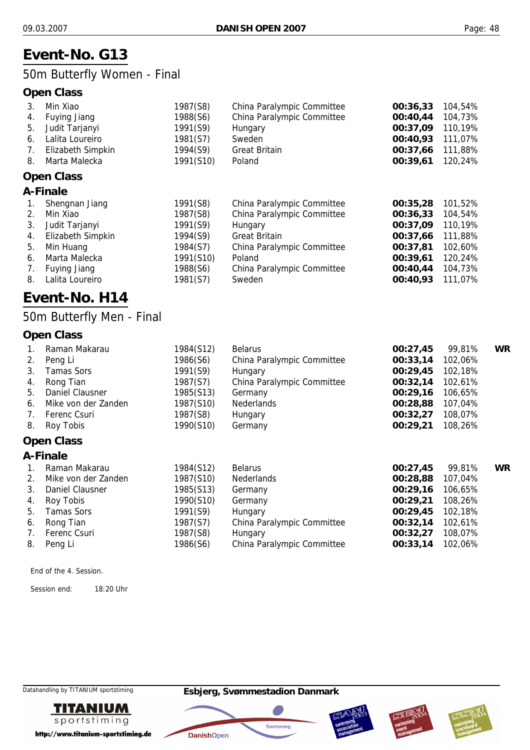# Event-No. G13

## 50m Butterfly Women - Final

### Open Class

| | | | | | |
|---|---|---|---|---|---|
| 3. | Min Xiao | 1987(S8) | China Paralympic Committee | **00:36,33** | 104,54% |
| 4. | Fuying Jiang | 1988(S6) | China Paralympic Committee | **00:40,44** | 104,73% |
| 5. | Judit Tarjanyi | 1991(S9) | Hungary | **00:37,09** | 110,19% |
| 6. | Lalita Loureiro | 1981(S7) | Sweden | **00:40,93** | 111,07% |
| 7. | Elizabeth Simpkin | 1994(S9) | Great Britain | **00:37,66** | 111,88% |
| 8. | Marta Malecka | 1991(S10) | Poland | **00:39,61** | 120,24% |

### Open Class

### A-Finale

| | | | | | |
|---|---|---|---|---|---|
| 1. | Shengnan Jiang | 1991(S8) | China Paralympic Committee | **00:35,28** | 101,52% |
| 2. | Min Xiao | 1987(S8) | China Paralympic Committee | **00:36,33** | 104,54% |
| 3. | Judit Tarjanyi | 1991(S9) | Hungary | **00:37,09** | 110,19% |
| 4. | Elizabeth Simpkin | 1994(S9) | Great Britain | **00:37,66** | 111,88% |
| 5. | Min Huang | 1984(S7) | China Paralympic Committee | **00:37,81** | 102,60% |
| 6. | Marta Malecka | 1991(S10) | Poland | **00:39,61** | 120,24% |
| 7. | Fuying Jiang | 1988(S6) | China Paralympic Committee | **00:40,44** | 104,73% |
| 8. | Lalita Loureiro | 1981(S7) | Sweden | **00:40,93** | 111,07% |

# Event-No. H14

## 50m Butterfly Men - Final

### Open Class

| | | | | | | |
|---|---|---|---|---|---|---|
| 1. | Raman Makarau | 1984(S12) | Belarus | **00:27,45** | 99,81% | **WR** |
| 2. | Peng Li | 1986(S6) | China Paralympic Committee | **00:33,14** | 102,06% | |
| 3. | Tamas Sors | 1991(S9) | Hungary | **00:29,45** | 102,18% | |
| 4. | Rong Tian | 1987(S7) | China Paralympic Committee | **00:32,14** | 102,61% | |
| 5. | Daniel Clausner | 1985(S13) | Germany | **00:29,16** | 106,65% | |
| 6. | Mike von der Zanden | 1987(S10) | Nederlands | **00:28,88** | 107,04% | |
| 7. | Ferenc Csuri | 1987(S8) | Hungary | **00:32,27** | 108,07% | |
| 8. | Roy Tobis | 1990(S10) | Germany | **00:29,21** | 108,26% | |

### Open Class

### A-Finale

| | | | | | | |
|---|---|---|---|---|---|---|
| 1. | Raman Makarau | 1984(S12) | Belarus | **00:27,45** | 99,81% | **WR** |
| 2. | Mike von der Zanden | 1987(S10) | Nederlands | **00:28,88** | 107,04% | |
| 3. | Daniel Clausner | 1985(S13) | Germany | **00:29,16** | 106,65% | |
| 4. | Roy Tobis | 1990(S10) | Germany | **00:29,21** | 108,26% | |
| 5. | Tamas Sors | 1991(S9) | Hungary | **00:29,45** | 102,18% | |
| 6. | Rong Tian | 1987(S7) | China Paralympic Committee | **00:32,14** | 102,61% | |
| 7. | Ferenc Csuri | 1987(S8) | Hungary | **00:32,27** | 108,07% | |
| 8. | Peng Li | 1986(S6) | China Paralympic Committee | **00:33,14** | 102,06% | |

End of the 4. Session.

Session end: 18:20 Uhr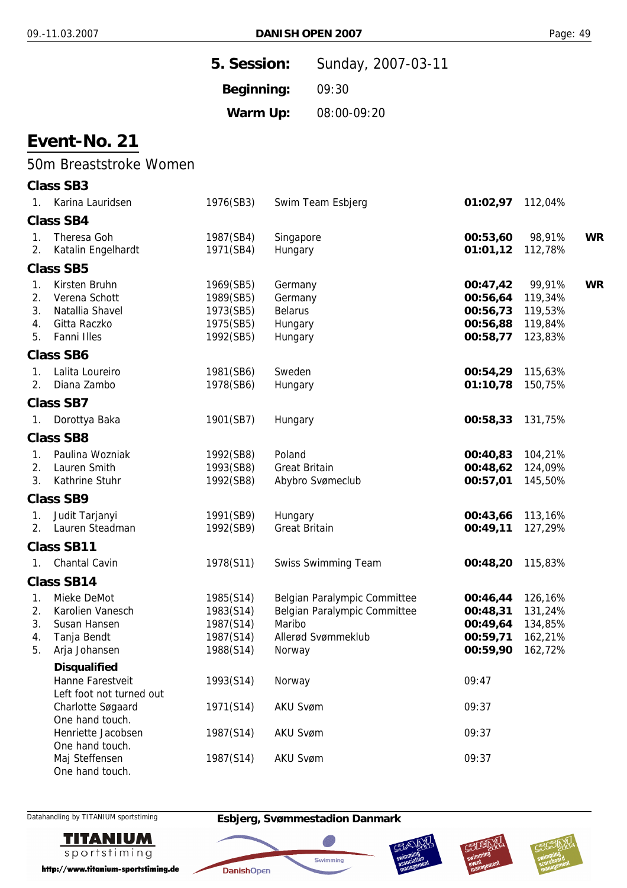**5. Session:** Sunday, 2007-03-11

**Beginning:** 09:30

**Warm Up:** 08:00-09:20

# Event-No. 21

## 50m Breaststroke Women

### Class SB3

| | Name | Year | Club | Time | % | |
|---|---|---|---|---|---|---|
| 1. | Karina Lauridsen | 1976(SB3) | Swim Team Esbjerg | **01:02,97** | 112,04% | |

### Class SB4

| | Name | Year | Club | Time | % | |
|---|---|---|---|---|---|---|
| 1. | Theresa Goh | 1987(SB4) | Singapore | **00:53,60** | 98,91% | **WR** |
| 2. | Katalin Engelhardt | 1971(SB4) | Hungary | **01:01,12** | 112,78% | |

### Class SB5

| | Name | Year | Club | Time | % | |
|---|---|---|---|---|---|---|
| 1. | Kirsten Bruhn | 1969(SB5) | Germany | **00:47,42** | 99,91% | **WR** |
| 2. | Verena Schott | 1989(SB5) | Germany | **00:56,64** | 119,34% | |
| 3. | Natallia Shavel | 1973(SB5) | Belarus | **00:56,73** | 119,53% | |
| 4. | Gitta Raczko | 1975(SB5) | Hungary | **00:56,88** | 119,84% | |
| 5. | Fanni Illes | 1992(SB5) | Hungary | **00:58,77** | 123,83% | |

### Class SB6

| | Name | Year | Club | Time | % |
|---|---|---|---|---|---|
| 1. | Lalita Loureiro | 1981(SB6) | Sweden | **00:54,29** | 115,63% |
| 2. | Diana Zambo | 1978(SB6) | Hungary | **01:10,78** | 150,75% |

### Class SB7

| | Name | Year | Club | Time | % |
|---|---|---|---|---|---|
| 1. | Dorottya Baka | 1901(SB7) | Hungary | **00:58,33** | 131,75% |

### Class SB8

| | Name | Year | Club | Time | % |
|---|---|---|---|---|---|
| 1. | Paulina Wozniak | 1992(SB8) | Poland | **00:40,83** | 104,21% |
| 2. | Lauren Smith | 1993(SB8) | Great Britain | **00:48,62** | 124,09% |
| 3. | Kathrine Stuhr | 1992(SB8) | Abybro Svømeclub | **00:57,01** | 145,50% |

### Class SB9

| | Name | Year | Club | Time | % |
|---|---|---|---|---|---|
| 1. | Judit Tarjanyi | 1991(SB9) | Hungary | **00:43,66** | 113,16% |
| 2. | Lauren Steadman | 1992(SB9) | Great Britain | **00:49,11** | 127,29% |

### Class SB11

| | Name | Year | Club | Time | % |
|---|---|---|---|---|---|
| 1. | Chantal Cavin | 1978(S11) | Swiss Swimming Team | **00:48,20** | 115,83% |

### Class SB14

| | Name | Year | Club | Time | % |
|---|---|---|---|---|---|
| 1. | Mieke DeMot | 1985(S14) | Belgian Paralympic Committee | **00:46,44** | 126,16% |
| 2. | Karolien Vanesch | 1983(S14) | Belgian Paralympic Committee | **00:48,31** | 131,24% |
| 3. | Susan Hansen | 1987(S14) | Maribo | **00:49,64** | 134,85% |
| 4. | Tanja Bendt | 1987(S14) | Allerød Svømmeklub | **00:59,71** | 162,21% |
| 5. | Arja Johansen | 1988(S14) | Norway | **00:59,90** | 162,72% |

**Disqualified**

| Name | Year | Club | Time |
|---|---|---|---|
| Hanne Farestveit<br>Left foot not turned out | 1993(S14) | Norway | 09:47 |
| Charlotte Søgaard<br>One hand touch. | 1971(S14) | AKU Svøm | 09:37 |
| Henriette Jacobsen<br>One hand touch. | 1987(S14) | AKU Svøm | 09:37 |
| Maj Steffensen<br>One hand touch. | 1987(S14) | AKU Svøm | 09:37 |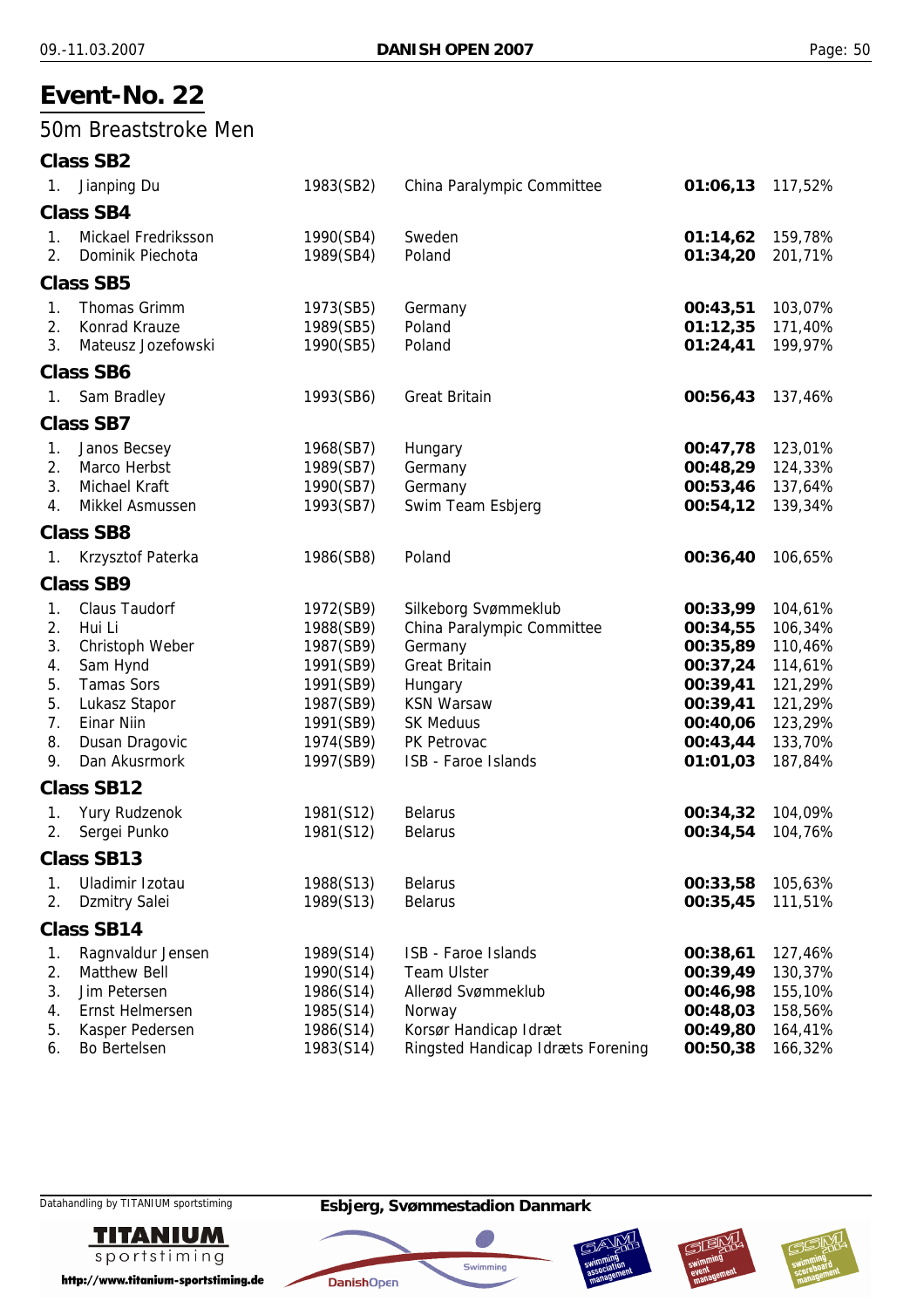# Event-No. 22

## 50m Breaststroke Men

### Class SB2

| | | | | | |
|---|---|---|---|---|---|
| 1. | Jianping Du | 1983(SB2) | China Paralympic Committee | **01:06,13** | 117,52% |

### Class SB4

| | | | | | |
|---|---|---|---|---|---|
| 1. | Mickael Fredriksson | 1990(SB4) | Sweden | **01:14,62** | 159,78% |
| 2. | Dominik Piechota | 1989(SB4) | Poland | **01:34,20** | 201,71% |

### Class SB5

| | | | | | |
|---|---|---|---|---|---|
| 1. | Thomas Grimm | 1973(SB5) | Germany | **00:43,51** | 103,07% |
| 2. | Konrad Krauze | 1989(SB5) | Poland | **01:12,35** | 171,40% |
| 3. | Mateusz Jozefowski | 1990(SB5) | Poland | **01:24,41** | 199,97% |

### Class SB6

| | | | | | |
|---|---|---|---|---|---|
| 1. | Sam Bradley | 1993(SB6) | Great Britain | **00:56,43** | 137,46% |

### Class SB7

| | | | | | |
|---|---|---|---|---|---|
| 1. | Janos Becsey | 1968(SB7) | Hungary | **00:47,78** | 123,01% |
| 2. | Marco Herbst | 1989(SB7) | Germany | **00:48,29** | 124,33% |
| 3. | Michael Kraft | 1990(SB7) | Germany | **00:53,46** | 137,64% |
| 4. | Mikkel Asmussen | 1993(SB7) | Swim Team Esbjerg | **00:54,12** | 139,34% |

### Class SB8

| | | | | | |
|---|---|---|---|---|---|
| 1. | Krzysztof Paterka | 1986(SB8) | Poland | **00:36,40** | 106,65% |

### Class SB9

| | | | | | |
|---|---|---|---|---|---|
| 1. | Claus Taudorf | 1972(SB9) | Silkeborg Svømmeklub | **00:33,99** | 104,61% |
| 2. | Hui Li | 1988(SB9) | China Paralympic Committee | **00:34,55** | 106,34% |
| 3. | Christoph Weber | 1987(SB9) | Germany | **00:35,89** | 110,46% |
| 4. | Sam Hynd | 1991(SB9) | Great Britain | **00:37,24** | 114,61% |
| 5. | Tamas Sors | 1991(SB9) | Hungary | **00:39,41** | 121,29% |
| 5. | Lukasz Stapor | 1987(SB9) | KSN Warsaw | **00:39,41** | 121,29% |
| 7. | Einar Niin | 1991(SB9) | SK Meduus | **00:40,06** | 123,29% |
| 8. | Dusan Dragovic | 1974(SB9) | PK Petrovac | **00:43,44** | 133,70% |
| 9. | Dan Akusrmork | 1997(SB9) | ISB - Faroe Islands | **01:01,03** | 187,84% |

### Class SB12

| | | | | | |
|---|---|---|---|---|---|
| 1. | Yury Rudzenok | 1981(S12) | Belarus | **00:34,32** | 104,09% |
| 2. | Sergei Punko | 1981(S12) | Belarus | **00:34,54** | 104,76% |

### Class SB13

| | | | | | |
|---|---|---|---|---|---|
| 1. | Uladimir Izotau | 1988(S13) | Belarus | **00:33,58** | 105,63% |
| 2. | Dzmitry Salei | 1989(S13) | Belarus | **00:35,45** | 111,51% |

### Class SB14

| | | | | | |
|---|---|---|---|---|---|
| 1. | Ragnvaldur Jensen | 1989(S14) | ISB - Faroe Islands | **00:38,61** | 127,46% |
| 2. | Matthew Bell | 1990(S14) | Team Ulster | **00:39,49** | 130,37% |
| 3. | Jim Petersen | 1986(S14) | Allerød Svømmeklub | **00:46,98** | 155,10% |
| 4. | Ernst Helmersen | 1985(S14) | Norway | **00:48,03** | 158,56% |
| 5. | Kasper Pedersen | 1986(S14) | Korsør Handicap Idræt | **00:49,80** | 164,41% |
| 6. | Bo Bertelsen | 1983(S14) | Ringsted Handicap Idræts Forening | **00:50,38** | 166,32% |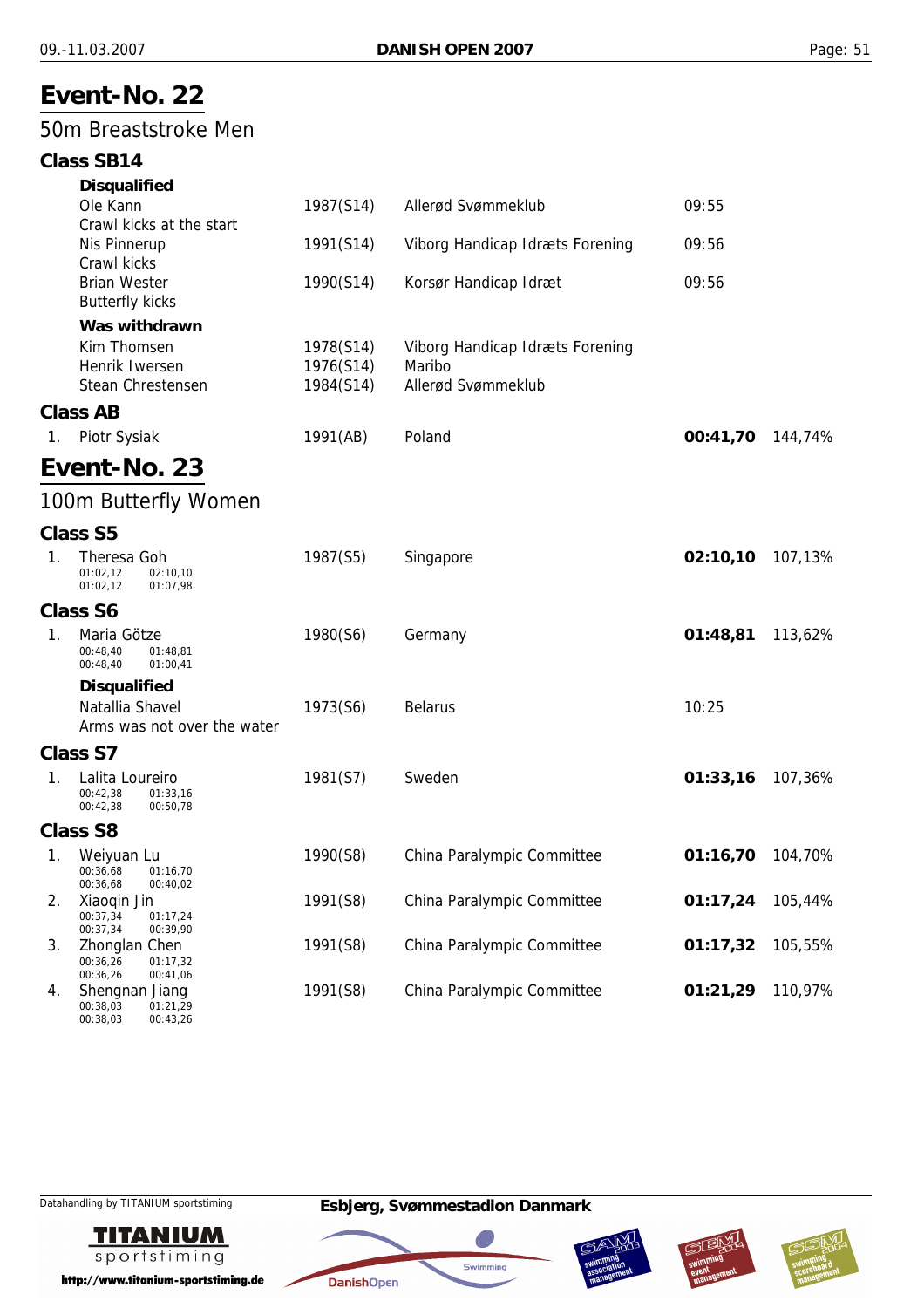# Event-No. 22

## 50m Breaststroke Men

### Class SB14

**Disqualified**

| | Name | Year | Club | Time | |
|---|---|---|---|---|---|
| | Ole Kann<br>Crawl kicks at the start | 1987(S14) | Allerød Svømmeklub | 09:55 | |
| | Nis Pinnerup<br>Crawl kicks | 1991(S14) | Viborg Handicap Idræts Forening | 09:56 | |
| | Brian Wester<br>Butterfly kicks | 1990(S14) | Korsør Handicap Idræt | 09:56 | |

**Was withdrawn**

| | Name | Year | Club | Time | |
|---|---|---|---|---|---|
| | Kim Thomsen | 1978(S14) | Viborg Handicap Idræts Forening | | |
| | Henrik Iwersen | 1976(S14) | Maribo | | |
| | Stean Chrestensen | 1984(S14) | Allerød Svømmeklub | | |

### Class AB

| | Name | Year | Club | Time | |
|---|---|---|---|---|---|
| 1. | Piotr Sysiak | 1991(AB) | Poland | **00:41,70** | 144,74% |

# Event-No. 23

## 100m Butterfly Women

### Class S5

| | Name | Year | Club | Time | |
|---|---|---|---|---|---|
| 1. | Theresa Goh<br>01:02,12 02:10,10<br>01:02,12 01:07,98 | 1987(S5) | Singapore | **02:10,10** | 107,13% |

### Class S6

| | Name | Year | Club | Time | |
|---|---|---|---|---|---|
| 1. | Maria Götze<br>00:48,40 01:48,81<br>00:48,40 01:00,41 | 1980(S6) | Germany | **01:48,81** | 113,62% |

**Disqualified**

| | Name | Year | Club | Time | |
|---|---|---|---|---|---|
| | Natallia Shavel<br>Arms was not over the water | 1973(S6) | Belarus | 10:25 | |

### Class S7

| | Name | Year | Club | Time | |
|---|---|---|---|---|---|
| 1. | Lalita Loureiro<br>00:42,38 01:33,16<br>00:42,38 00:50,78 | 1981(S7) | Sweden | **01:33,16** | 107,36% |

### Class S8

| | Name | Year | Club | Time | |
|---|---|---|---|---|---|
| 1. | Weiyuan Lu<br>00:36,68 01:16,70<br>00:36,68 00:40,02 | 1990(S8) | China Paralympic Committee | **01:16,70** | 104,70% |
| 2. | Xiaoqin Jin<br>00:37,34 01:17,24<br>00:37,34 00:39,90 | 1991(S8) | China Paralympic Committee | **01:17,24** | 105,44% |
| 3. | Zhonglan Chen<br>00:36,26 01:17,32<br>00:36,26 00:41,06 | 1991(S8) | China Paralympic Committee | **01:17,32** | 105,55% |
| 4. | Shengnan Jiang<br>00:38,03 01:21,29<br>00:38,03 00:43,26 | 1991(S8) | China Paralympic Committee | **01:21,29** | 110,97% |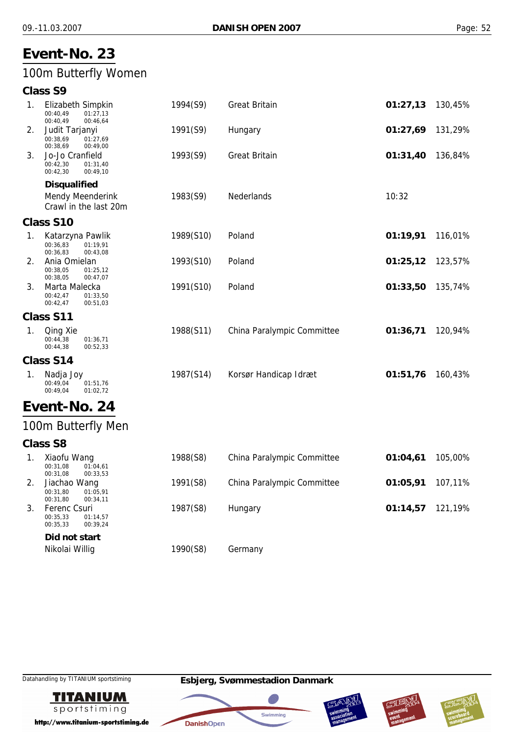# Event-No. 23

## 100m Butterfly Women

### Class S9

| Place | Name | Splits | Year (Class) | Club | Time | % |
|---|---|---|---|---|---|---|
| 1. | Elizabeth Simpkin | 00:40,49 01:27,13 / 00:40,49 00:46,64 | 1994(S9) | Great Britain | **01:27,13** | 130,45% |
| 2. | Judit Tarjanyi | 00:38,69 01:27,69 / 00:38,69 00:49,00 | 1991(S9) | Hungary | **01:27,69** | 131,29% |
| 3. | Jo-Jo Cranfield | 00:42,30 01:31,40 / 00:42,30 00:49,10 | 1993(S9) | Great Britain | **01:31,40** | 136,84% |

**Disqualified**

| Name | Year (Class) | Club | Time |
|---|---|---|---|
| Mendy Meenderink<br>Crawl in the last 20m | 1983(S9) | Nederlands | 10:32 |

### Class S10

| Place | Name | Splits | Year (Class) | Club | Time | % |
|---|---|---|---|---|---|---|
| 1. | Katarzyna Pawlik | 00:36,83 01:19,91 / 00:36,83 00:43,08 | 1989(S10) | Poland | **01:19,91** | 116,01% |
| 2. | Ania Omielan | 00:38,05 01:25,12 / 00:38,05 00:47,07 | 1993(S10) | Poland | **01:25,12** | 123,57% |
| 3. | Marta Malecka | 00:42,47 01:33,50 / 00:42,47 00:51,03 | 1991(S10) | Poland | **01:33,50** | 135,74% |

### Class S11

| Place | Name | Splits | Year (Class) | Club | Time | % |
|---|---|---|---|---|---|---|
| 1. | Qing Xie | 00:44,38 01:36,71 / 00:44,38 00:52,33 | 1988(S11) | China Paralympic Committee | **01:36,71** | 120,94% |

### Class S14

| Place | Name | Splits | Year (Class) | Club | Time | % |
|---|---|---|---|---|---|---|
| 1. | Nadja Joy | 00:49,04 01:51,76 / 00:49,04 01:02,72 | 1987(S14) | Korsør Handicap Idræt | **01:51,76** | 160,43% |

# Event-No. 24

## 100m Butterfly Men

### Class S8

| Place | Name | Splits | Year (Class) | Club | Time | % |
|---|---|---|---|---|---|---|
| 1. | Xiaofu Wang | 00:31,08 01:04,61 / 00:31,08 00:33,53 | 1988(S8) | China Paralympic Committee | **01:04,61** | 105,00% |
| 2. | Jiachao Wang | 00:31,80 01:05,91 / 00:31,80 00:34,11 | 1991(S8) | China Paralympic Committee | **01:05,91** | 107,11% |
| 3. | Ferenc Csuri | 00:35,33 01:14,57 / 00:35,33 00:39,24 | 1987(S8) | Hungary | **01:14,57** | 121,19% |

**Did not start**

| Name | Year (Class) | Club |
|---|---|---|
| Nikolai Willig | 1990(S8) | Germany |

Datahandling by TITANIUM sportstiming

**Esbjerg, Svømmestadion Danmark**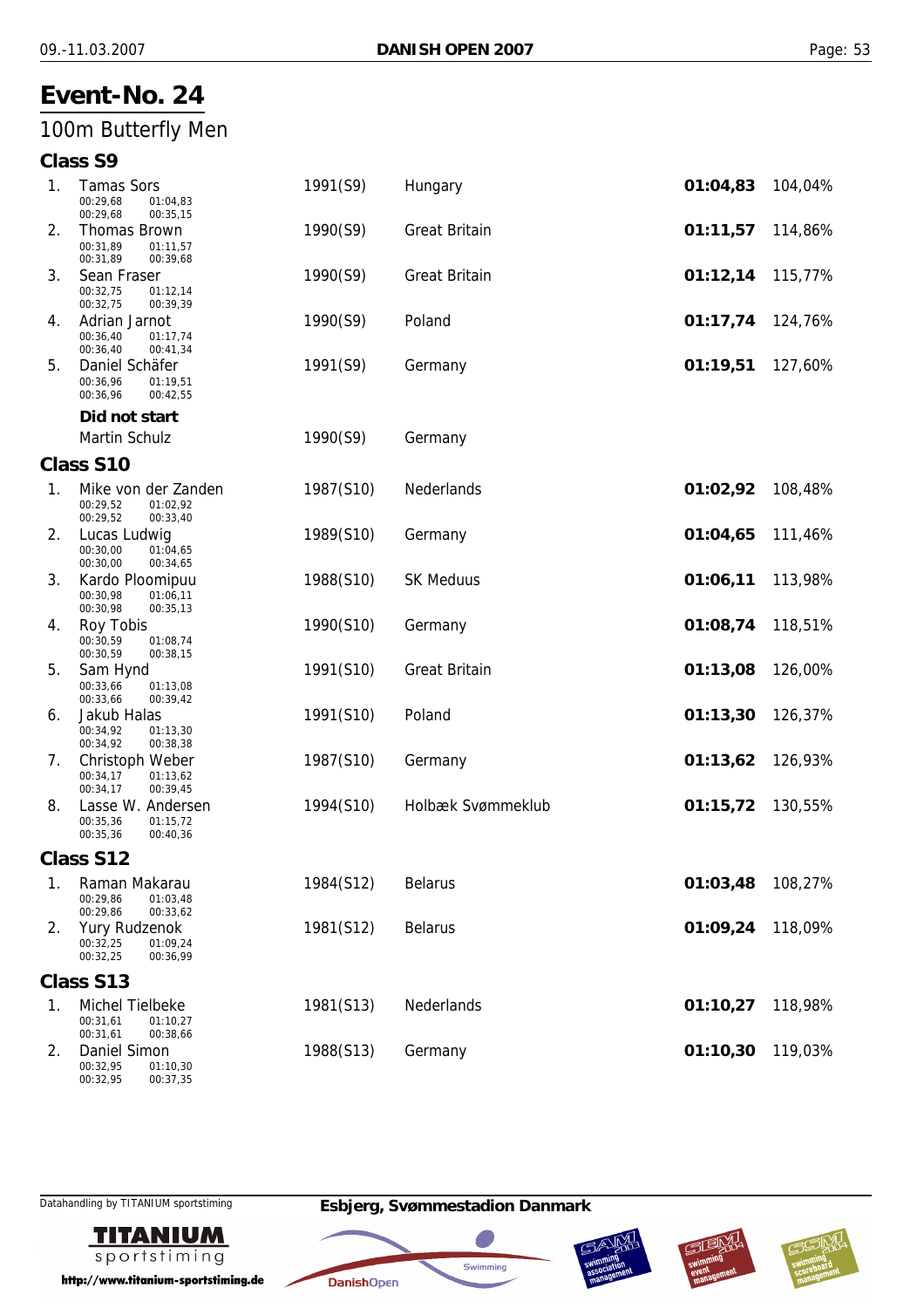# Event-No. 24

## 100m Butterfly Men

### Class S9

| Rank | Name | Year (Class) | Club/Nation | Time | % |
|---|---|---|---|---|---|
| 1. | Tamas Sors<br>00:29,68 01:04,83<br>00:29,68 00:35,15 | 1991(S9) | Hungary | **01:04,83** | 104,04% |
| 2. | Thomas Brown<br>00:31,89 01:11,57<br>00:31,89 00:39,68 | 1990(S9) | Great Britain | **01:11,57** | 114,86% |
| 3. | Sean Fraser<br>00:32,75 01:12,14<br>00:32,75 00:39,39 | 1990(S9) | Great Britain | **01:12,14** | 115,77% |
| 4. | Adrian Jarnot<br>00:36,40 01:17,74<br>00:36,40 00:41,34 | 1990(S9) | Poland | **01:17,74** | 124,76% |
| 5. | Daniel Schäfer<br>00:36,96 01:19,51<br>00:36,96 00:42,55 | 1991(S9) | Germany | **01:19,51** | 127,60% |

**Did not start**

| Name | Year (Class) | Club/Nation |
|---|---|---|
| Martin Schulz | 1990(S9) | Germany |

### Class S10

| Rank | Name | Year (Class) | Club/Nation | Time | % |
|---|---|---|---|---|---|
| 1. | Mike von der Zanden<br>00:29,52 01:02,92<br>00:29,52 00:33,40 | 1987(S10) | Nederlands | **01:02,92** | 108,48% |
| 2. | Lucas Ludwig<br>00:30,00 01:04,65<br>00:30,00 00:34,65 | 1989(S10) | Germany | **01:04,65** | 111,46% |
| 3. | Kardo Ploomipuu<br>00:30,98 01:06,11<br>00:30,98 00:35,13 | 1988(S10) | SK Meduus | **01:06,11** | 113,98% |
| 4. | Roy Tobis<br>00:30,59 01:08,74<br>00:30,59 00:38,15 | 1990(S10) | Germany | **01:08,74** | 118,51% |
| 5. | Sam Hynd<br>00:33,66 01:13,08<br>00:33,66 00:39,42 | 1991(S10) | Great Britain | **01:13,08** | 126,00% |
| 6. | Jakub Halas<br>00:34,92 01:13,30<br>00:34,92 00:38,38 | 1991(S10) | Poland | **01:13,30** | 126,37% |
| 7. | Christoph Weber<br>00:34,17 01:13,62<br>00:34,17 00:39,45 | 1987(S10) | Germany | **01:13,62** | 126,93% |
| 8. | Lasse W. Andersen<br>00:35,36 01:15,72<br>00:35,36 00:40,36 | 1994(S10) | Holbæk Svømmeklub | **01:15,72** | 130,55% |

### Class S12

| Rank | Name | Year (Class) | Club/Nation | Time | % |
|---|---|---|---|---|---|
| 1. | Raman Makarau<br>00:29,86 01:03,48<br>00:29,86 00:33,62 | 1984(S12) | Belarus | **01:03,48** | 108,27% |
| 2. | Yury Rudzenok<br>00:32,25 01:09,24<br>00:32,25 00:36,99 | 1981(S12) | Belarus | **01:09,24** | 118,09% |

### Class S13

| Rank | Name | Year (Class) | Club/Nation | Time | % |
|---|---|---|---|---|---|
| 1. | Michel Tielbeke<br>00:31,61 01:10,27<br>00:31,61 00:38,66 | 1981(S13) | Nederlands | **01:10,27** | 118,98% |
| 2. | Daniel Simon<br>00:32,95 01:10,30<br>00:32,95 00:37,35 | 1988(S13) | Germany | **01:10,30** | 119,03% |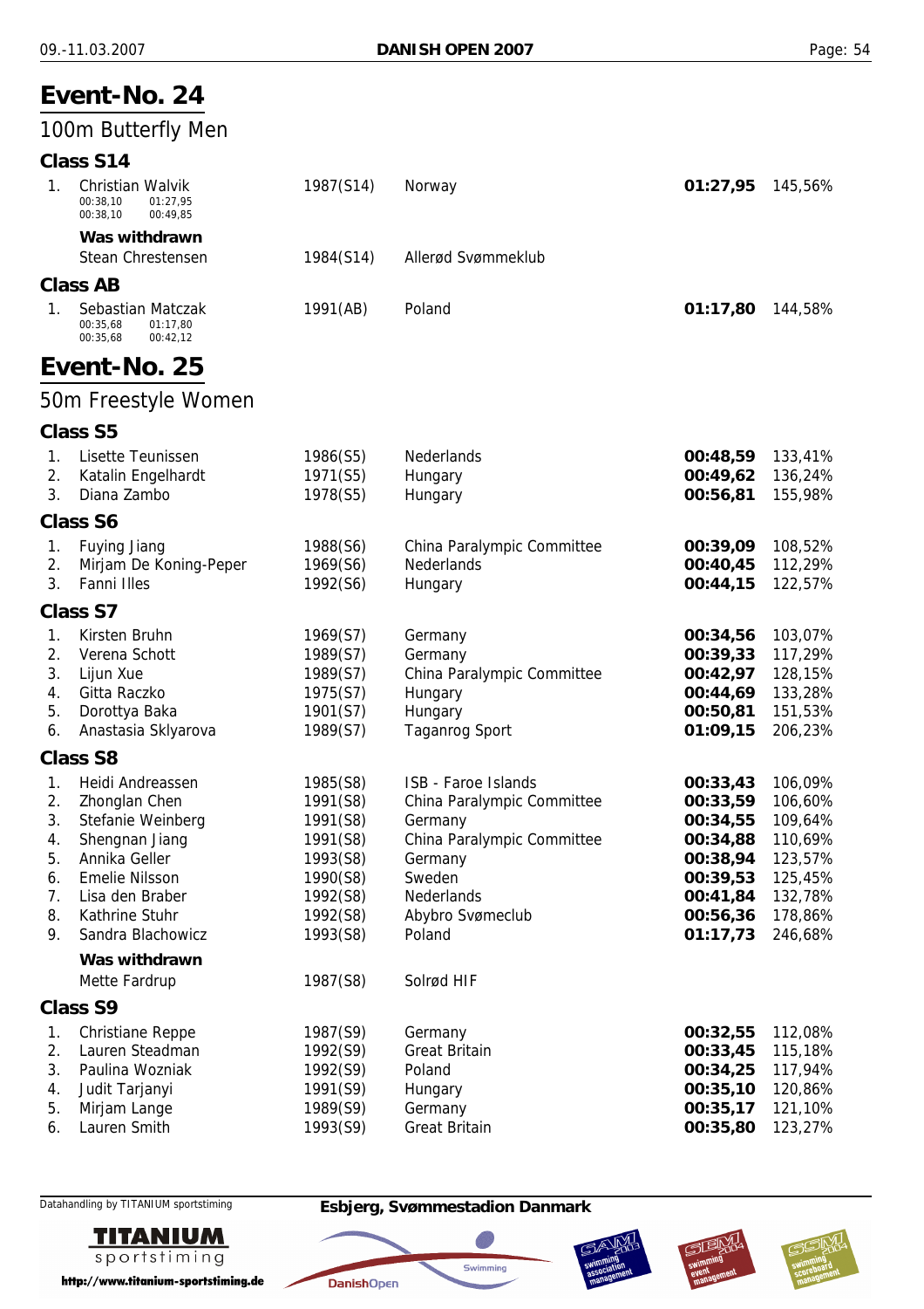# Event-No. 24

## 100m Butterfly Men

### Class S14

| | Name | Year | Club | Time | % |
|---|---|---|---|---|---|
| 1. | Christian Walvik<br>00:38,10 01:27,95<br>00:38,10 00:49,85 | 1987(S14) | Norway | **01:27,95** | 145,56% |

**Was withdrawn**

| Name | Year | Club |
|---|---|---|
| Stean Chrestensen | 1984(S14) | Allerød Svømmeklub |

### Class AB

| | Name | Year | Club | Time | % |
|---|---|---|---|---|---|
| 1. | Sebastian Matczak<br>00:35,68 01:17,80<br>00:35,68 00:42,12 | 1991(AB) | Poland | **01:17,80** | 144,58% |

# Event-No. 25

## 50m Freestyle Women

### Class S5

| | Name | Year | Club | Time | % |
|---|---|---|---|---|---|
| 1. | Lisette Teunissen | 1986(S5) | Nederlands | **00:48,59** | 133,41% |
| 2. | Katalin Engelhardt | 1971(S5) | Hungary | **00:49,62** | 136,24% |
| 3. | Diana Zambo | 1978(S5) | Hungary | **00:56,81** | 155,98% |

### Class S6

| | Name | Year | Club | Time | % |
|---|---|---|---|---|---|
| 1. | Fuying Jiang | 1988(S6) | China Paralympic Committee | **00:39,09** | 108,52% |
| 2. | Mirjam De Koning-Peper | 1969(S6) | Nederlands | **00:40,45** | 112,29% |
| 3. | Fanni Illes | 1992(S6) | Hungary | **00:44,15** | 122,57% |

### Class S7

| | Name | Year | Club | Time | % |
|---|---|---|---|---|---|
| 1. | Kirsten Bruhn | 1969(S7) | Germany | **00:34,56** | 103,07% |
| 2. | Verena Schott | 1989(S7) | Germany | **00:39,33** | 117,29% |
| 3. | Lijun Xue | 1989(S7) | China Paralympic Committee | **00:42,97** | 128,15% |
| 4. | Gitta Raczko | 1975(S7) | Hungary | **00:44,69** | 133,28% |
| 5. | Dorottya Baka | 1901(S7) | Hungary | **00:50,81** | 151,53% |
| 6. | Anastasia Sklyarova | 1989(S7) | Taganrog Sport | **01:09,15** | 206,23% |

### Class S8

| | Name | Year | Club | Time | % |
|---|---|---|---|---|---|
| 1. | Heidi Andreassen | 1985(S8) | ISB - Faroe Islands | **00:33,43** | 106,09% |
| 2. | Zhonglan Chen | 1991(S8) | China Paralympic Committee | **00:33,59** | 106,60% |
| 3. | Stefanie Weinberg | 1991(S8) | Germany | **00:34,55** | 109,64% |
| 4. | Shengnan Jiang | 1991(S8) | China Paralympic Committee | **00:34,88** | 110,69% |
| 5. | Annika Geller | 1993(S8) | Germany | **00:38,94** | 123,57% |
| 6. | Emelie Nilsson | 1990(S8) | Sweden | **00:39,53** | 125,45% |
| 7. | Lisa den Braber | 1992(S8) | Nederlands | **00:41,84** | 132,78% |
| 8. | Kathrine Stuhr | 1992(S8) | Abybro Svømeclub | **00:56,36** | 178,86% |
| 9. | Sandra Blachowicz | 1993(S8) | Poland | **01:17,73** | 246,68% |

**Was withdrawn**

| Name | Year | Club |
|---|---|---|
| Mette Fardrup | 1987(S8) | Solrød HIF |

### Class S9

| | Name | Year | Club | Time | % |
|---|---|---|---|---|---|
| 1. | Christiane Reppe | 1987(S9) | Germany | **00:32,55** | 112,08% |
| 2. | Lauren Steadman | 1992(S9) | Great Britain | **00:33,45** | 115,18% |
| 3. | Paulina Wozniak | 1992(S9) | Poland | **00:34,25** | 117,94% |
| 4. | Judit Tarjanyi | 1991(S9) | Hungary | **00:35,10** | 120,86% |
| 5. | Mirjam Lange | 1989(S9) | Germany | **00:35,17** | 121,10% |
| 6. | Lauren Smith | 1993(S9) | Great Britain | **00:35,80** | 123,27% |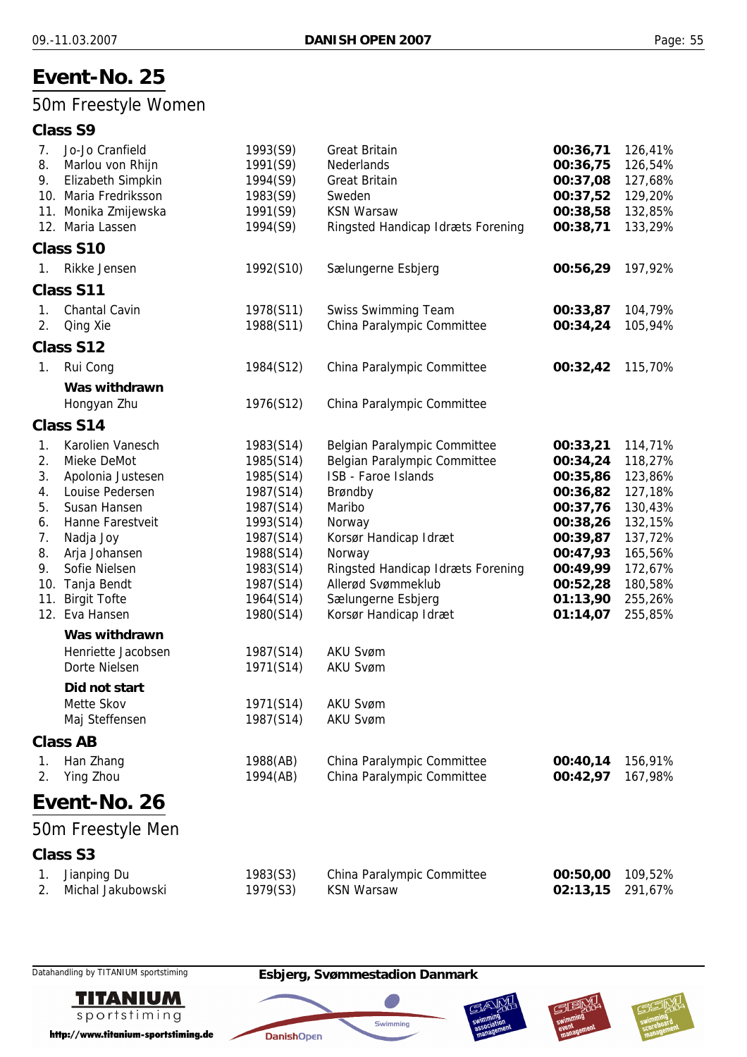# Event-No. 25

## 50m Freestyle Women

### Class S9

| | Name | Year (Class) | Club | Time | % |
|---|---|---|---|---|---|
| 7. | Jo-Jo Cranfield | 1993(S9) | Great Britain | **00:36,71** | 126,41% |
| 8. | Marlou von Rhijn | 1991(S9) | Nederlands | **00:36,75** | 126,54% |
| 9. | Elizabeth Simpkin | 1994(S9) | Great Britain | **00:37,08** | 127,68% |
| 10. | Maria Fredriksson | 1983(S9) | Sweden | **00:37,52** | 129,20% |
| 11. | Monika Zmijewska | 1991(S9) | KSN Warsaw | **00:38,58** | 132,85% |
| 12. | Maria Lassen | 1994(S9) | Ringsted Handicap Idræts Forening | **00:38,71** | 133,29% |

### Class S10

| | Name | Year (Class) | Club | Time | % |
|---|---|---|---|---|---|
| 1. | Rikke Jensen | 1992(S10) | Sælungerne Esbjerg | **00:56,29** | 197,92% |

### Class S11

| | Name | Year (Class) | Club | Time | % |
|---|---|---|---|---|---|
| 1. | Chantal Cavin | 1978(S11) | Swiss Swimming Team | **00:33,87** | 104,79% |
| 2. | Qing Xie | 1988(S11) | China Paralympic Committee | **00:34,24** | 105,94% |

### Class S12

| | Name | Year (Class) | Club | Time | % |
|---|---|---|---|---|---|
| 1. | Rui Cong | 1984(S12) | China Paralympic Committee | **00:32,42** | 115,70% |

**Was withdrawn**

| Name | Year (Class) | Club |
|---|---|---|
| Hongyan Zhu | 1976(S12) | China Paralympic Committee |

### Class S14

| | Name | Year (Class) | Club | Time | % |
|---|---|---|---|---|---|
| 1. | Karolien Vanesch | 1983(S14) | Belgian Paralympic Committee | **00:33,21** | 114,71% |
| 2. | Mieke DeMot | 1985(S14) | Belgian Paralympic Committee | **00:34,24** | 118,27% |
| 3. | Apolonia Justesen | 1985(S14) | ISB - Faroe Islands | **00:35,86** | 123,86% |
| 4. | Louise Pedersen | 1987(S14) | Brøndby | **00:36,82** | 127,18% |
| 5. | Susan Hansen | 1987(S14) | Maribo | **00:37,76** | 130,43% |
| 6. | Hanne Farestveit | 1993(S14) | Norway | **00:38,26** | 132,15% |
| 7. | Nadja Joy | 1987(S14) | Korsør Handicap Idræt | **00:39,87** | 137,72% |
| 8. | Arja Johansen | 1988(S14) | Norway | **00:47,93** | 165,56% |
| 9. | Sofie Nielsen | 1983(S14) | Ringsted Handicap Idræts Forening | **00:49,99** | 172,67% |
| 10. | Tanja Bendt | 1987(S14) | Allerød Svømmeklub | **00:52,28** | 180,58% |
| 11. | Birgit Tofte | 1964(S14) | Sælungerne Esbjerg | **01:13,90** | 255,26% |
| 12. | Eva Hansen | 1980(S14) | Korsør Handicap Idræt | **01:14,07** | 255,85% |

**Was withdrawn**

| Name | Year (Class) | Club |
|---|---|---|
| Henriette Jacobsen | 1987(S14) | AKU Svøm |
| Dorte Nielsen | 1971(S14) | AKU Svøm |

**Did not start**

| Name | Year (Class) | Club |
|---|---|---|
| Mette Skov | 1971(S14) | AKU Svøm |
| Maj Steffensen | 1987(S14) | AKU Svøm |

### Class AB

| | Name | Year (Class) | Club | Time | % |
|---|---|---|---|---|---|
| 1. | Han Zhang | 1988(AB) | China Paralympic Committee | **00:40,14** | 156,91% |
| 2. | Ying Zhou | 1994(AB) | China Paralympic Committee | **00:42,97** | 167,98% |

# Event-No. 26

## 50m Freestyle Men

### Class S3

| | Name | Year (Class) | Club | Time | % |
|---|---|---|---|---|---|
| 1. | Jianping Du | 1983(S3) | China Paralympic Committee | **00:50,00** | 109,52% |
| 2. | Michal Jakubowski | 1979(S3) | KSN Warsaw | **02:13,15** | 291,67% |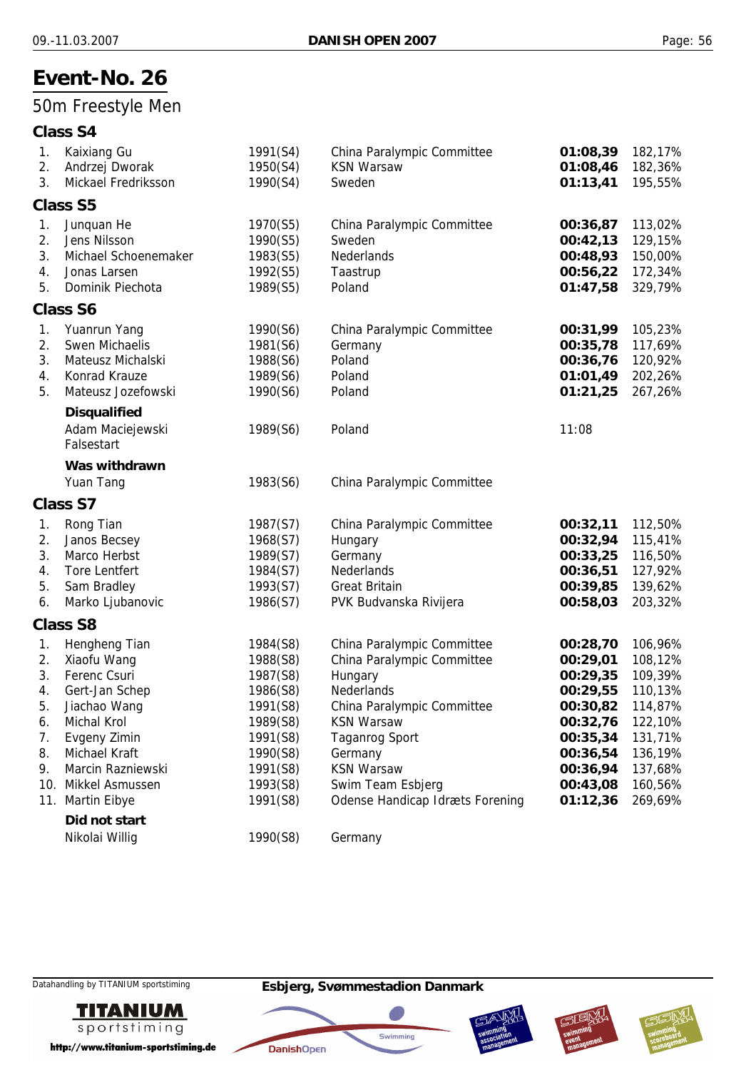# Event-No. 26

## 50m Freestyle Men

### Class S4

| | | | | | |
|---|---|---|---|---|---|
| 1. | Kaixiang Gu | 1991(S4) | China Paralympic Committee | **01:08,39** | 182,17% |
| 2. | Andrzej Dworak | 1950(S4) | KSN Warsaw | **01:08,46** | 182,36% |
| 3. | Mickael Fredriksson | 1990(S4) | Sweden | **01:13,41** | 195,55% |

### Class S5

| | | | | | |
|---|---|---|---|---|---|
| 1. | Junquan He | 1970(S5) | China Paralympic Committee | **00:36,87** | 113,02% |
| 2. | Jens Nilsson | 1990(S5) | Sweden | **00:42,13** | 129,15% |
| 3. | Michael Schoenemaker | 1983(S5) | Nederlands | **00:48,93** | 150,00% |
| 4. | Jonas Larsen | 1992(S5) | Taastrup | **00:56,22** | 172,34% |
| 5. | Dominik Piechota | 1989(S5) | Poland | **01:47,58** | 329,79% |

### Class S6

| | | | | | |
|---|---|---|---|---|---|
| 1. | Yuanrun Yang | 1990(S6) | China Paralympic Committee | **00:31,99** | 105,23% |
| 2. | Swen Michaelis | 1981(S6) | Germany | **00:35,78** | 117,69% |
| 3. | Mateusz Michalski | 1988(S6) | Poland | **00:36,76** | 120,92% |
| 4. | Konrad Krauze | 1989(S6) | Poland | **01:01,49** | 202,26% |
| 5. | Mateusz Jozefowski | 1990(S6) | Poland | **01:21,25** | 267,26% |

**Disqualified**

| | | | |
|---|---|---|---|
| Adam Maciejewski<br>Falsestart | 1989(S6) | Poland | 11:08 |

**Was withdrawn**

| | | |
|---|---|---|
| Yuan Tang | 1983(S6) | China Paralympic Committee |

### Class S7

| | | | | | |
|---|---|---|---|---|---|
| 1. | Rong Tian | 1987(S7) | China Paralympic Committee | **00:32,11** | 112,50% |
| 2. | Janos Becsey | 1968(S7) | Hungary | **00:32,94** | 115,41% |
| 3. | Marco Herbst | 1989(S7) | Germany | **00:33,25** | 116,50% |
| 4. | Tore Lentfert | 1984(S7) | Nederlands | **00:36,51** | 127,92% |
| 5. | Sam Bradley | 1993(S7) | Great Britain | **00:39,85** | 139,62% |
| 6. | Marko Ljubanovic | 1986(S7) | PVK Budvanska Rivijera | **00:58,03** | 203,32% |

### Class S8

| | | | | | |
|---|---|---|---|---|---|
| 1. | Hengheng Tian | 1984(S8) | China Paralympic Committee | **00:28,70** | 106,96% |
| 2. | Xiaofu Wang | 1988(S8) | China Paralympic Committee | **00:29,01** | 108,12% |
| 3. | Ferenc Csuri | 1987(S8) | Hungary | **00:29,35** | 109,39% |
| 4. | Gert-Jan Schep | 1986(S8) | Nederlands | **00:29,55** | 110,13% |
| 5. | Jiachao Wang | 1991(S8) | China Paralympic Committee | **00:30,82** | 114,87% |
| 6. | Michal Krol | 1989(S8) | KSN Warsaw | **00:32,76** | 122,10% |
| 7. | Evgeny Zimin | 1991(S8) | Taganrog Sport | **00:35,34** | 131,71% |
| 8. | Michael Kraft | 1990(S8) | Germany | **00:36,54** | 136,19% |
| 9. | Marcin Razniewski | 1991(S8) | KSN Warsaw | **00:36,94** | 137,68% |
| 10. | Mikkel Asmussen | 1993(S8) | Swim Team Esbjerg | **00:43,08** | 160,56% |
| 11. | Martin Eibye | 1991(S8) | Odense Handicap Idræts Forening | **01:12,36** | 269,69% |

**Did not start**

| | | |
|---|---|---|
| Nikolai Willig | 1990(S8) | Germany |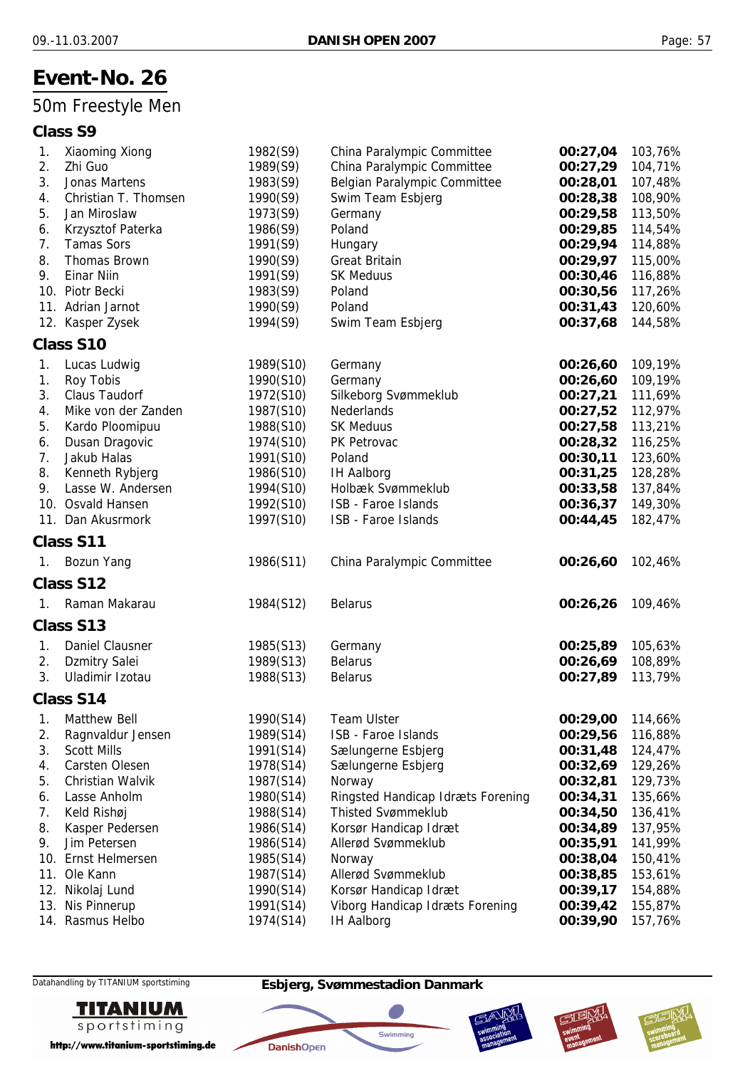# Event-No. 26

## 50m Freestyle Men

### Class S9

| | Name | Year | Club | Time | % |
|---|---|---|---|---|---|
| 1. | Xiaoming Xiong | 1982(S9) | China Paralympic Committee | **00:27,04** | 103,76% |
| 2. | Zhi Guo | 1989(S9) | China Paralympic Committee | **00:27,29** | 104,71% |
| 3. | Jonas Martens | 1983(S9) | Belgian Paralympic Committee | **00:28,01** | 107,48% |
| 4. | Christian T. Thomsen | 1990(S9) | Swim Team Esbjerg | **00:28,38** | 108,90% |
| 5. | Jan Miroslaw | 1973(S9) | Germany | **00:29,58** | 113,50% |
| 6. | Krzysztof Paterka | 1986(S9) | Poland | **00:29,85** | 114,54% |
| 7. | Tamas Sors | 1991(S9) | Hungary | **00:29,94** | 114,88% |
| 8. | Thomas Brown | 1990(S9) | Great Britain | **00:29,97** | 115,00% |
| 9. | Einar Niin | 1991(S9) | SK Meduus | **00:30,46** | 116,88% |
| 10. | Piotr Becki | 1983(S9) | Poland | **00:30,56** | 117,26% |
| 11. | Adrian Jarnot | 1990(S9) | Poland | **00:31,43** | 120,60% |
| 12. | Kasper Zysek | 1994(S9) | Swim Team Esbjerg | **00:37,68** | 144,58% |

### Class S10

| | Name | Year | Club | Time | % |
|---|---|---|---|---|---|
| 1. | Lucas Ludwig | 1989(S10) | Germany | **00:26,60** | 109,19% |
| 1. | Roy Tobis | 1990(S10) | Germany | **00:26,60** | 109,19% |
| 3. | Claus Taudorf | 1972(S10) | Silkeborg Svømmeklub | **00:27,21** | 111,69% |
| 4. | Mike von der Zanden | 1987(S10) | Nederlands | **00:27,52** | 112,97% |
| 5. | Kardo Ploomipuu | 1988(S10) | SK Meduus | **00:27,58** | 113,21% |
| 6. | Dusan Dragovic | 1974(S10) | PK Petrovac | **00:28,32** | 116,25% |
| 7. | Jakub Halas | 1991(S10) | Poland | **00:30,11** | 123,60% |
| 8. | Kenneth Rybjerg | 1986(S10) | IH Aalborg | **00:31,25** | 128,28% |
| 9. | Lasse W. Andersen | 1994(S10) | Holbæk Svømmeklub | **00:33,58** | 137,84% |
| 10. | Osvald Hansen | 1992(S10) | ISB - Faroe Islands | **00:36,37** | 149,30% |
| 11. | Dan Akusrmork | 1997(S10) | ISB - Faroe Islands | **00:44,45** | 182,47% |

### Class S11

| | Name | Year | Club | Time | % |
|---|---|---|---|---|---|
| 1. | Bozun Yang | 1986(S11) | China Paralympic Committee | **00:26,60** | 102,46% |

### Class S12

| | Name | Year | Club | Time | % |
|---|---|---|---|---|---|
| 1. | Raman Makarau | 1984(S12) | Belarus | **00:26,26** | 109,46% |

### Class S13

| | Name | Year | Club | Time | % |
|---|---|---|---|---|---|
| 1. | Daniel Clausner | 1985(S13) | Germany | **00:25,89** | 105,63% |
| 2. | Dzmitry Salei | 1989(S13) | Belarus | **00:26,69** | 108,89% |
| 3. | Uladimir Izotau | 1988(S13) | Belarus | **00:27,89** | 113,79% |

### Class S14

| | Name | Year | Club | Time | % |
|---|---|---|---|---|---|
| 1. | Matthew Bell | 1990(S14) | Team Ulster | **00:29,00** | 114,66% |
| 2. | Ragnvaldur Jensen | 1989(S14) | ISB - Faroe Islands | **00:29,56** | 116,88% |
| 3. | Scott Mills | 1991(S14) | Sælungerne Esbjerg | **00:31,48** | 124,47% |
| 4. | Carsten Olesen | 1978(S14) | Sælungerne Esbjerg | **00:32,69** | 129,26% |
| 5. | Christian Walvik | 1987(S14) | Norway | **00:32,81** | 129,73% |
| 6. | Lasse Anholm | 1980(S14) | Ringsted Handicap Idræts Forening | **00:34,31** | 135,66% |
| 7. | Keld Rishøj | 1988(S14) | Thisted Svømmeklub | **00:34,50** | 136,41% |
| 8. | Kasper Pedersen | 1986(S14) | Korsør Handicap Idræt | **00:34,89** | 137,95% |
| 9. | Jim Petersen | 1986(S14) | Allerød Svømmeklub | **00:35,91** | 141,99% |
| 10. | Ernst Helmersen | 1985(S14) | Norway | **00:38,04** | 150,41% |
| 11. | Ole Kann | 1987(S14) | Allerød Svømmeklub | **00:38,85** | 153,61% |
| 12. | Nikolaj Lund | 1990(S14) | Korsør Handicap Idræt | **00:39,17** | 154,88% |
| 13. | Nis Pinnerup | 1991(S14) | Viborg Handicap Idræts Forening | **00:39,42** | 155,87% |
| 14. | Rasmus Helbo | 1974(S14) | IH Aalborg | **00:39,90** | 157,76% |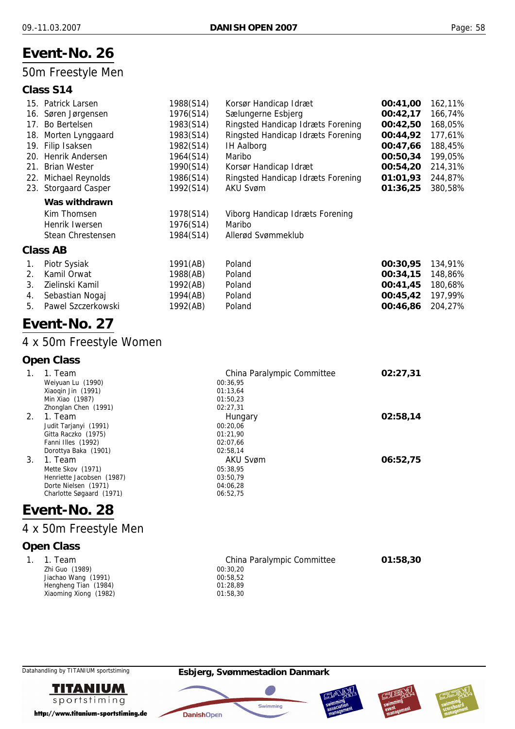# Event-No. 26

## 50m Freestyle Men

### Class S14

| | Name | Year | Club | Time | % |
|---|---|---|---|---|---|
| 15. | Patrick Larsen | 1988(S14) | Korsør Handicap Idræt | **00:41,00** | 162,11% |
| 16. | Søren Jørgensen | 1976(S14) | Sælungerne Esbjerg | **00:42,17** | 166,74% |
| 17. | Bo Bertelsen | 1983(S14) | Ringsted Handicap Idræts Forening | **00:42,50** | 168,05% |
| 18. | Morten Lynggaard | 1983(S14) | Ringsted Handicap Idræts Forening | **00:44,92** | 177,61% |
| 19. | Filip Isaksen | 1982(S14) | IH Aalborg | **00:47,66** | 188,45% |
| 20. | Henrik Andersen | 1964(S14) | Maribo | **00:50,34** | 199,05% |
| 21. | Brian Wester | 1990(S14) | Korsør Handicap Idræt | **00:54,20** | 214,31% |
| 22. | Michael Reynolds | 1986(S14) | Ringsted Handicap Idræts Forening | **01:01,93** | 244,87% |
| 23. | Storgaard Casper | 1992(S14) | AKU Svøm | **01:36,25** | 380,58% |

**Was withdrawn**

| Name | Year | Club |
|---|---|---|
| Kim Thomsen | 1978(S14) | Viborg Handicap Idræts Forening |
| Henrik Iwersen | 1976(S14) | Maribo |
| Stean Chrestensen | 1984(S14) | Allerød Svømmeklub |

### Class AB

| | Name | Year | Club | Time | % |
|---|---|---|---|---|---|
| 1. | Piotr Sysiak | 1991(AB) | Poland | **00:30,95** | 134,91% |
| 2. | Kamil Orwat | 1988(AB) | Poland | **00:34,15** | 148,86% |
| 3. | Zielinski Kamil | 1992(AB) | Poland | **00:41,45** | 180,68% |
| 4. | Sebastian Nogaj | 1994(AB) | Poland | **00:45,42** | 197,99% |
| 5. | Pawel Szczerkowski | 1992(AB) | Poland | **00:46,86** | 204,27% |

# Event-No. 27

## 4 x 50m Freestyle Women

### Open Class

| | Team / Swimmer | Club / Split | Time |
|---|---|---|---|
| 1. | 1. Team | China Paralympic Committee | **02:27,31** |
| | Weiyuan Lu (1990) | 00:36,95 | |
| | Xiaoqin Jin (1991) | 01:13,64 | |
| | Min Xiao (1987) | 01:50,23 | |
| | Zhonglan Chen (1991) | 02:27,31 | |
| 2. | 1. Team | Hungary | **02:58,14** |
| | Judit Tarjanyi (1991) | 00:20,06 | |
| | Gitta Raczko (1975) | 01:21,90 | |
| | Fanni Illes (1992) | 02:07,66 | |
| | Dorottya Baka (1901) | 02:58,14 | |
| 3. | 1. Team | AKU Svøm | **06:52,75** |
| | Mette Skov (1971) | 05:38,95 | |
| | Henriette Jacobsen (1987) | 03:50,79 | |
| | Dorte Nielsen (1971) | 04:06,28 | |
| | Charlotte Søgaard (1971) | 06:52,75 | |

# Event-No. 28

## 4 x 50m Freestyle Men

### Open Class

| | Team / Swimmer | Club / Split | Time |
|---|---|---|---|
| 1. | 1. Team | China Paralympic Committee | **01:58,30** |
| | Zhi Guo (1989) | 00:30,20 | |
| | Jiachao Wang (1991) | 00:58,52 | |
| | Hengheng Tian (1984) | 01:28,89 | |
| | Xiaoming Xiong (1982) | 01:58,30 | |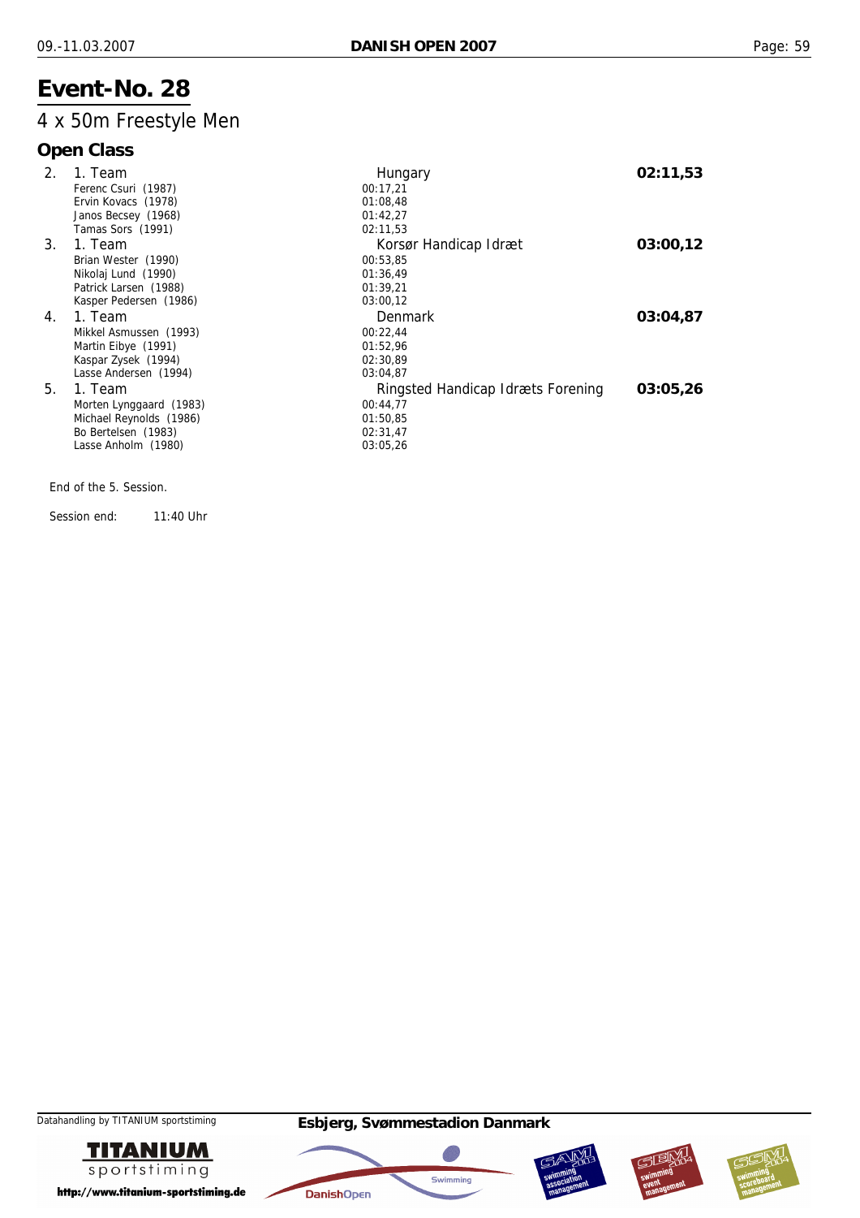# Event-No. 28

## 4 x 50m Freestyle Men

### Open Class

| Place | Team | Club / Split | Time |
|---|---|---|---|
| 2. | 1. Team | Hungary | **02:11,53** |
| | Ferenc Csuri (1987) | 00:17,21 | |
| | Ervin Kovacs (1978) | 01:08,48 | |
| | Janos Becsey (1968) | 01:42,27 | |
| | Tamas Sors (1991) | 02:11,53 | |
| 3. | 1. Team | Korsør Handicap Idræt | **03:00,12** |
| | Brian Wester (1990) | 00:53,85 | |
| | Nikolaj Lund (1990) | 01:36,49 | |
| | Patrick Larsen (1988) | 01:39,21 | |
| | Kasper Pedersen (1986) | 03:00,12 | |
| 4. | 1. Team | Denmark | **03:04,87** |
| | Mikkel Asmussen (1993) | 00:22,44 | |
| | Martin Eibye (1991) | 01:52,96 | |
| | Kaspar Zysek (1994) | 02:30,89 | |
| | Lasse Andersen (1994) | 03:04,87 | |
| 5. | 1. Team | Ringsted Handicap Idræts Forening | **03:05,26** |
| | Morten Lynggaard (1983) | 00:44,77 | |
| | Michael Reynolds (1986) | 01:50,85 | |
| | Bo Bertelsen (1983) | 02:31,47 | |
| | Lasse Anholm (1980) | 03:05,26 | |

End of the 5. Session.

Session end: 11:40 Uhr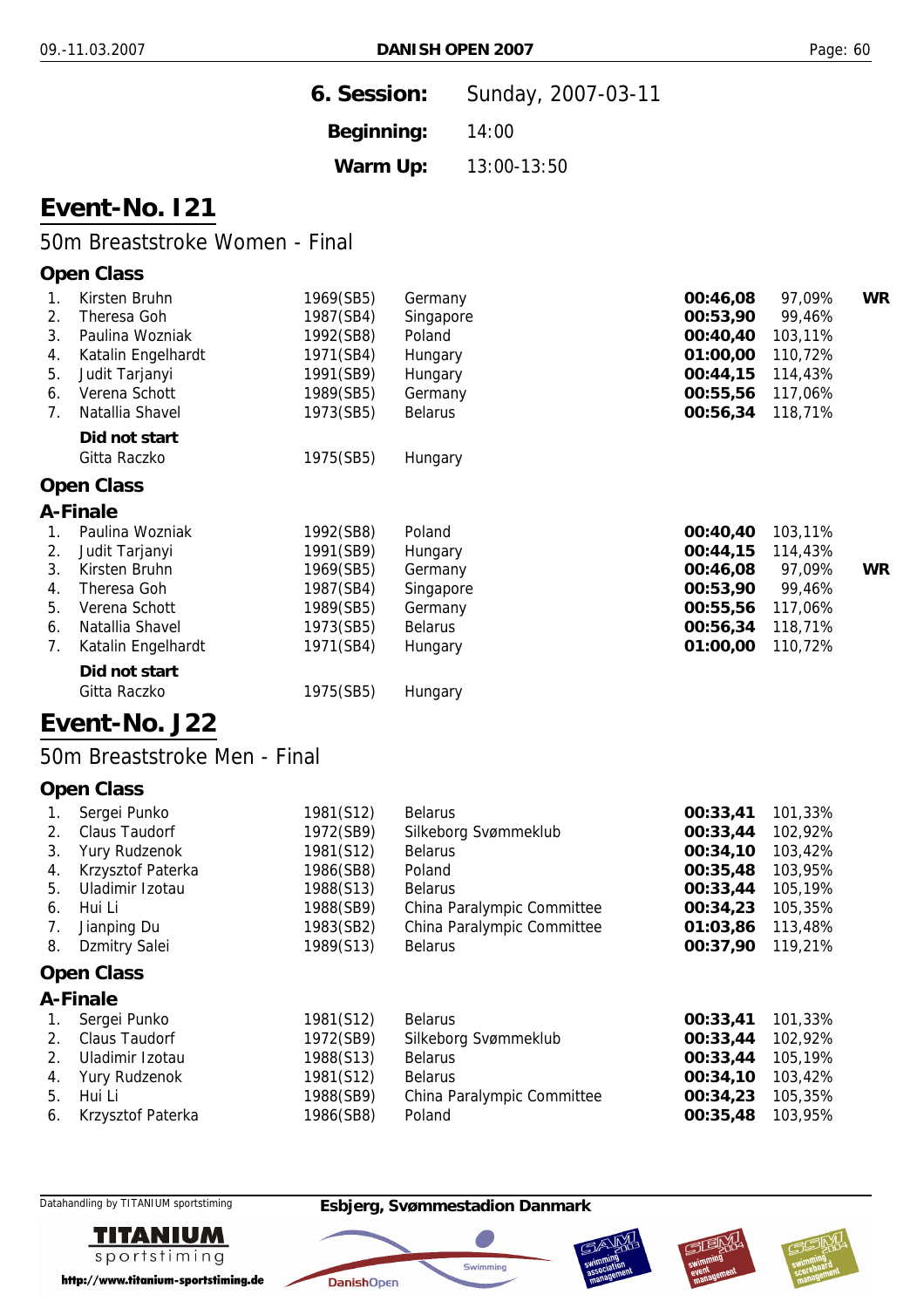| **6. Session:** | Sunday, 2007-03-11 |
|---|---|
| **Beginning:** | 14:00 |
| **Warm Up:** | 13:00-13:50 |

# Event-No. I21

## 50m Breaststroke Women - Final

### Open Class

| | Name | Year | Club | Time | % | |
|---|---|---|---|---|---|---|
| 1. | Kirsten Bruhn | 1969(SB5) | Germany | **00:46,08** | 97,09% | **WR** |
| 2. | Theresa Goh | 1987(SB4) | Singapore | **00:53,90** | 99,46% | |
| 3. | Paulina Wozniak | 1992(SB8) | Poland | **00:40,40** | 103,11% | |
| 4. | Katalin Engelhardt | 1971(SB4) | Hungary | **01:00,00** | 110,72% | |
| 5. | Judit Tarjanyi | 1991(SB9) | Hungary | **00:44,15** | 114,43% | |
| 6. | Verena Schott | 1989(SB5) | Germany | **00:55,56** | 117,06% | |
| 7. | Natallia Shavel | 1973(SB5) | Belarus | **00:56,34** | 118,71% | |

**Did not start**

| Name | Year | Club |
|---|---|---|
| Gitta Raczko | 1975(SB5) | Hungary |

### Open Class

### A-Finale

| | Name | Year | Club | Time | % | |
|---|---|---|---|---|---|---|
| 1. | Paulina Wozniak | 1992(SB8) | Poland | **00:40,40** | 103,11% | |
| 2. | Judit Tarjanyi | 1991(SB9) | Hungary | **00:44,15** | 114,43% | |
| 3. | Kirsten Bruhn | 1969(SB5) | Germany | **00:46,08** | 97,09% | **WR** |
| 4. | Theresa Goh | 1987(SB4) | Singapore | **00:53,90** | 99,46% | |
| 5. | Verena Schott | 1989(SB5) | Germany | **00:55,56** | 117,06% | |
| 6. | Natallia Shavel | 1973(SB5) | Belarus | **00:56,34** | 118,71% | |
| 7. | Katalin Engelhardt | 1971(SB4) | Hungary | **01:00,00** | 110,72% | |

**Did not start**

| Name | Year | Club |
|---|---|---|
| Gitta Raczko | 1975(SB5) | Hungary |

# Event-No. J22

## 50m Breaststroke Men - Final

### Open Class

| | Name | Year | Club | Time | % |
|---|---|---|---|---|---|
| 1. | Sergei Punko | 1981(S12) | Belarus | **00:33,41** | 101,33% |
| 2. | Claus Taudorf | 1972(SB9) | Silkeborg Svømmeklub | **00:33,44** | 102,92% |
| 3. | Yury Rudzenok | 1981(S12) | Belarus | **00:34,10** | 103,42% |
| 4. | Krzysztof Paterka | 1986(SB8) | Poland | **00:35,48** | 103,95% |
| 5. | Uladimir Izotau | 1988(S13) | Belarus | **00:33,44** | 105,19% |
| 6. | Hui Li | 1988(SB9) | China Paralympic Committee | **00:34,23** | 105,35% |
| 7. | Jianping Du | 1983(SB2) | China Paralympic Committee | **01:03,86** | 113,48% |
| 8. | Dzmitry Salei | 1989(S13) | Belarus | **00:37,90** | 119,21% |

### Open Class

### A-Finale

| | Name | Year | Club | Time | % |
|---|---|---|---|---|---|
| 1. | Sergei Punko | 1981(S12) | Belarus | **00:33,41** | 101,33% |
| 2. | Claus Taudorf | 1972(SB9) | Silkeborg Svømmeklub | **00:33,44** | 102,92% |
| 2. | Uladimir Izotau | 1988(S13) | Belarus | **00:33,44** | 105,19% |
| 4. | Yury Rudzenok | 1981(S12) | Belarus | **00:34,10** | 103,42% |
| 5. | Hui Li | 1988(SB9) | China Paralympic Committee | **00:34,23** | 105,35% |
| 6. | Krzysztof Paterka | 1986(SB8) | Poland | **00:35,48** | 103,95% |

Datahandling by TITANIUM sportstiming

**Esbjerg, Svømmestadion Danmark**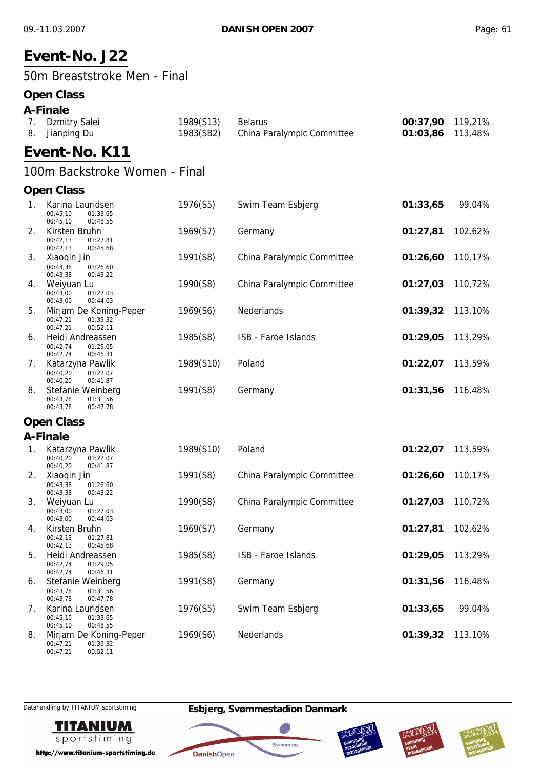# Event-No. J22

## 50m Breaststroke Men - Final

### Open Class

#### A-Finale

| Rank | Name | Year (Class) | Club | Time | Points |
|---|---|---|---|---|---|
| 7. | Dzmitry Salei | 1989(S13) | Belarus | **00:37,90** | 119,21% |
| 8. | Jianping Du | 1983(SB2) | China Paralympic Committee | **01:03,86** | 113,48% |

# Event-No. K11

## 100m Backstroke Women - Final

### Open Class

| Rank | Name | Splits | Year (Class) | Club | Time | Points |
|---|---|---|---|---|---|---|
| 1. | Karina Lauridsen | 00:45,10 01:33,65 / 00:45,10 00:48,55 | 1976(S5) | Swim Team Esbjerg | **01:33,65** | 99,04% |
| 2. | Kirsten Bruhn | 00:42,13 01:27,81 / 00:42,13 00:45,68 | 1969(S7) | Germany | **01:27,81** | 102,62% |
| 3. | Xiaoqin Jin | 00:43,38 01:26,60 / 00:43,38 00:43,22 | 1991(S8) | China Paralympic Committee | **01:26,60** | 110,17% |
| 4. | Weiyuan Lu | 00:43,00 01:27,03 / 00:43,00 00:44,03 | 1990(S8) | China Paralympic Committee | **01:27,03** | 110,72% |
| 5. | Mirjam De Koning-Peper | 00:47,21 01:39,32 / 00:47,21 00:52,11 | 1969(S6) | Nederlands | **01:39,32** | 113,10% |
| 6. | Heidi Andreassen | 00:42,74 01:29,05 / 00:42,74 00:46,31 | 1985(S8) | ISB - Faroe Islands | **01:29,05** | 113,29% |
| 7. | Katarzyna Pawlik | 00:40,20 01:22,07 / 00:40,20 00:41,87 | 1989(S10) | Poland | **01:22,07** | 113,59% |
| 8. | Stefanie Weinberg | 00:43,78 01:31,56 / 00:43,78 00:47,78 | 1991(S8) | Germany | **01:31,56** | 116,48% |

### Open Class

#### A-Finale

| Rank | Name | Splits | Year (Class) | Club | Time | Points |
|---|---|---|---|---|---|---|
| 1. | Katarzyna Pawlik | 00:40,20 01:22,07 / 00:40,20 00:41,87 | 1989(S10) | Poland | **01:22,07** | 113,59% |
| 2. | Xiaoqin Jin | 00:43,38 01:26,60 / 00:43,38 00:43,22 | 1991(S8) | China Paralympic Committee | **01:26,60** | 110,17% |
| 3. | Weiyuan Lu | 00:43,00 01:27,03 / 00:43,00 00:44,03 | 1990(S8) | China Paralympic Committee | **01:27,03** | 110,72% |
| 4. | Kirsten Bruhn | 00:42,13 01:27,81 / 00:42,13 00:45,68 | 1969(S7) | Germany | **01:27,81** | 102,62% |
| 5. | Heidi Andreassen | 00:42,74 01:29,05 / 00:42,74 00:46,31 | 1985(S8) | ISB - Faroe Islands | **01:29,05** | 113,29% |
| 6. | Stefanie Weinberg | 00:43,78 01:31,56 / 00:43,78 00:47,78 | 1991(S8) | Germany | **01:31,56** | 116,48% |
| 7. | Karina Lauridsen | 00:45,10 01:33,65 / 00:45,10 00:48,55 | 1976(S5) | Swim Team Esbjerg | **01:33,65** | 99,04% |
| 8. | Mirjam De Koning-Peper | 00:47,21 01:39,32 / 00:47,21 00:52,11 | 1969(S6) | Nederlands | **01:39,32** | 113,10% |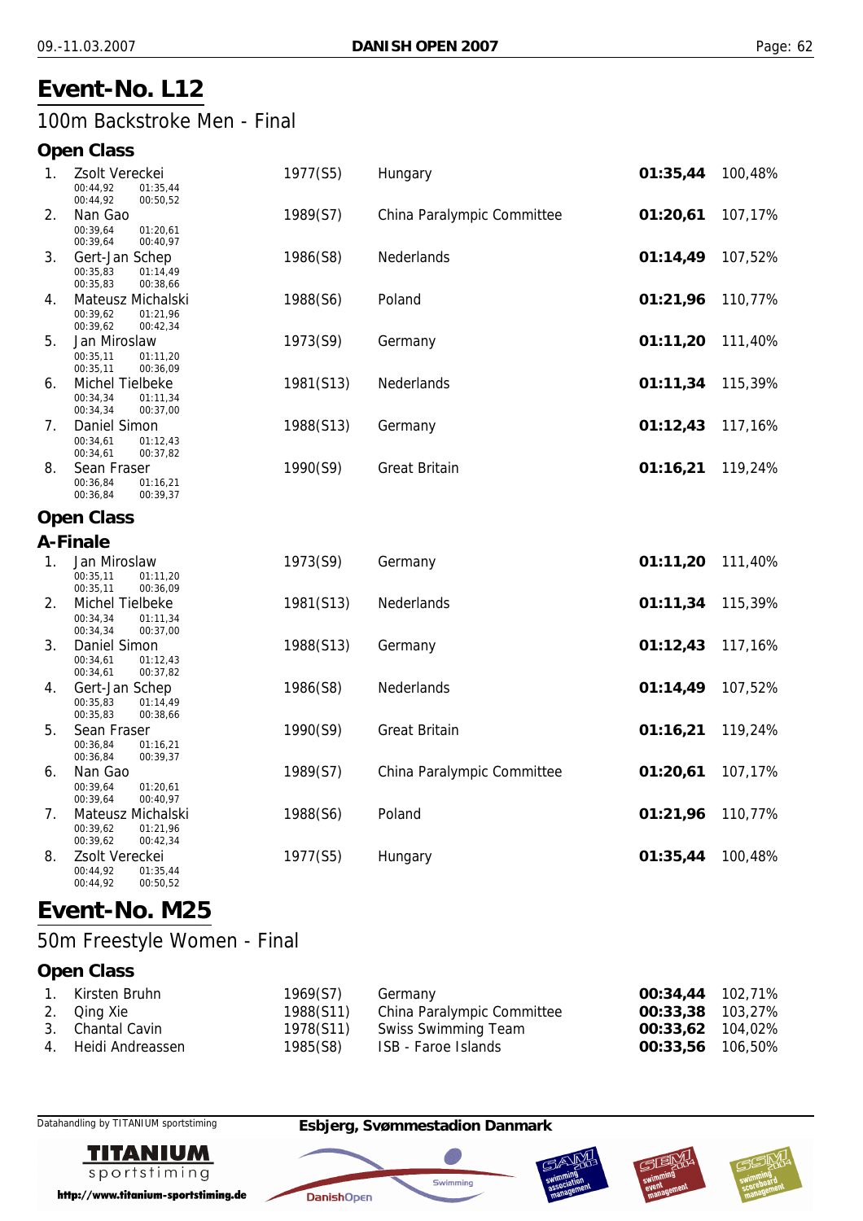# Event-No. L12

## 100m Backstroke Men - Final

### Open Class

| Rank | Name | Year (Class) | Club | Time | % |
|---|---|---|---|---|---|
| 1. | Zsolt Vereckei<br>00:44,92 01:35,44<br>00:44,92 00:50,52 | 1977(S5) | Hungary | **01:35,44** | 100,48% |
| 2. | Nan Gao<br>00:39,64 01:20,61<br>00:39,64 00:40,97 | 1989(S7) | China Paralympic Committee | **01:20,61** | 107,17% |
| 3. | Gert-Jan Schep<br>00:35,83 01:14,49<br>00:35,83 00:38,66 | 1986(S8) | Nederlands | **01:14,49** | 107,52% |
| 4. | Mateusz Michalski<br>00:39,62 01:21,96<br>00:39,62 00:42,34 | 1988(S6) | Poland | **01:21,96** | 110,77% |
| 5. | Jan Miroslaw<br>00:35,11 01:11,20<br>00:35,11 00:36,09 | 1973(S9) | Germany | **01:11,20** | 111,40% |
| 6. | Michel Tielbeke<br>00:34,34 01:11,34<br>00:34,34 00:37,00 | 1981(S13) | Nederlands | **01:11,34** | 115,39% |
| 7. | Daniel Simon<br>00:34,61 01:12,43<br>00:34,61 00:37,82 | 1988(S13) | Germany | **01:12,43** | 117,16% |
| 8. | Sean Fraser<br>00:36,84 01:16,21<br>00:36,84 00:39,37 | 1990(S9) | Great Britain | **01:16,21** | 119,24% |

### Open Class

### A-Finale

| Rank | Name | Year (Class) | Club | Time | % |
|---|---|---|---|---|---|
| 1. | Jan Miroslaw<br>00:35,11 01:11,20<br>00:35,11 00:36,09 | 1973(S9) | Germany | **01:11,20** | 111,40% |
| 2. | Michel Tielbeke<br>00:34,34 01:11,34<br>00:34,34 00:37,00 | 1981(S13) | Nederlands | **01:11,34** | 115,39% |
| 3. | Daniel Simon<br>00:34,61 01:12,43<br>00:34,61 00:37,82 | 1988(S13) | Germany | **01:12,43** | 117,16% |
| 4. | Gert-Jan Schep<br>00:35,83 01:14,49<br>00:35,83 00:38,66 | 1986(S8) | Nederlands | **01:14,49** | 107,52% |
| 5. | Sean Fraser<br>00:36,84 01:16,21<br>00:36,84 00:39,37 | 1990(S9) | Great Britain | **01:16,21** | 119,24% |
| 6. | Nan Gao<br>00:39,64 01:20,61<br>00:39,64 00:40,97 | 1989(S7) | China Paralympic Committee | **01:20,61** | 107,17% |
| 7. | Mateusz Michalski<br>00:39,62 01:21,96<br>00:39,62 00:42,34 | 1988(S6) | Poland | **01:21,96** | 110,77% |
| 8. | Zsolt Vereckei<br>00:44,92 01:35,44<br>00:44,92 00:50,52 | 1977(S5) | Hungary | **01:35,44** | 100,48% |

# Event-No. M25

## 50m Freestyle Women - Final

### Open Class

| Rank | Name | Year (Class) | Club | Time | % |
|---|---|---|---|---|---|
| 1. | Kirsten Bruhn | 1969(S7) | Germany | **00:34,44** | 102,71% |
| 2. | Qing Xie | 1988(S11) | China Paralympic Committee | **00:33,38** | 103,27% |
| 3. | Chantal Cavin | 1978(S11) | Swiss Swimming Team | **00:33,62** | 104,02% |
| 4. | Heidi Andreassen | 1985(S8) | ISB - Faroe Islands | **00:33,56** | 106,50% |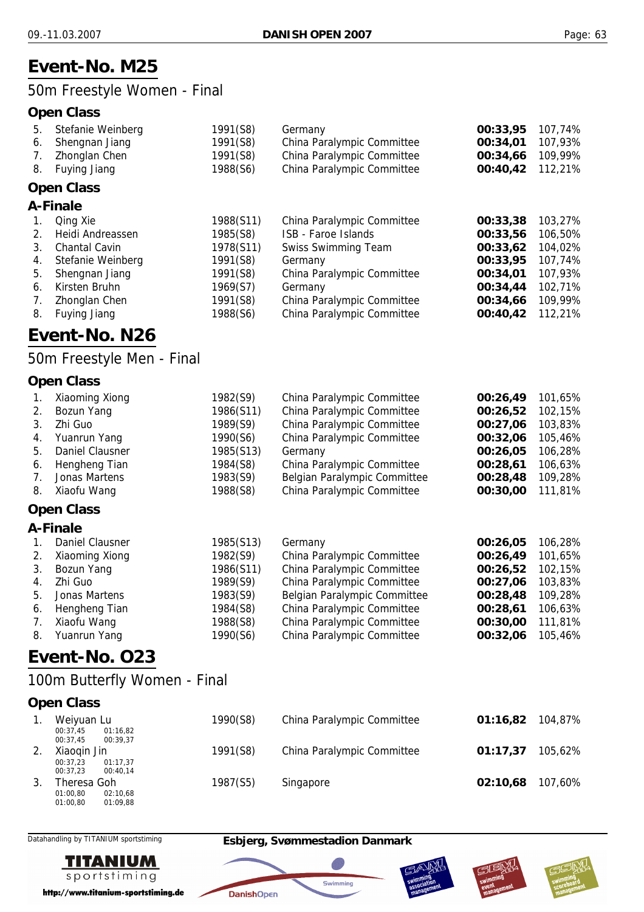# Event-No. M25

## 50m Freestyle Women - Final

### Open Class

| | | | | | |
|---|---|---|---|---|---|
| 5. | Stefanie Weinberg | 1991(S8) | Germany | **00:33,95** | 107,74% |
| 6. | Shengnan Jiang | 1991(S8) | China Paralympic Committee | **00:34,01** | 107,93% |
| 7. | Zhonglan Chen | 1991(S8) | China Paralympic Committee | **00:34,66** | 109,99% |
| 8. | Fuying Jiang | 1988(S6) | China Paralympic Committee | **00:40,42** | 112,21% |

### Open Class

### A-Finale

| | | | | | |
|---|---|---|---|---|---|
| 1. | Qing Xie | 1988(S11) | China Paralympic Committee | **00:33,38** | 103,27% |
| 2. | Heidi Andreassen | 1985(S8) | ISB - Faroe Islands | **00:33,56** | 106,50% |
| 3. | Chantal Cavin | 1978(S11) | Swiss Swimming Team | **00:33,62** | 104,02% |
| 4. | Stefanie Weinberg | 1991(S8) | Germany | **00:33,95** | 107,74% |
| 5. | Shengnan Jiang | 1991(S8) | China Paralympic Committee | **00:34,01** | 107,93% |
| 6. | Kirsten Bruhn | 1969(S7) | Germany | **00:34,44** | 102,71% |
| 7. | Zhonglan Chen | 1991(S8) | China Paralympic Committee | **00:34,66** | 109,99% |
| 8. | Fuying Jiang | 1988(S6) | China Paralympic Committee | **00:40,42** | 112,21% |

# Event-No. N26

## 50m Freestyle Men - Final

### Open Class

| | | | | | |
|---|---|---|---|---|---|
| 1. | Xiaoming Xiong | 1982(S9) | China Paralympic Committee | **00:26,49** | 101,65% |
| 2. | Bozun Yang | 1986(S11) | China Paralympic Committee | **00:26,52** | 102,15% |
| 3. | Zhi Guo | 1989(S9) | China Paralympic Committee | **00:27,06** | 103,83% |
| 4. | Yuanrun Yang | 1990(S6) | China Paralympic Committee | **00:32,06** | 105,46% |
| 5. | Daniel Clausner | 1985(S13) | Germany | **00:26,05** | 106,28% |
| 6. | Hengheng Tian | 1984(S8) | China Paralympic Committee | **00:28,61** | 106,63% |
| 7. | Jonas Martens | 1983(S9) | Belgian Paralympic Committee | **00:28,48** | 109,28% |
| 8. | Xiaofu Wang | 1988(S8) | China Paralympic Committee | **00:30,00** | 111,81% |

### Open Class

### A-Finale

| | | | | | |
|---|---|---|---|---|---|
| 1. | Daniel Clausner | 1985(S13) | Germany | **00:26,05** | 106,28% |
| 2. | Xiaoming Xiong | 1982(S9) | China Paralympic Committee | **00:26,49** | 101,65% |
| 3. | Bozun Yang | 1986(S11) | China Paralympic Committee | **00:26,52** | 102,15% |
| 4. | Zhi Guo | 1989(S9) | China Paralympic Committee | **00:27,06** | 103,83% |
| 5. | Jonas Martens | 1983(S9) | Belgian Paralympic Committee | **00:28,48** | 109,28% |
| 6. | Hengheng Tian | 1984(S8) | China Paralympic Committee | **00:28,61** | 106,63% |
| 7. | Xiaofu Wang | 1988(S8) | China Paralympic Committee | **00:30,00** | 111,81% |
| 8. | Yuanrun Yang | 1990(S6) | China Paralympic Committee | **00:32,06** | 105,46% |

# Event-No. O23

## 100m Butterfly Women - Final

### Open Class

| | | | | | |
|---|---|---|---|---|---|
| 1. | Weiyuan Lu<br>00:37,45 01:16,82<br>00:37,45 00:39,37 | 1990(S8) | China Paralympic Committee | **01:16,82** | 104,87% |
| 2. | Xiaoqin Jin<br>00:37,23 01:17,37<br>00:37,23 00:40,14 | 1991(S8) | China Paralympic Committee | **01:17,37** | 105,62% |
| 3. | Theresa Goh<br>01:00,80 02:10,68<br>01:00,80 01:09,88 | 1987(S5) | Singapore | **02:10,68** | 107,60% |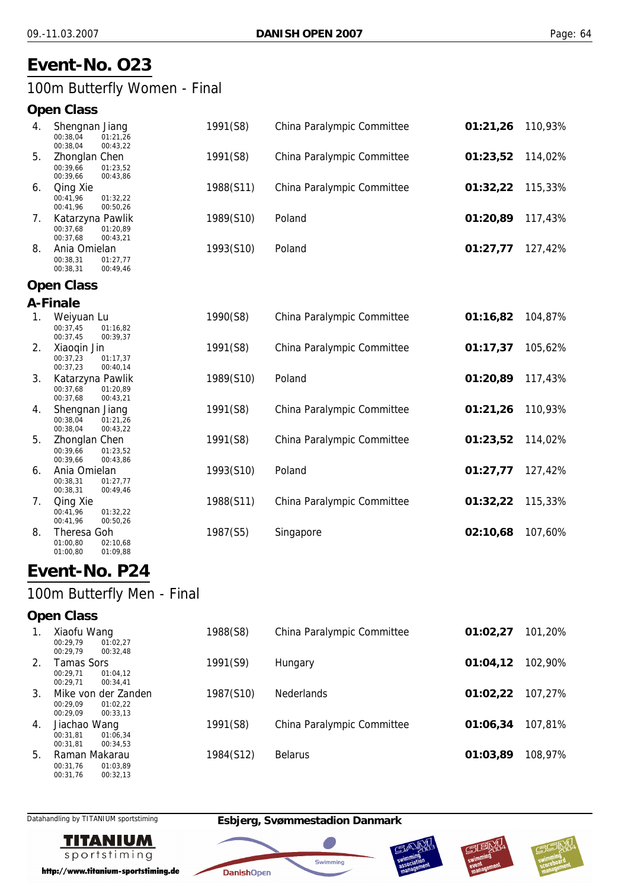# Event-No. O23

## 100m Butterfly Women - Final

### Open Class

| Place | Name | Splits | Year (Class) | Team | Time | % |
|---|---|---|---|---|---|---|
| 4. | Shengnan Jiang | 00:38,04 01:21,26 / 00:38,04 00:43,22 | 1991(S8) | China Paralympic Committee | **01:21,26** | 110,93% |
| 5. | Zhonglan Chen | 00:39,66 01:23,52 / 00:39,66 00:43,86 | 1991(S8) | China Paralympic Committee | **01:23,52** | 114,02% |
| 6. | Qing Xie | 00:41,96 01:32,22 / 00:41,96 00:50,26 | 1988(S11) | China Paralympic Committee | **01:32,22** | 115,33% |
| 7. | Katarzyna Pawlik | 00:37,68 01:20,89 / 00:37,68 00:43,21 | 1989(S10) | Poland | **01:20,89** | 117,43% |
| 8. | Ania Omielan | 00:38,31 01:27,77 / 00:38,31 00:49,46 | 1993(S10) | Poland | **01:27,77** | 127,42% |

### Open Class

### A-Finale

| Place | Name | Splits | Year (Class) | Team | Time | % |
|---|---|---|---|---|---|---|
| 1. | Weiyuan Lu | 00:37,45 01:16,82 / 00:37,45 00:39,37 | 1990(S8) | China Paralympic Committee | **01:16,82** | 104,87% |
| 2. | Xiaoqin Jin | 00:37,23 01:17,37 / 00:37,23 00:40,14 | 1991(S8) | China Paralympic Committee | **01:17,37** | 105,62% |
| 3. | Katarzyna Pawlik | 00:37,68 01:20,89 / 00:37,68 00:43,21 | 1989(S10) | Poland | **01:20,89** | 117,43% |
| 4. | Shengnan Jiang | 00:38,04 01:21,26 / 00:38,04 00:43,22 | 1991(S8) | China Paralympic Committee | **01:21,26** | 110,93% |
| 5. | Zhonglan Chen | 00:39,66 01:23,52 / 00:39,66 00:43,86 | 1991(S8) | China Paralympic Committee | **01:23,52** | 114,02% |
| 6. | Ania Omielan | 00:38,31 01:27,77 / 00:38,31 00:49,46 | 1993(S10) | Poland | **01:27,77** | 127,42% |
| 7. | Qing Xie | 00:41,96 01:32,22 / 00:41,96 00:50,26 | 1988(S11) | China Paralympic Committee | **01:32,22** | 115,33% |
| 8. | Theresa Goh | 01:00,80 02:10,68 / 01:00,80 01:09,88 | 1987(S5) | Singapore | **02:10,68** | 107,60% |

# Event-No. P24

## 100m Butterfly Men - Final

### Open Class

| Place | Name | Splits | Year (Class) | Team | Time | % |
|---|---|---|---|---|---|---|
| 1. | Xiaofu Wang | 00:29,79 01:02,27 / 00:29,79 00:32,48 | 1988(S8) | China Paralympic Committee | **01:02,27** | 101,20% |
| 2. | Tamas Sors | 00:29,71 01:04,12 / 00:29,71 00:34,41 | 1991(S9) | Hungary | **01:04,12** | 102,90% |
| 3. | Mike von der Zanden | 00:29,09 01:02,22 / 00:29,09 00:33,13 | 1987(S10) | Nederlands | **01:02,22** | 107,27% |
| 4. | Jiachao Wang | 00:31,81 01:06,34 / 00:31,81 00:34,53 | 1991(S8) | China Paralympic Committee | **01:06,34** | 107,81% |
| 5. | Raman Makarau | 00:31,76 01:03,89 / 00:31,76 00:32,13 | 1984(S12) | Belarus | **01:03,89** | 108,97% |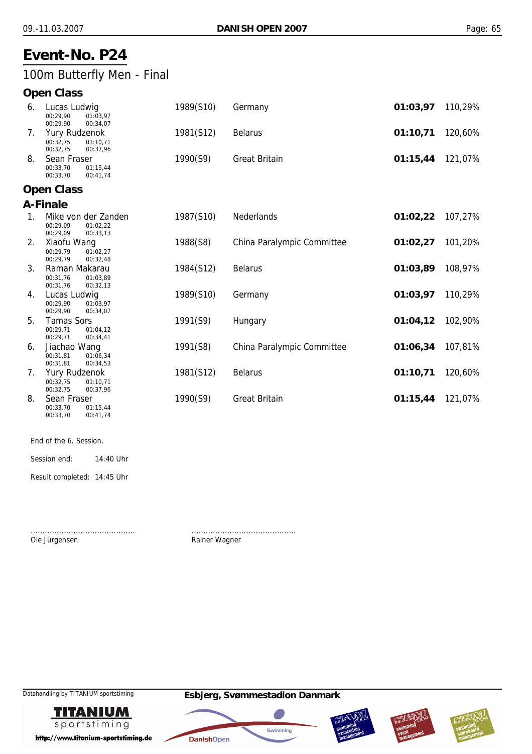# Event-No. P24

## 100m Butterfly Men - Final

### Open Class

| | | | | | |
|---|---|---|---|---|---|
| 6. | Lucas Ludwig<br>00:29,90 01:03,97<br>00:29,90 00:34,07 | 1989(S10) | Germany | **01:03,97** | 110,29% |
| 7. | Yury Rudzenok<br>00:32,75 01:10,71<br>00:32,75 00:37,96 | 1981(S12) | Belarus | **01:10,71** | 120,60% |
| 8. | Sean Fraser<br>00:33,70 01:15,44<br>00:33,70 00:41,74 | 1990(S9) | Great Britain | **01:15,44** | 121,07% |

### Open Class

### A-Finale

| | | | | | |
|---|---|---|---|---|---|
| 1. | Mike von der Zanden<br>00:29,09 01:02,22<br>00:29,09 00:33,13 | 1987(S10) | Nederlands | **01:02,22** | 107,27% |
| 2. | Xiaofu Wang<br>00:29,79 01:02,27<br>00:29,79 00:32,48 | 1988(S8) | China Paralympic Committee | **01:02,27** | 101,20% |
| 3. | Raman Makarau<br>00:31,76 01:03,89<br>00:31,76 00:32,13 | 1984(S12) | Belarus | **01:03,89** | 108,97% |
| 4. | Lucas Ludwig<br>00:29,90 01:03,97<br>00:29,90 00:34,07 | 1989(S10) | Germany | **01:03,97** | 110,29% |
| 5. | Tamas Sors<br>00:29,71 01:04,12<br>00:29,71 00:34,41 | 1991(S9) | Hungary | **01:04,12** | 102,90% |
| 6. | Jiachao Wang<br>00:31,81 01:06,34<br>00:31,81 00:34,53 | 1991(S8) | China Paralympic Committee | **01:06,34** | 107,81% |
| 7. | Yury Rudzenok<br>00:32,75 01:10,71<br>00:32,75 00:37,96 | 1981(S12) | Belarus | **01:10,71** | 120,60% |
| 8. | Sean Fraser<br>00:33,70 01:15,44<br>00:33,70 00:41,74 | 1990(S9) | Great Britain | **01:15,44** | 121,07% |

End of the 6. Session.

Session end: 14:40 Uhr

Result completed: 14:45 Uhr

............................................ ............................................

Ole Jürgensen Rainer Wagner

Datahandling by TITANIUM sportstiming

**Esbjerg, Svømmestadion Danmark**